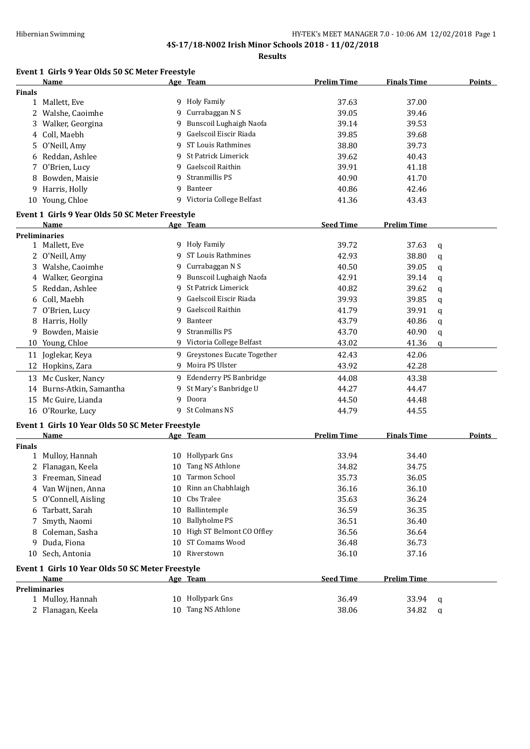**4S-17/18-N002 Irish Minor Schools 2018 - 11/02/2018**

**Results**

### Event 1 Girls 9 Year Olds 50 SC Meter Freestyle

| | Name | Age | Team | Prelim Time | Finals Time | Points |
|---|---|---|---|---|---|---|
| **Finals** | | | | | | |
| 1 | Mallett, Eve | 9 | Holy Family | 37.63 | 37.00 | |
| 2 | Walshe, Caoimhe | 9 | Currabaggan N S | 39.05 | 39.46 | |
| 3 | Walker, Georgina | 9 | Bunscoil Lughaigh Naofa | 39.14 | 39.53 | |
| 4 | Coll, Maebh | 9 | Gaelscoil Eiscir Riada | 39.85 | 39.68 | |
| 5 | O'Neill, Amy | 9 | ST Louis Rathmines | 38.80 | 39.73 | |
| 6 | Reddan, Ashlee | 9 | St Patrick Limerick | 39.62 | 40.43 | |
| 7 | O'Brien, Lucy | 9 | Gaelscoil Raithin | 39.91 | 41.18 | |
| 8 | Bowden, Maisie | 9 | Stranmillis PS | 40.90 | 41.70 | |
| 9 | Harris, Holly | 9 | Banteer | 40.86 | 42.46 | |
| 10 | Young, Chloe | 9 | Victoria College Belfast | 41.36 | 43.43 | |

### Event 1 Girls 9 Year Olds 50 SC Meter Freestyle

| | Name | Age | Team | Seed Time | Prelim Time | |
|---|---|---|---|---|---|---|
| **Preliminaries** | | | | | | |
| 1 | Mallett, Eve | 9 | Holy Family | 39.72 | 37.63 | q |
| 2 | O'Neill, Amy | 9 | ST Louis Rathmines | 42.93 | 38.80 | q |
| 3 | Walshe, Caoimhe | 9 | Currabaggan N S | 40.50 | 39.05 | q |
| 4 | Walker, Georgina | 9 | Bunscoil Lughaigh Naofa | 42.91 | 39.14 | q |
| 5 | Reddan, Ashlee | 9 | St Patrick Limerick | 40.82 | 39.62 | q |
| 6 | Coll, Maebh | 9 | Gaelscoil Eiscir Riada | 39.93 | 39.85 | q |
| 7 | O'Brien, Lucy | 9 | Gaelscoil Raithin | 41.79 | 39.91 | q |
| 8 | Harris, Holly | 9 | Banteer | 43.79 | 40.86 | q |
| 9 | Bowden, Maisie | 9 | Stranmillis PS | 43.70 | 40.90 | q |
| 10 | Young, Chloe | 9 | Victoria College Belfast | 43.02 | 41.36 | q |
| 11 | Joglekar, Keya | 9 | Greystones Eucate Together | 42.43 | 42.06 | |
| 12 | Hopkins, Zara | 9 | Moira PS Ulster | 43.92 | 42.28 | |
| 13 | Mc Cusker, Nancy | 9 | Edenderry PS Banbridge | 44.08 | 43.38 | |
| 14 | Burns-Atkin, Samantha | 9 | St Mary's Banbridge U | 44.27 | 44.47 | |
| 15 | Mc Guire, Lianda | 9 | Doora | 44.50 | 44.48 | |
| 16 | O'Rourke, Lucy | 9 | St Colmans NS | 44.79 | 44.55 | |

### Event 1 Girls 10 Year Olds 50 SC Meter Freestyle

| | Name | Age | Team | Prelim Time | Finals Time | Points |
|---|---|---|---|---|---|---|
| **Finals** | | | | | | |
| 1 | Mulloy, Hannah | 10 | Hollypark Gns | 33.94 | 34.40 | |
| 2 | Flanagan, Keela | 10 | Tang NS Athlone | 34.82 | 34.75 | |
| 3 | Freeman, Sinead | 10 | Tarmon School | 35.73 | 36.05 | |
| 4 | Van Wijnen, Anna | 10 | Rinn an Chabhlaigh | 36.16 | 36.10 | |
| 5 | O'Connell, Aisling | 10 | Cbs Tralee | 35.63 | 36.24 | |
| 6 | Tarbatt, Sarah | 10 | Ballintemple | 36.59 | 36.35 | |
| 7 | Smyth, Naomi | 10 | Ballyholme PS | 36.51 | 36.40 | |
| 8 | Coleman, Sasha | 10 | High ST Belmont CO Offley | 36.56 | 36.64 | |
| 9 | Duda, Fiona | 10 | ST Comams Wood | 36.48 | 36.73 | |
| 10 | Sech, Antonia | 10 | Riverstown | 36.10 | 37.16 | |

### Event 1 Girls 10 Year Olds 50 SC Meter Freestyle

| | Name | Age | Team | Seed Time | Prelim Time | |
|---|---|---|---|---|---|---|
| **Preliminaries** | | | | | | |
| 1 | Mulloy, Hannah | 10 | Hollypark Gns | 36.49 | 33.94 | q |
| 2 | Flanagan, Keela | 10 | Tang NS Athlone | 38.06 | 34.82 | q |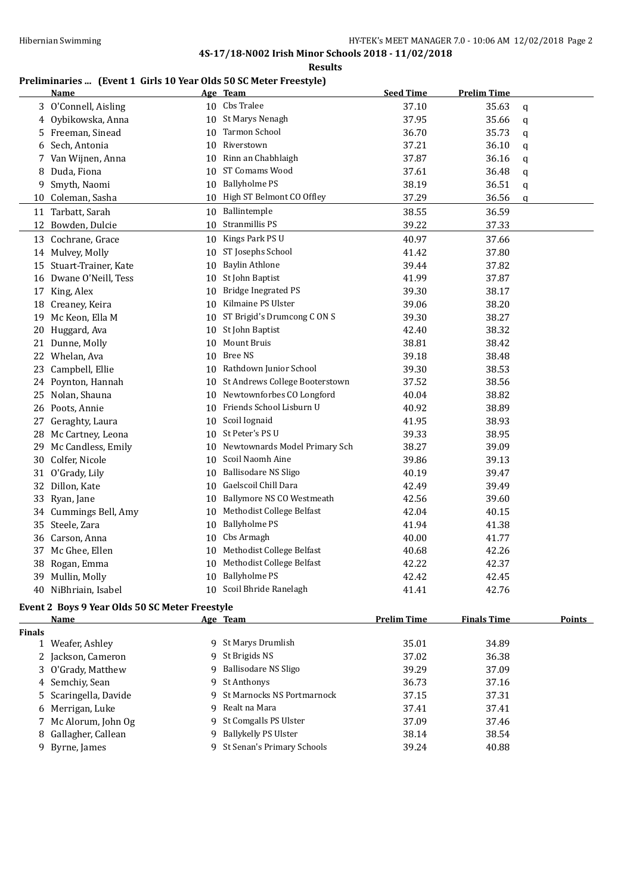**4S-17/18-N002 Irish Minor Schools 2018 - 11/02/2018**

**Results**

### Preliminaries ... (Event 1 Girls 10 Year Olds 50 SC Meter Freestyle)

| | Name | Age | Team | Seed Time | Prelim Time | |
|---|---|---|---|---|---|---|
| 3 | O'Connell, Aisling | 10 | Cbs Tralee | 37.10 | 35.63 | q |
| 4 | Oybikowska, Anna | 10 | St Marys Nenagh | 37.95 | 35.66 | q |
| 5 | Freeman, Sinead | 10 | Tarmon School | 36.70 | 35.73 | q |
| 6 | Sech, Antonia | 10 | Riverstown | 37.21 | 36.10 | q |
| 7 | Van Wijnen, Anna | 10 | Rinn an Chabhlaigh | 37.87 | 36.16 | q |
| 8 | Duda, Fiona | 10 | ST Comams Wood | 37.61 | 36.48 | q |
| 9 | Smyth, Naomi | 10 | Ballyholme PS | 38.19 | 36.51 | q |
| 10 | Coleman, Sasha | 10 | High ST Belmont CO Offley | 37.29 | 36.56 | q |
| 11 | Tarbatt, Sarah | 10 | Ballintemple | 38.55 | 36.59 | |
| 12 | Bowden, Dulcie | 10 | Stranmillis PS | 39.22 | 37.33 | |
| 13 | Cochrane, Grace | 10 | Kings Park PS U | 40.97 | 37.66 | |
| 14 | Mulvey, Molly | 10 | ST Josephs School | 41.42 | 37.80 | |
| 15 | Stuart-Trainer, Kate | 10 | Baylin Athlone | 39.44 | 37.82 | |
| 16 | Dwane O'Neill, Tess | 10 | St John Baptist | 41.99 | 37.87 | |
| 17 | King, Alex | 10 | Bridge Inegrated PS | 39.30 | 38.17 | |
| 18 | Creaney, Keira | 10 | Kilmaine PS Ulster | 39.06 | 38.20 | |
| 19 | Mc Keon, Ella M | 10 | ST Brigid's Drumcong C ON S | 39.30 | 38.27 | |
| 20 | Huggard, Ava | 10 | St John Baptist | 42.40 | 38.32 | |
| 21 | Dunne, Molly | 10 | Mount Bruis | 38.81 | 38.42 | |
| 22 | Whelan, Ava | 10 | Bree NS | 39.18 | 38.48 | |
| 23 | Campbell, Ellie | 10 | Rathdown Junior School | 39.30 | 38.53 | |
| 24 | Poynton, Hannah | 10 | St Andrews College Booterstown | 37.52 | 38.56 | |
| 25 | Nolan, Shauna | 10 | Newtownforbes CO Longford | 40.04 | 38.82 | |
| 26 | Poots, Annie | 10 | Friends School Lisburn U | 40.92 | 38.89 | |
| 27 | Geraghty, Laura | 10 | Scoil Iognaid | 41.95 | 38.93 | |
| 28 | Mc Cartney, Leona | 10 | St Peter's PS U | 39.33 | 38.95 | |
| 29 | Mc Candless, Emily | 10 | Newtownards Model Primary Sch | 38.27 | 39.09 | |
| 30 | Colfer, Nicole | 10 | Scoil Naomh Aine | 39.86 | 39.13 | |
| 31 | O'Grady, Lily | 10 | Ballisodare NS Sligo | 40.19 | 39.47 | |
| 32 | Dillon, Kate | 10 | Gaelscoil Chill Dara | 42.49 | 39.49 | |
| 33 | Ryan, Jane | 10 | Ballymore NS CO Westmeath | 42.56 | 39.60 | |
| 34 | Cummings Bell, Amy | 10 | Methodist College Belfast | 42.04 | 40.15 | |
| 35 | Steele, Zara | 10 | Ballyholme PS | 41.94 | 41.38 | |
| 36 | Carson, Anna | 10 | Cbs Armagh | 40.00 | 41.77 | |
| 37 | Mc Ghee, Ellen | 10 | Methodist College Belfast | 40.68 | 42.26 | |
| 38 | Rogan, Emma | 10 | Methodist College Belfast | 42.22 | 42.37 | |
| 39 | Mullin, Molly | 10 | Ballyholme PS | 42.42 | 42.45 | |
| 40 | NiBhriain, Isabel | 10 | Scoil Bhride Ranelagh | 41.41 | 42.76 | |

### Event 2 Boys 9 Year Olds 50 SC Meter Freestyle

| | Name | Age | Team | Prelim Time | Finals Time | Points |
|---|---|---|---|---|---|---|
| **Finals** | | | | | | |
| 1 | Weafer, Ashley | 9 | St Marys Drumlish | 35.01 | 34.89 | |
| 2 | Jackson, Cameron | 9 | St Brigids NS | 37.02 | 36.38 | |
| 3 | O'Grady, Matthew | 9 | Ballisodare NS Sligo | 39.29 | 37.09 | |
| 4 | Semchiy, Sean | 9 | St Anthonys | 36.73 | 37.16 | |
| 5 | Scaringella, Davide | 9 | St Marnocks NS Portmarnock | 37.15 | 37.31 | |
| 6 | Merrigan, Luke | 9 | Realt na Mara | 37.41 | 37.41 | |
| 7 | Mc Alorum, John Og | 9 | St Comgalls PS Ulster | 37.09 | 37.46 | |
| 8 | Gallagher, Callean | 9 | Ballykelly PS Ulster | 38.14 | 38.54 | |
| 9 | Byrne, James | 9 | St Senan's Primary Schools | 39.24 | 40.88 | |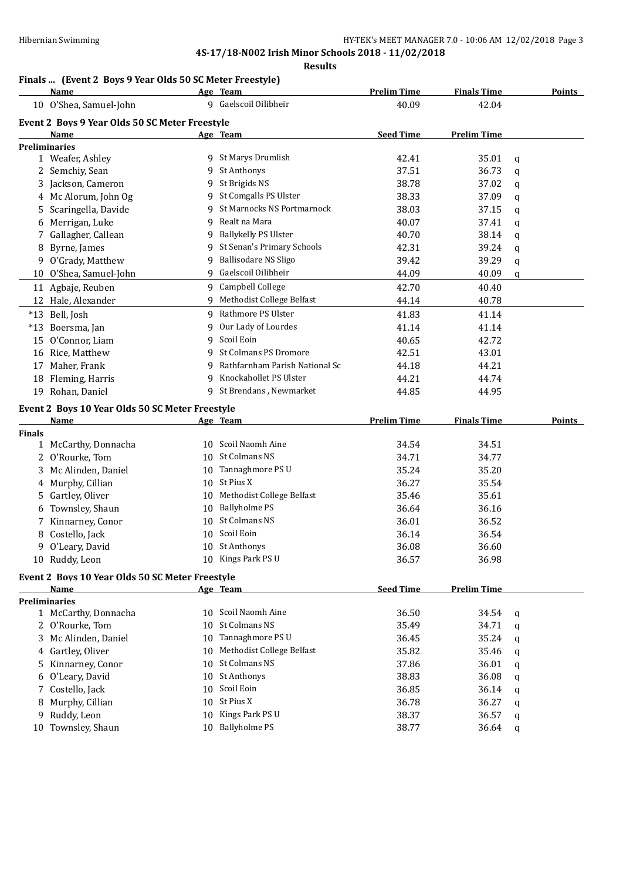**Results**

## Finals ... (Event 2 Boys 9 Year Olds 50 SC Meter Freestyle)

| | Name | Age | Team | Prelim Time | Finals Time | Points |
|---|---|---|---|---|---|---|
| 10 | O'Shea, Samuel-John | 9 | Gaelscoil Oilibheir | 40.09 | 42.04 | |

## Event 2 Boys 9 Year Olds 50 SC Meter Freestyle

| | Name | Age | Team | Seed Time | Prelim Time | |
|---|---|---|---|---|---|---|
| **Preliminaries** | | | | | | |
| 1 | Weafer, Ashley | 9 | St Marys Drumlish | 42.41 | 35.01 | q |
| 2 | Semchiy, Sean | 9 | St Anthonys | 37.51 | 36.73 | q |
| 3 | Jackson, Cameron | 9 | St Brigids NS | 38.78 | 37.02 | q |
| 4 | Mc Alorum, John Og | 9 | St Comgalls PS Ulster | 38.33 | 37.09 | q |
| 5 | Scaringella, Davide | 9 | St Marnocks NS Portmarnock | 38.03 | 37.15 | q |
| 6 | Merrigan, Luke | 9 | Realt na Mara | 40.07 | 37.41 | q |
| 7 | Gallagher, Callean | 9 | Ballykelly PS Ulster | 40.70 | 38.14 | q |
| 8 | Byrne, James | 9 | St Senan's Primary Schools | 42.31 | 39.24 | q |
| 9 | O'Grady, Matthew | 9 | Ballisodare NS Sligo | 39.42 | 39.29 | q |
| 10 | O'Shea, Samuel-John | 9 | Gaelscoil Oilibheir | 44.09 | 40.09 | q |
| 11 | Agbaje, Reuben | 9 | Campbell College | 42.70 | 40.40 | |
| 12 | Hale, Alexander | 9 | Methodist College Belfast | 44.14 | 40.78 | |
| *13 | Bell, Josh | 9 | Rathmore PS Ulster | 41.83 | 41.14 | |
| *13 | Boersma, Jan | 9 | Our Lady of Lourdes | 41.14 | 41.14 | |
| 15 | O'Connor, Liam | 9 | Scoil Eoin | 40.65 | 42.72 | |
| 16 | Rice, Matthew | 9 | St Colmans PS Dromore | 42.51 | 43.01 | |
| 17 | Maher, Frank | 9 | Rathfarnham Parish National Sc | 44.18 | 44.21 | |
| 18 | Fleming, Harris | 9 | Knockahollet PS Ulster | 44.21 | 44.74 | |
| 19 | Rohan, Daniel | 9 | St Brendans , Newmarket | 44.85 | 44.95 | |

## Event 2 Boys 10 Year Olds 50 SC Meter Freestyle

| | Name | Age | Team | Prelim Time | Finals Time | Points |
|---|---|---|---|---|---|---|
| **Finals** | | | | | | |
| 1 | McCarthy, Donnacha | 10 | Scoil Naomh Aine | 34.54 | 34.51 | |
| 2 | O'Rourke, Tom | 10 | St Colmans NS | 34.71 | 34.77 | |
| 3 | Mc Alinden, Daniel | 10 | Tannaghmore PS U | 35.24 | 35.20 | |
| 4 | Murphy, Cillian | 10 | St Pius X | 36.27 | 35.54 | |
| 5 | Gartley, Oliver | 10 | Methodist College Belfast | 35.46 | 35.61 | |
| 6 | Townsley, Shaun | 10 | Ballyholme PS | 36.64 | 36.16 | |
| 7 | Kinnarney, Conor | 10 | St Colmans NS | 36.01 | 36.52 | |
| 8 | Costello, Jack | 10 | Scoil Eoin | 36.14 | 36.54 | |
| 9 | O'Leary, David | 10 | St Anthonys | 36.08 | 36.60 | |
| 10 | Ruddy, Leon | 10 | Kings Park PS U | 36.57 | 36.98 | |

## Event 2 Boys 10 Year Olds 50 SC Meter Freestyle

| | Name | Age | Team | Seed Time | Prelim Time | |
|---|---|---|---|---|---|---|
| **Preliminaries** | | | | | | |
| 1 | McCarthy, Donnacha | 10 | Scoil Naomh Aine | 36.50 | 34.54 | q |
| 2 | O'Rourke, Tom | 10 | St Colmans NS | 35.49 | 34.71 | q |
| 3 | Mc Alinden, Daniel | 10 | Tannaghmore PS U | 36.45 | 35.24 | q |
| 4 | Gartley, Oliver | 10 | Methodist College Belfast | 35.82 | 35.46 | q |
| 5 | Kinnarney, Conor | 10 | St Colmans NS | 37.86 | 36.01 | q |
| 6 | O'Leary, David | 10 | St Anthonys | 38.83 | 36.08 | q |
| 7 | Costello, Jack | 10 | Scoil Eoin | 36.85 | 36.14 | q |
| 8 | Murphy, Cillian | 10 | St Pius X | 36.78 | 36.27 | q |
| 9 | Ruddy, Leon | 10 | Kings Park PS U | 38.37 | 36.57 | q |
| 10 | Townsley, Shaun | 10 | Ballyholme PS | 38.77 | 36.64 | q |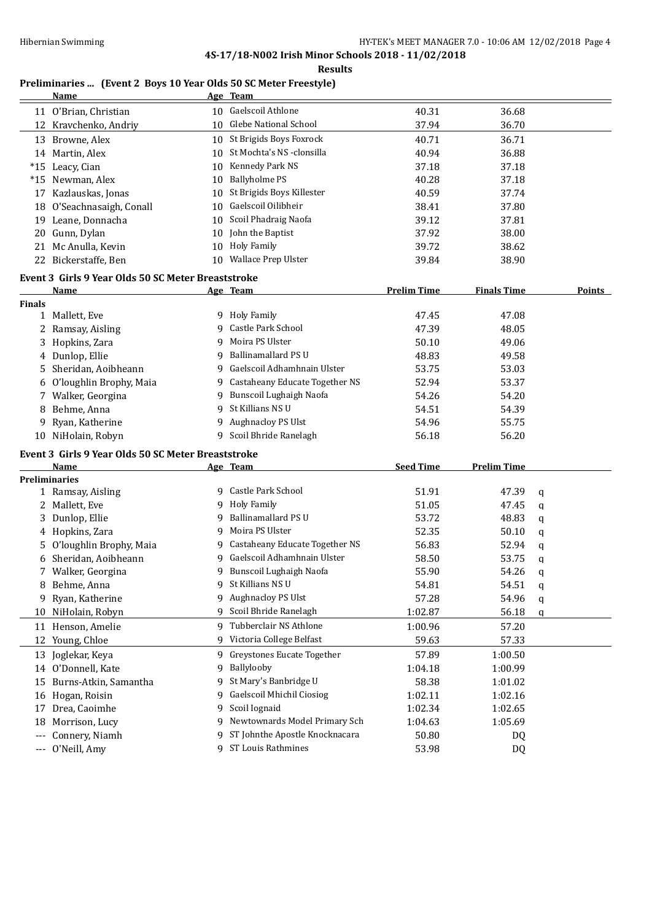## 4S-17/18-N002 Irish Minor Schools 2018 - 11/02/2018

**Results**

### Preliminaries ... (Event 2 Boys 10 Year Olds 50 SC Meter Freestyle)

| | Name | Age | Team | | | |
|---|---|---|---|---|---|---|
| 11 | O'Brian, Christian | 10 | Gaelscoil Athlone | 40.31 | 36.68 | |
| 12 | Kravchenko, Andriy | 10 | Glebe National School | 37.94 | 36.70 | |
| 13 | Browne, Alex | 10 | St Brigids Boys Foxrock | 40.71 | 36.71 | |
| 14 | Martin, Alex | 10 | St Mochta's NS -clonsilla | 40.94 | 36.88 | |
| *15 | Leacy, Cian | 10 | Kennedy Park NS | 37.18 | 37.18 | |
| *15 | Newman, Alex | 10 | Ballyholme PS | 40.28 | 37.18 | |
| 17 | Kazlauskas, Jonas | 10 | St Brigids Boys Killester | 40.59 | 37.74 | |
| 18 | O'Seachnasaigh, Conall | 10 | Gaelscoil Oilibheir | 38.41 | 37.80 | |
| 19 | Leane, Donnacha | 10 | Scoil Phadraig Naofa | 39.12 | 37.81 | |
| 20 | Gunn, Dylan | 10 | John the Baptist | 37.92 | 38.00 | |
| 21 | Mc Anulla, Kevin | 10 | Holy Family | 39.72 | 38.62 | |
| 22 | Bickerstaffe, Ben | 10 | Wallace Prep Ulster | 39.84 | 38.90 | |

### Event 3 Girls 9 Year Olds 50 SC Meter Breaststroke

| | Name | Age | Team | Prelim Time | Finals Time | Points |
|---|---|---|---|---|---|---|
| **Finals** | | | | | | |
| 1 | Mallett, Eve | 9 | Holy Family | 47.45 | 47.08 | |
| 2 | Ramsay, Aisling | 9 | Castle Park School | 47.39 | 48.05 | |
| 3 | Hopkins, Zara | 9 | Moira PS Ulster | 50.10 | 49.06 | |
| 4 | Dunlop, Ellie | 9 | Ballinamallard PS U | 48.83 | 49.58 | |
| 5 | Sheridan, Aoibheann | 9 | Gaelscoil Adhamhnain Ulster | 53.75 | 53.03 | |
| 6 | O'loughlin Brophy, Maia | 9 | Castaheany Educate Together NS | 52.94 | 53.37 | |
| 7 | Walker, Georgina | 9 | Bunscoil Lughaigh Naofa | 54.26 | 54.20 | |
| 8 | Behme, Anna | 9 | St Killians NS U | 54.51 | 54.39 | |
| 9 | Ryan, Katherine | 9 | Aughnacloy PS Ulst | 54.96 | 55.75 | |
| 10 | NiHolain, Robyn | 9 | Scoil Bhride Ranelagh | 56.18 | 56.20 | |

### Event 3 Girls 9 Year Olds 50 SC Meter Breaststroke

| | Name | Age | Team | Seed Time | Prelim Time | |
|---|---|---|---|---|---|---|
| **Preliminaries** | | | | | | |
| 1 | Ramsay, Aisling | 9 | Castle Park School | 51.91 | 47.39 | q |
| 2 | Mallett, Eve | 9 | Holy Family | 51.05 | 47.45 | q |
| 3 | Dunlop, Ellie | 9 | Ballinamallard PS U | 53.72 | 48.83 | q |
| 4 | Hopkins, Zara | 9 | Moira PS Ulster | 52.35 | 50.10 | q |
| 5 | O'loughlin Brophy, Maia | 9 | Castaheany Educate Together NS | 56.83 | 52.94 | q |
| 6 | Sheridan, Aoibheann | 9 | Gaelscoil Adhamhnain Ulster | 58.50 | 53.75 | q |
| 7 | Walker, Georgina | 9 | Bunscoil Lughaigh Naofa | 55.90 | 54.26 | q |
| 8 | Behme, Anna | 9 | St Killians NS U | 54.81 | 54.51 | q |
| 9 | Ryan, Katherine | 9 | Aughnacloy PS Ulst | 57.28 | 54.96 | q |
| 10 | NiHolain, Robyn | 9 | Scoil Bhride Ranelagh | 1:02.87 | 56.18 | q |
| 11 | Henson, Amelie | 9 | Tubberclair NS Athlone | 1:00.96 | 57.20 | |
| 12 | Young, Chloe | 9 | Victoria College Belfast | 59.63 | 57.33 | |
| 13 | Joglekar, Keya | 9 | Greystones Eucate Together | 57.89 | 1:00.50 | |
| 14 | O'Donnell, Kate | 9 | Ballylooby | 1:04.18 | 1:00.99 | |
| 15 | Burns-Atkin, Samantha | 9 | St Mary's Banbridge U | 58.38 | 1:01.02 | |
| 16 | Hogan, Roisin | 9 | Gaelscoil Mhichil Ciosiog | 1:02.11 | 1:02.16 | |
| 17 | Drea, Caoimhe | 9 | Scoil Iognaid | 1:02.34 | 1:02.65 | |
| 18 | Morrison, Lucy | 9 | Newtownards Model Primary Sch | 1:04.63 | 1:05.69 | |
| --- | Connery, Niamh | 9 | ST Johnthe Apostle Knocknacara | 50.80 | DQ | |
| --- | O'Neill, Amy | 9 | ST Louis Rathmines | 53.98 | DQ | |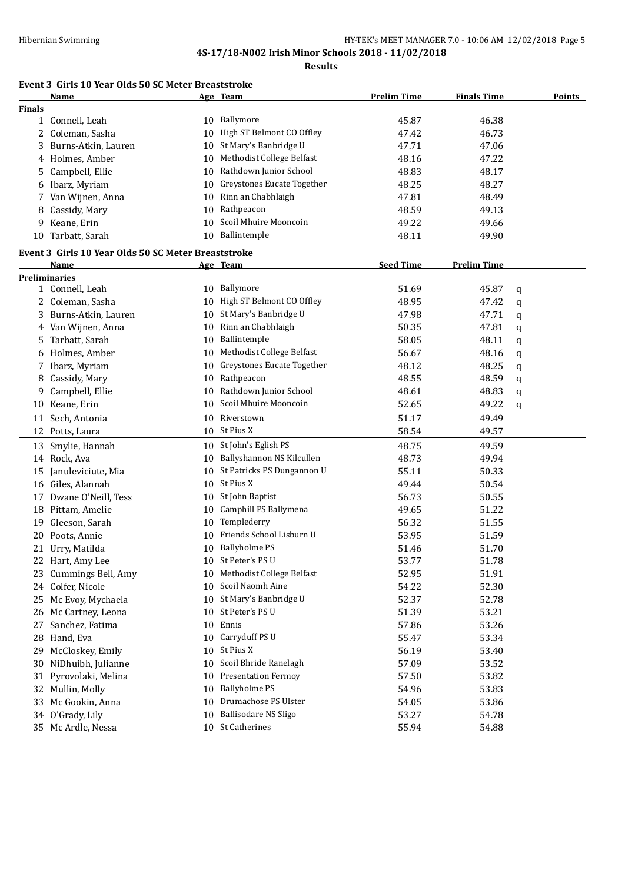**4S-17/18-N002 Irish Minor Schools 2018 - 11/02/2018**

**Results**

### Event 3 Girls 10 Year Olds 50 SC Meter Breaststroke

| | Name | Age | Team | Prelim Time | Finals Time | Points |
|---|---|---|---|---|---|---|
| **Finals** | | | | | | |
| 1 | Connell, Leah | 10 | Ballymore | 45.87 | 46.38 | |
| 2 | Coleman, Sasha | 10 | High ST Belmont CO Offley | 47.42 | 46.73 | |
| 3 | Burns-Atkin, Lauren | 10 | St Mary's Banbridge U | 47.71 | 47.06 | |
| 4 | Holmes, Amber | 10 | Methodist College Belfast | 48.16 | 47.22 | |
| 5 | Campbell, Ellie | 10 | Rathdown Junior School | 48.83 | 48.17 | |
| 6 | Ibarz, Myriam | 10 | Greystones Eucate Together | 48.25 | 48.27 | |
| 7 | Van Wijnen, Anna | 10 | Rinn an Chabhlaigh | 47.81 | 48.49 | |
| 8 | Cassidy, Mary | 10 | Rathpeacon | 48.59 | 49.13 | |
| 9 | Keane, Erin | 10 | Scoil Mhuire Mooncoin | 49.22 | 49.66 | |
| 10 | Tarbatt, Sarah | 10 | Ballintemple | 48.11 | 49.90 | |

### Event 3 Girls 10 Year Olds 50 SC Meter Breaststroke

| | Name | Age | Team | Seed Time | Prelim Time | |
|---|---|---|---|---|---|---|
| **Preliminaries** | | | | | | |
| 1 | Connell, Leah | 10 | Ballymore | 51.69 | 45.87 | q |
| 2 | Coleman, Sasha | 10 | High ST Belmont CO Offley | 48.95 | 47.42 | q |
| 3 | Burns-Atkin, Lauren | 10 | St Mary's Banbridge U | 47.98 | 47.71 | q |
| 4 | Van Wijnen, Anna | 10 | Rinn an Chabhlaigh | 50.35 | 47.81 | q |
| 5 | Tarbatt, Sarah | 10 | Ballintemple | 58.05 | 48.11 | q |
| 6 | Holmes, Amber | 10 | Methodist College Belfast | 56.67 | 48.16 | q |
| 7 | Ibarz, Myriam | 10 | Greystones Eucate Together | 48.12 | 48.25 | q |
| 8 | Cassidy, Mary | 10 | Rathpeacon | 48.55 | 48.59 | q |
| 9 | Campbell, Ellie | 10 | Rathdown Junior School | 48.61 | 48.83 | q |
| 10 | Keane, Erin | 10 | Scoil Mhuire Mooncoin | 52.65 | 49.22 | q |
| 11 | Sech, Antonia | 10 | Riverstown | 51.17 | 49.49 | |
| 12 | Potts, Laura | 10 | St Pius X | 58.54 | 49.57 | |
| 13 | Smylie, Hannah | 10 | St John's Eglish PS | 48.75 | 49.59 | |
| 14 | Rock, Ava | 10 | Ballyshannon NS Kilcullen | 48.73 | 49.94 | |
| 15 | Januleviciute, Mia | 10 | St Patricks PS Dungannon U | 55.11 | 50.33 | |
| 16 | Giles, Alannah | 10 | St Pius X | 49.44 | 50.54 | |
| 17 | Dwane O'Neill, Tess | 10 | St John Baptist | 56.73 | 50.55 | |
| 18 | Pittam, Amelie | 10 | Camphill PS Ballymena | 49.65 | 51.22 | |
| 19 | Gleeson, Sarah | 10 | Templederry | 56.32 | 51.55 | |
| 20 | Poots, Annie | 10 | Friends School Lisburn U | 53.95 | 51.59 | |
| 21 | Urry, Matilda | 10 | Ballyholme PS | 51.46 | 51.70 | |
| 22 | Hart, Amy Lee | 10 | St Peter's PS U | 53.77 | 51.78 | |
| 23 | Cummings Bell, Amy | 10 | Methodist College Belfast | 52.95 | 51.91 | |
| 24 | Colfer, Nicole | 10 | Scoil Naomh Aine | 54.22 | 52.30 | |
| 25 | Mc Evoy, Mychaela | 10 | St Mary's Banbridge U | 52.37 | 52.78 | |
| 26 | Mc Cartney, Leona | 10 | St Peter's PS U | 51.39 | 53.21 | |
| 27 | Sanchez, Fatima | 10 | Ennis | 57.86 | 53.26 | |
| 28 | Hand, Eva | 10 | Carryduff PS U | 55.47 | 53.34 | |
| 29 | McCloskey, Emily | 10 | St Pius X | 56.19 | 53.40 | |
| 30 | NiDhuibh, Julianne | 10 | Scoil Bhride Ranelagh | 57.09 | 53.52 | |
| 31 | Pyrovolaki, Melina | 10 | Presentation Fermoy | 57.50 | 53.82 | |
| 32 | Mullin, Molly | 10 | Ballyholme PS | 54.96 | 53.83 | |
| 33 | Mc Gookin, Anna | 10 | Drumachose PS Ulster | 54.05 | 53.86 | |
| 34 | O'Grady, Lily | 10 | Ballisodare NS Sligo | 53.27 | 54.78 | |
| 35 | Mc Ardle, Nessa | 10 | St Catherines | 55.94 | 54.88 | |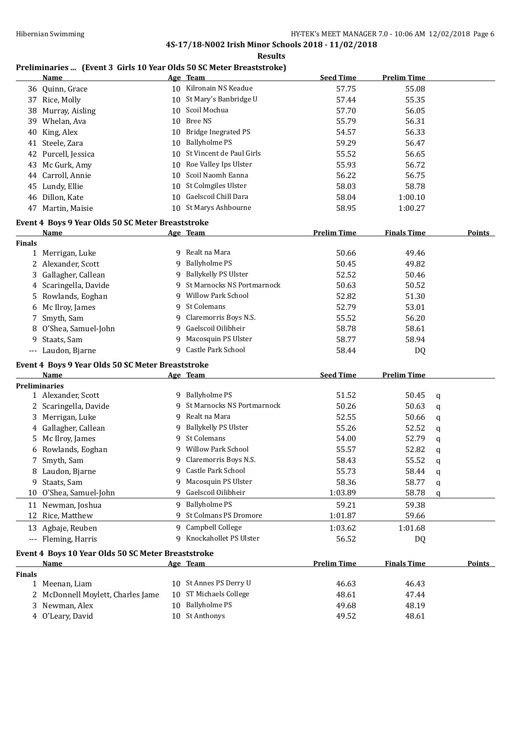**4S-17/18-N002 Irish Minor Schools 2018 - 11/02/2018**

**Results**

### Preliminaries ... (Event 3 Girls 10 Year Olds 50 SC Meter Breaststroke)

| | Name | Age | Team | Seed Time | Prelim Time | |
|---|---|---|---|---|---|---|
| 36 | Quinn, Grace | 10 | Kilronain NS Keadue | 57.75 | 55.08 | |
| 37 | Rice, Molly | 10 | St Mary's Banbridge U | 57.44 | 55.35 | |
| 38 | Murray, Aisling | 10 | Scoil Mochua | 57.70 | 56.05 | |
| 39 | Whelan, Ava | 10 | Bree NS | 55.79 | 56.31 | |
| 40 | King, Alex | 10 | Bridge Inegrated PS | 54.57 | 56.33 | |
| 41 | Steele, Zara | 10 | Ballyholme PS | 59.29 | 56.47 | |
| 42 | Purcell, Jessica | 10 | St Vincent de Paul Girls | 55.52 | 56.65 | |
| 43 | Mc Gurk, Amy | 10 | Roe Valley Ips Ulster | 55.93 | 56.72 | |
| 44 | Carroll, Annie | 10 | Scoil Naomh Eanna | 56.22 | 56.75 | |
| 45 | Lundy, Ellie | 10 | St Colmgiles Ulster | 58.03 | 58.78 | |
| 46 | Dillon, Kate | 10 | Gaelscoil Chill Dara | 58.04 | 1:00.10 | |
| 47 | Martin, Maisie | 10 | St Marys Ashbourne | 58.95 | 1:00.27 | |

### Event 4 Boys 9 Year Olds 50 SC Meter Breaststroke

| | Name | Age | Team | Prelim Time | Finals Time | Points |
|---|---|---|---|---|---|---|
| **Finals** | | | | | | |
| 1 | Merrigan, Luke | 9 | Realt na Mara | 50.66 | 49.46 | |
| 2 | Alexander, Scott | 9 | Ballyholme PS | 50.45 | 49.82 | |
| 3 | Gallagher, Callean | 9 | Ballykelly PS Ulster | 52.52 | 50.46 | |
| 4 | Scaringella, Davide | 9 | St Marnocks NS Portmarnock | 50.63 | 50.52 | |
| 5 | Rowlands, Eoghan | 9 | Willow Park School | 52.82 | 51.30 | |
| 6 | Mc Ilroy, James | 9 | St Colemans | 52.79 | 53.01 | |
| 7 | Smyth, Sam | 9 | Claremorris Boys N.S. | 55.52 | 56.20 | |
| 8 | O'Shea, Samuel-John | 9 | Gaelscoil Oilibheir | 58.78 | 58.61 | |
| 9 | Staats, Sam | 9 | Macosquin PS Ulster | 58.77 | 58.94 | |
| --- | Laudon, Bjarne | 9 | Castle Park School | 58.44 | DQ | |

### Event 4 Boys 9 Year Olds 50 SC Meter Breaststroke

| | Name | Age | Team | Seed Time | Prelim Time | |
|---|---|---|---|---|---|---|
| **Preliminaries** | | | | | | |
| 1 | Alexander, Scott | 9 | Ballyholme PS | 51.52 | 50.45 | q |
| 2 | Scaringella, Davide | 9 | St Marnocks NS Portmarnock | 50.26 | 50.63 | q |
| 3 | Merrigan, Luke | 9 | Realt na Mara | 52.55 | 50.66 | q |
| 4 | Gallagher, Callean | 9 | Ballykelly PS Ulster | 55.26 | 52.52 | q |
| 5 | Mc Ilroy, James | 9 | St Colemans | 54.00 | 52.79 | q |
| 6 | Rowlands, Eoghan | 9 | Willow Park School | 55.57 | 52.82 | q |
| 7 | Smyth, Sam | 9 | Claremorris Boys N.S. | 58.43 | 55.52 | q |
| 8 | Laudon, Bjarne | 9 | Castle Park School | 55.73 | 58.44 | q |
| 9 | Staats, Sam | 9 | Macosquin PS Ulster | 58.36 | 58.77 | q |
| 10 | O'Shea, Samuel-John | 9 | Gaelscoil Oilibheir | 1:03.89 | 58.78 | q |
| 11 | Newman, Joshua | 9 | Ballyholme PS | 59.21 | 59.38 | |
| 12 | Rice, Matthew | 9 | St Colmans PS Dromore | 1:01.87 | 59.66 | |
| 13 | Agbaje, Reuben | 9 | Campbell College | 1:03.62 | 1:01.68 | |
| --- | Fleming, Harris | 9 | Knockahollet PS Ulster | 56.52 | DQ | |

### Event 4 Boys 10 Year Olds 50 SC Meter Breaststroke

| | Name | Age | Team | Prelim Time | Finals Time | Points |
|---|---|---|---|---|---|---|
| **Finals** | | | | | | |
| 1 | Meenan, Liam | 10 | St Annes PS Derry U | 46.63 | 46.43 | |
| 2 | McDonnell Moylett, Charles Jame | 10 | ST Michaels College | 48.61 | 47.44 | |
| 3 | Newman, Alex | 10 | Ballyholme PS | 49.68 | 48.19 | |
| 4 | O'Leary, David | 10 | St Anthonys | 49.52 | 48.61 | |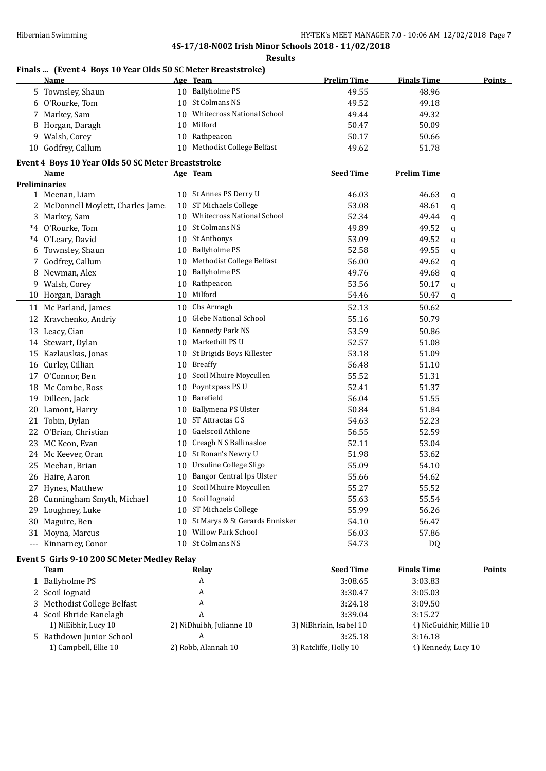**4S-17/18-N002 Irish Minor Schools 2018 - 11/02/2018**

**Results**

### Finals ... (Event 4 Boys 10 Year Olds 50 SC Meter Breaststroke)

| | Name | Age | Team | Prelim Time | Finals Time | Points |
|---|---|---|---|---|---|---|
| 5 | Townsley, Shaun | 10 | Ballyholme PS | 49.55 | 48.96 | |
| 6 | O'Rourke, Tom | 10 | St Colmans NS | 49.52 | 49.18 | |
| 7 | Markey, Sam | 10 | Whitecross National School | 49.44 | 49.32 | |
| 8 | Horgan, Daragh | 10 | Milford | 50.47 | 50.09 | |
| 9 | Walsh, Corey | 10 | Rathpeacon | 50.17 | 50.66 | |
| 10 | Godfrey, Callum | 10 | Methodist College Belfast | 49.62 | 51.78 | |

### Event 4 Boys 10 Year Olds 50 SC Meter Breaststroke

**Preliminaries**

| | Name | Age | Team | Seed Time | Prelim Time | |
|---|---|---|---|---|---|---|
| 1 | Meenan, Liam | 10 | St Annes PS Derry U | 46.03 | 46.63 | q |
| 2 | McDonnell Moylett, Charles Jame | 10 | ST Michaels College | 53.08 | 48.61 | q |
| 3 | Markey, Sam | 10 | Whitecross National School | 52.34 | 49.44 | q |
| *4 | O'Rourke, Tom | 10 | St Colmans NS | 49.89 | 49.52 | q |
| *4 | O'Leary, David | 10 | St Anthonys | 53.09 | 49.52 | q |
| 6 | Townsley, Shaun | 10 | Ballyholme PS | 52.58 | 49.55 | q |
| 7 | Godfrey, Callum | 10 | Methodist College Belfast | 56.00 | 49.62 | q |
| 8 | Newman, Alex | 10 | Ballyholme PS | 49.76 | 49.68 | q |
| 9 | Walsh, Corey | 10 | Rathpeacon | 53.56 | 50.17 | q |
| 10 | Horgan, Daragh | 10 | Milford | 54.46 | 50.47 | q |
| 11 | Mc Parland, James | 10 | Cbs Armagh | 52.13 | 50.62 | |
| 12 | Kravchenko, Andriy | 10 | Glebe National School | 55.16 | 50.79 | |
| 13 | Leacy, Cian | 10 | Kennedy Park NS | 53.59 | 50.86 | |
| 14 | Stewart, Dylan | 10 | Markethill PS U | 52.57 | 51.08 | |
| 15 | Kazlauskas, Jonas | 10 | St Brigids Boys Killester | 53.18 | 51.09 | |
| 16 | Curley, Cillian | 10 | Breaffy | 56.48 | 51.10 | |
| 17 | O'Connor, Ben | 10 | Scoil Mhuire Moycullen | 55.52 | 51.31 | |
| 18 | Mc Combe, Ross | 10 | Poyntzpass PS U | 52.41 | 51.37 | |
| 19 | Dilleen, Jack | 10 | Barefield | 56.04 | 51.55 | |
| 20 | Lamont, Harry | 10 | Ballymena PS Ulster | 50.84 | 51.84 | |
| 21 | Tobin, Dylan | 10 | ST Attractas C S | 54.63 | 52.23 | |
| 22 | O'Brian, Christian | 10 | Gaelscoil Athlone | 56.55 | 52.59 | |
| 23 | MC Keon, Evan | 10 | Creagh N S Ballinasloe | 52.11 | 53.04 | |
| 24 | Mc Keever, Oran | 10 | St Ronan's Newry U | 51.98 | 53.62 | |
| 25 | Meehan, Brian | 10 | Ursuline College Sligo | 55.09 | 54.10 | |
| 26 | Haire, Aaron | 10 | Bangor Central Ips Ulster | 55.66 | 54.62 | |
| 27 | Hynes, Matthew | 10 | Scoil Mhuire Moycullen | 55.27 | 55.52 | |
| 28 | Cunningham Smyth, Michael | 10 | Scoil Iognaid | 55.63 | 55.54 | |
| 29 | Loughney, Luke | 10 | ST Michaels College | 55.99 | 56.26 | |
| 30 | Maguire, Ben | 10 | St Marys & St Gerards Ennisker | 54.10 | 56.47 | |
| 31 | Moyna, Marcus | 10 | Willow Park School | 56.03 | 57.86 | |
| --- | Kinnarney, Conor | 10 | St Colmans NS | 54.73 | DQ | |

### Event 5 Girls 9-10 200 SC Meter Medley Relay

| | Team | Relay | Seed Time | Finals Time | Points |
|---|---|---|---|---|---|
| 1 | Ballyholme PS | A | 3:08.65 | 3:03.83 | |
| 2 | Scoil Iognaid | A | 3:30.47 | 3:05.03 | |
| 3 | Methodist College Belfast | A | 3:24.18 | 3:09.50 | |
| 4 | Scoil Bhride Ranelagh | A | 3:39.04 | 3:15.27 | |
| | 1) NiEibhir, Lucy 10 | 2) NiDhuibh, Julianne 10 | 3) NiBhriain, Isabel 10 | 4) NicGuidhir, Millie 10 | |
| 5 | Rathdown Junior School | A | 3:25.18 | 3:16.18 | |
| | 1) Campbell, Ellie 10 | 2) Robb, Alannah 10 | 3) Ratcliffe, Holly 10 | 4) Kennedy, Lucy 10 | |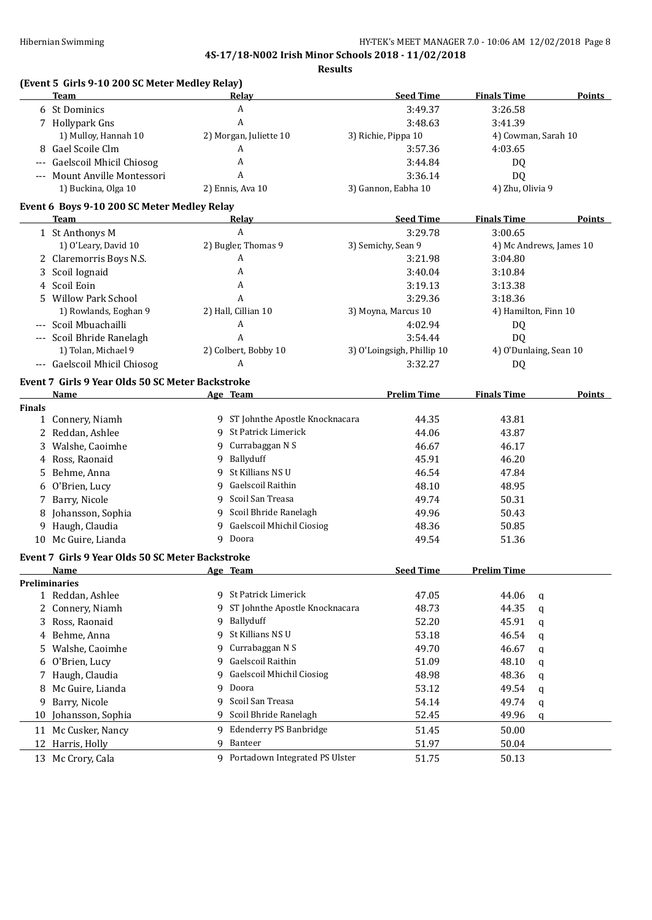**4S-17/18-N002 Irish Minor Schools 2018 - 11/02/2018**

**Results**

### (Event 5 Girls 9-10 200 SC Meter Medley Relay)

| | Team | Relay | Seed Time | Finals Time | Points |
|---|---|---|---|---|---|
| 6 | St Dominics | A | 3:49.37 | 3:26.58 | |
| 7 | Hollypark Gns | A | 3:48.63 | 3:41.39 | |
| | 1) Mulloy, Hannah 10 | 2) Morgan, Juliette 10 | 3) Richie, Pippa 10 | 4) Cowman, Sarah 10 | |
| 8 | Gael Scoile Clm | A | 3:57.36 | 4:03.65 | |
| --- | Gaelscoil Mhicil Chiosog | A | 3:44.84 | DQ | |
| --- | Mount Anville Montessori | A | 3:36.14 | DQ | |
| | 1) Buckina, Olga 10 | 2) Ennis, Ava 10 | 3) Gannon, Eabha 10 | 4) Zhu, Olivia 9 | |

### Event 6 Boys 9-10 200 SC Meter Medley Relay

| | Team | Relay | Seed Time | Finals Time | Points |
|---|---|---|---|---|---|
| 1 | St Anthonys M | A | 3:29.78 | 3:00.65 | |
| | 1) O'Leary, David 10 | 2) Bugler, Thomas 9 | 3) Semichy, Sean 9 | 4) Mc Andrews, James 10 | |
| 2 | Claremorris Boys N.S. | A | 3:21.98 | 3:04.80 | |
| 3 | Scoil Iognaid | A | 3:40.04 | 3:10.84 | |
| 4 | Scoil Eoin | A | 3:19.13 | 3:13.38 | |
| 5 | Willow Park School | A | 3:29.36 | 3:18.36 | |
| | 1) Rowlands, Eoghan 9 | 2) Hall, Cillian 10 | 3) Moyna, Marcus 10 | 4) Hamilton, Finn 10 | |
| --- | Scoil Mbuachailli | A | 4:02.94 | DQ | |
| --- | Scoil Bhride Ranelagh | A | 3:54.44 | DQ | |
| | 1) Tolan, Michael 9 | 2) Colbert, Bobby 10 | 3) O'Loingsigh, Phillip 10 | 4) O'Dunlaing, Sean 10 | |
| --- | Gaelscoil Mhicil Chiosog | A | 3:32.27 | DQ | |

### Event 7 Girls 9 Year Olds 50 SC Meter Backstroke

| | Name | Age | Team | Prelim Time | Finals Time | Points |
|---|---|---|---|---|---|---|
| **Finals** | | | | | | |
| 1 | Connery, Niamh | 9 | ST Johnthe Apostle Knocknacara | 44.35 | 43.81 | |
| 2 | Reddan, Ashlee | 9 | St Patrick Limerick | 44.06 | 43.87 | |
| 3 | Walshe, Caoimhe | 9 | Currabaggan N S | 46.67 | 46.17 | |
| 4 | Ross, Raonaid | 9 | Ballyduff | 45.91 | 46.20 | |
| 5 | Behme, Anna | 9 | St Killians NS U | 46.54 | 47.84 | |
| 6 | O'Brien, Lucy | 9 | Gaelscoil Raithin | 48.10 | 48.95 | |
| 7 | Barry, Nicole | 9 | Scoil San Treasa | 49.74 | 50.31 | |
| 8 | Johansson, Sophia | 9 | Scoil Bhride Ranelagh | 49.96 | 50.43 | |
| 9 | Haugh, Claudia | 9 | Gaelscoil Mhichil Ciosiog | 48.36 | 50.85 | |
| 10 | Mc Guire, Lianda | 9 | Doora | 49.54 | 51.36 | |

### Event 7 Girls 9 Year Olds 50 SC Meter Backstroke

| | Name | Age | Team | Seed Time | Prelim Time | |
|---|---|---|---|---|---|---|
| **Preliminaries** | | | | | | |
| 1 | Reddan, Ashlee | 9 | St Patrick Limerick | 47.05 | 44.06 | q |
| 2 | Connery, Niamh | 9 | ST Johnthe Apostle Knocknacara | 48.73 | 44.35 | q |
| 3 | Ross, Raonaid | 9 | Ballyduff | 52.20 | 45.91 | q |
| 4 | Behme, Anna | 9 | St Killians NS U | 53.18 | 46.54 | q |
| 5 | Walshe, Caoimhe | 9 | Currabaggan N S | 49.70 | 46.67 | q |
| 6 | O'Brien, Lucy | 9 | Gaelscoil Raithin | 51.09 | 48.10 | q |
| 7 | Haugh, Claudia | 9 | Gaelscoil Mhichil Ciosiog | 48.98 | 48.36 | q |
| 8 | Mc Guire, Lianda | 9 | Doora | 53.12 | 49.54 | q |
| 9 | Barry, Nicole | 9 | Scoil San Treasa | 54.14 | 49.74 | q |
| 10 | Johansson, Sophia | 9 | Scoil Bhride Ranelagh | 52.45 | 49.96 | q |
| 11 | Mc Cusker, Nancy | 9 | Edenderry PS Banbridge | 51.45 | 50.00 | |
| 12 | Harris, Holly | 9 | Banteer | 51.97 | 50.04 | |
| 13 | Mc Crory, Cala | 9 | Portadown Integrated PS Ulster | 51.75 | 50.13 | |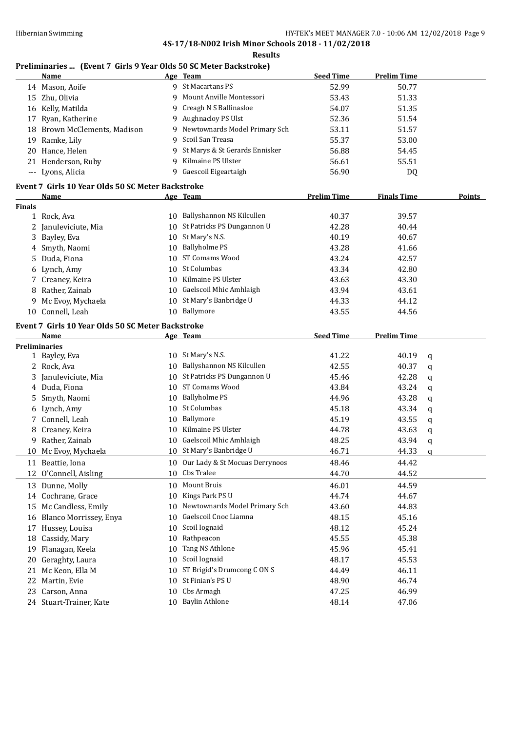**4S-17/18-N002 Irish Minor Schools 2018 - 11/02/2018**

**Results**

### Preliminaries ... (Event 7 Girls 9 Year Olds 50 SC Meter Backstroke)

| | Name | Age | Team | Seed Time | Prelim Time |
|---|---|---|---|---|---|
| 14 | Mason, Aoife | 9 | St Macartans PS | 52.99 | 50.77 |
| 15 | Zhu, Olivia | 9 | Mount Anville Montessori | 53.43 | 51.33 |
| 16 | Kelly, Matilda | 9 | Creagh N S Ballinasloe | 54.07 | 51.35 |
| 17 | Ryan, Katherine | 9 | Aughnacloy PS Ulst | 52.36 | 51.54 |
| 18 | Brown McClements, Madison | 9 | Newtownards Model Primary Sch | 53.11 | 51.57 |
| 19 | Ramke, Lily | 9 | Scoil San Treasa | 55.37 | 53.00 |
| 20 | Hance, Helen | 9 | St Marys & St Gerards Ennisker | 56.88 | 54.45 |
| 21 | Henderson, Ruby | 9 | Kilmaine PS Ulster | 56.61 | 55.51 |
| --- | Lyons, Alicia | 9 | Gaescoil Eigeartaigh | 56.90 | DQ |

### Event 7 Girls 10 Year Olds 50 SC Meter Backstroke

| | Name | Age | Team | Prelim Time | Finals Time | Points |
|---|---|---|---|---|---|---|
| **Finals** | | | | | | |
| 1 | Rock, Ava | 10 | Ballyshannon NS Kilcullen | 40.37 | 39.57 | |
| 2 | Januleviciute, Mia | 10 | St Patricks PS Dungannon U | 42.28 | 40.44 | |
| 3 | Bayley, Eva | 10 | St Mary's N.S. | 40.19 | 40.67 | |
| 4 | Smyth, Naomi | 10 | Ballyholme PS | 43.28 | 41.66 | |
| 5 | Duda, Fiona | 10 | ST Comams Wood | 43.24 | 42.57 | |
| 6 | Lynch, Amy | 10 | St Columbas | 43.34 | 42.80 | |
| 7 | Creaney, Keira | 10 | Kilmaine PS Ulster | 43.63 | 43.30 | |
| 8 | Rather, Zainab | 10 | Gaelscoil Mhic Amhlaigh | 43.94 | 43.61 | |
| 9 | Mc Evoy, Mychaela | 10 | St Mary's Banbridge U | 44.33 | 44.12 | |
| 10 | Connell, Leah | 10 | Ballymore | 43.55 | 44.56 | |

### Event 7 Girls 10 Year Olds 50 SC Meter Backstroke

| | Name | Age | Team | Seed Time | Prelim Time | |
|---|---|---|---|---|---|---|
| **Preliminaries** | | | | | | |
| 1 | Bayley, Eva | 10 | St Mary's N.S. | 41.22 | 40.19 | q |
| 2 | Rock, Ava | 10 | Ballyshannon NS Kilcullen | 42.55 | 40.37 | q |
| 3 | Januleviciute, Mia | 10 | St Patricks PS Dungannon U | 45.46 | 42.28 | q |
| 4 | Duda, Fiona | 10 | ST Comams Wood | 43.84 | 43.24 | q |
| 5 | Smyth, Naomi | 10 | Ballyholme PS | 44.96 | 43.28 | q |
| 6 | Lynch, Amy | 10 | St Columbas | 45.18 | 43.34 | q |
| 7 | Connell, Leah | 10 | Ballymore | 45.19 | 43.55 | q |
| 8 | Creaney, Keira | 10 | Kilmaine PS Ulster | 44.78 | 43.63 | q |
| 9 | Rather, Zainab | 10 | Gaelscoil Mhic Amhlaigh | 48.25 | 43.94 | q |
| 10 | Mc Evoy, Mychaela | 10 | St Mary's Banbridge U | 46.71 | 44.33 | q |
| 11 | Beattie, Iona | 10 | Our Lady & St Mocuas Derrynoos | 48.46 | 44.42 | |
| 12 | O'Connell, Aisling | 10 | Cbs Tralee | 44.70 | 44.52 | |
| 13 | Dunne, Molly | 10 | Mount Bruis | 46.01 | 44.59 | |
| 14 | Cochrane, Grace | 10 | Kings Park PS U | 44.74 | 44.67 | |
| 15 | Mc Candless, Emily | 10 | Newtownards Model Primary Sch | 43.60 | 44.83 | |
| 16 | Blanco Morrissey, Enya | 10 | Gaelscoil Cnoc Liamna | 48.15 | 45.16 | |
| 17 | Hussey, Louisa | 10 | Scoil Iognaid | 48.12 | 45.24 | |
| 18 | Cassidy, Mary | 10 | Rathpeacon | 45.55 | 45.38 | |
| 19 | Flanagan, Keela | 10 | Tang NS Athlone | 45.96 | 45.41 | |
| 20 | Geraghty, Laura | 10 | Scoil Iognaid | 48.17 | 45.53 | |
| 21 | Mc Keon, Ella M | 10 | ST Brigid's Drumcong C ON S | 44.49 | 46.11 | |
| 22 | Martin, Evie | 10 | St Finian's PS U | 48.90 | 46.74 | |
| 23 | Carson, Anna | 10 | Cbs Armagh | 47.25 | 46.99 | |
| 24 | Stuart-Trainer, Kate | 10 | Baylin Athlone | 48.14 | 47.06 | |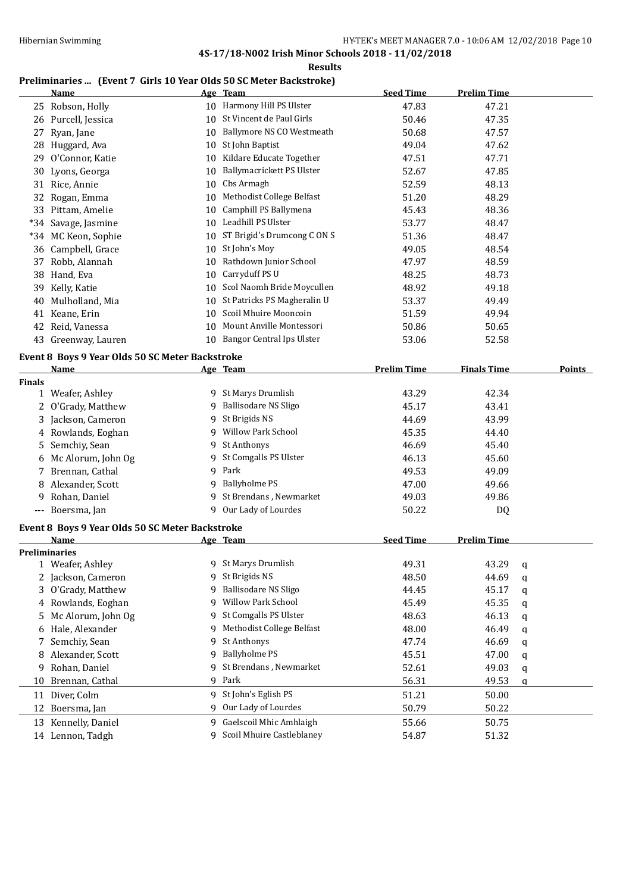**4S-17/18-N002 Irish Minor Schools 2018 - 11/02/2018**

**Results**

### Preliminaries ... (Event 7 Girls 10 Year Olds 50 SC Meter Backstroke)

| | Name | Age | Team | Seed Time | Prelim Time |
|---|---|---|---|---|---|
| 25 | Robson, Holly | 10 | Harmony Hill PS Ulster | 47.83 | 47.21 |
| 26 | Purcell, Jessica | 10 | St Vincent de Paul Girls | 50.46 | 47.35 |
| 27 | Ryan, Jane | 10 | Ballymore NS CO Westmeath | 50.68 | 47.57 |
| 28 | Huggard, Ava | 10 | St John Baptist | 49.04 | 47.62 |
| 29 | O'Connor, Katie | 10 | Kildare Educate Together | 47.51 | 47.71 |
| 30 | Lyons, Georga | 10 | Ballymacrickett PS Ulster | 52.67 | 47.85 |
| 31 | Rice, Annie | 10 | Cbs Armagh | 52.59 | 48.13 |
| 32 | Rogan, Emma | 10 | Methodist College Belfast | 51.20 | 48.29 |
| 33 | Pittam, Amelie | 10 | Camphill PS Ballymena | 45.43 | 48.36 |
| *34 | Savage, Jasmine | 10 | Leadhill PS Ulster | 53.77 | 48.47 |
| *34 | MC Keon, Sophie | 10 | ST Brigid's Drumcong C ON S | 51.36 | 48.47 |
| 36 | Campbell, Grace | 10 | St John's Moy | 49.05 | 48.54 |
| 37 | Robb, Alannah | 10 | Rathdown Junior School | 47.97 | 48.59 |
| 38 | Hand, Eva | 10 | Carryduff PS U | 48.25 | 48.73 |
| 39 | Kelly, Katie | 10 | Scol Naomh Bride Moycullen | 48.92 | 49.18 |
| 40 | Mulholland, Mia | 10 | St Patricks PS Magheralin U | 53.37 | 49.49 |
| 41 | Keane, Erin | 10 | Scoil Mhuire Mooncoin | 51.59 | 49.94 |
| 42 | Reid, Vanessa | 10 | Mount Anville Montessori | 50.86 | 50.65 |
| 43 | Greenway, Lauren | 10 | Bangor Central Ips Ulster | 53.06 | 52.58 |

### Event 8 Boys 9 Year Olds 50 SC Meter Backstroke

| | Name | Age | Team | Prelim Time | Finals Time | Points |
|---|---|---|---|---|---|---|
| **Finals** | | | | | | |
| 1 | Weafer, Ashley | 9 | St Marys Drumlish | 43.29 | 42.34 | |
| 2 | O'Grady, Matthew | 9 | Ballisodare NS Sligo | 45.17 | 43.41 | |
| 3 | Jackson, Cameron | 9 | St Brigids NS | 44.69 | 43.99 | |
| 4 | Rowlands, Eoghan | 9 | Willow Park School | 45.35 | 44.40 | |
| 5 | Semchiy, Sean | 9 | St Anthonys | 46.69 | 45.40 | |
| 6 | Mc Alorum, John Og | 9 | St Comgalls PS Ulster | 46.13 | 45.60 | |
| 7 | Brennan, Cathal | 9 | Park | 49.53 | 49.09 | |
| 8 | Alexander, Scott | 9 | Ballyholme PS | 47.00 | 49.66 | |
| 9 | Rohan, Daniel | 9 | St Brendans , Newmarket | 49.03 | 49.86 | |
| --- | Boersma, Jan | 9 | Our Lady of Lourdes | 50.22 | DQ | |

### Event 8 Boys 9 Year Olds 50 SC Meter Backstroke

| | Name | Age | Team | Seed Time | Prelim Time | |
|---|---|---|---|---|---|---|
| **Preliminaries** | | | | | | |
| 1 | Weafer, Ashley | 9 | St Marys Drumlish | 49.31 | 43.29 | q |
| 2 | Jackson, Cameron | 9 | St Brigids NS | 48.50 | 44.69 | q |
| 3 | O'Grady, Matthew | 9 | Ballisodare NS Sligo | 44.45 | 45.17 | q |
| 4 | Rowlands, Eoghan | 9 | Willow Park School | 45.49 | 45.35 | q |
| 5 | Mc Alorum, John Og | 9 | St Comgalls PS Ulster | 48.63 | 46.13 | q |
| 6 | Hale, Alexander | 9 | Methodist College Belfast | 48.00 | 46.49 | q |
| 7 | Semchiy, Sean | 9 | St Anthonys | 47.74 | 46.69 | q |
| 8 | Alexander, Scott | 9 | Ballyholme PS | 45.51 | 47.00 | q |
| 9 | Rohan, Daniel | 9 | St Brendans , Newmarket | 52.61 | 49.03 | q |
| 10 | Brennan, Cathal | 9 | Park | 56.31 | 49.53 | q |
| 11 | Diver, Colm | 9 | St John's Eglish PS | 51.21 | 50.00 | |
| 12 | Boersma, Jan | 9 | Our Lady of Lourdes | 50.79 | 50.22 | |
| 13 | Kennelly, Daniel | 9 | Gaelscoil Mhic Amhlaigh | 55.66 | 50.75 | |
| 14 | Lennon, Tadgh | 9 | Scoil Mhuire Castleblaney | 54.87 | 51.32 | |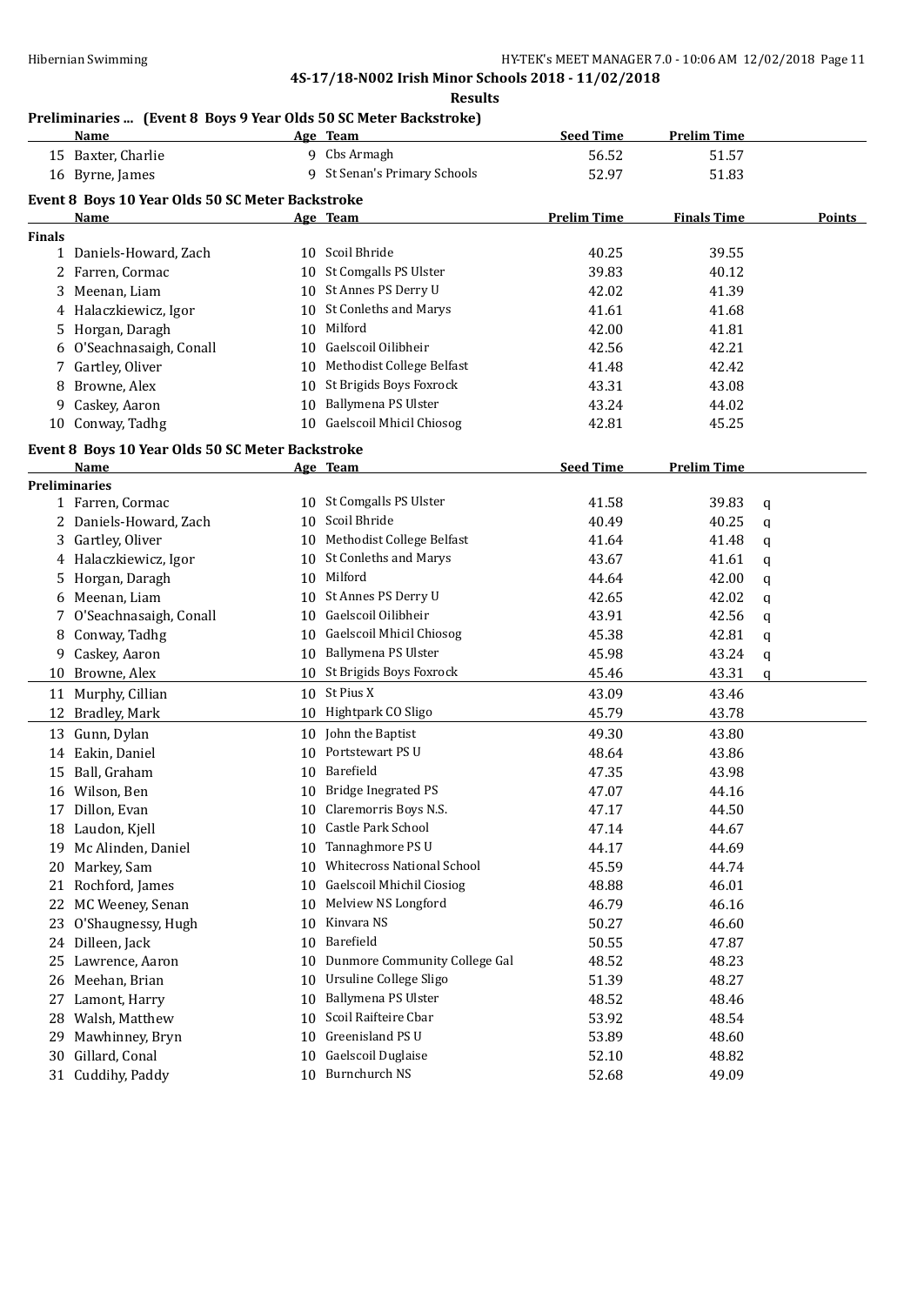# 4S-17/18-N002 Irish Minor Schools 2018 - 11/02/2018

## Results

### Preliminaries ... (Event 8 Boys 9 Year Olds 50 SC Meter Backstroke)

| | Name | Age | Team | Seed Time | Prelim Time |
|---|---|---|---|---|---|
| 15 | Baxter, Charlie | 9 | Cbs Armagh | 56.52 | 51.57 |
| 16 | Byrne, James | 9 | St Senan's Primary Schools | 52.97 | 51.83 |

### Event 8 Boys 10 Year Olds 50 SC Meter Backstroke

| | Name | Age | Team | Prelim Time | Finals Time | Points |
|---|---|---|---|---|---|---|
| **Finals** | | | | | | |
| 1 | Daniels-Howard, Zach | 10 | Scoil Bhride | 40.25 | 39.55 | |
| 2 | Farren, Cormac | 10 | St Comgalls PS Ulster | 39.83 | 40.12 | |
| 3 | Meenan, Liam | 10 | St Annes PS Derry U | 42.02 | 41.39 | |
| 4 | Halaczkiewicz, Igor | 10 | St Conleths and Marys | 41.61 | 41.68 | |
| 5 | Horgan, Daragh | 10 | Milford | 42.00 | 41.81 | |
| 6 | O'Seachnasaigh, Conall | 10 | Gaelscoil Oilibheir | 42.56 | 42.21 | |
| 7 | Gartley, Oliver | 10 | Methodist College Belfast | 41.48 | 42.42 | |
| 8 | Browne, Alex | 10 | St Brigids Boys Foxrock | 43.31 | 43.08 | |
| 9 | Caskey, Aaron | 10 | Ballymena PS Ulster | 43.24 | 44.02 | |
| 10 | Conway, Tadhg | 10 | Gaelscoil Mhicil Chiosog | 42.81 | 45.25 | |

### Event 8 Boys 10 Year Olds 50 SC Meter Backstroke

| | Name | Age | Team | Seed Time | Prelim Time | |
|---|---|---|---|---|---|---|
| **Preliminaries** | | | | | | |
| 1 | Farren, Cormac | 10 | St Comgalls PS Ulster | 41.58 | 39.83 | q |
| 2 | Daniels-Howard, Zach | 10 | Scoil Bhride | 40.49 | 40.25 | q |
| 3 | Gartley, Oliver | 10 | Methodist College Belfast | 41.64 | 41.48 | q |
| 4 | Halaczkiewicz, Igor | 10 | St Conleths and Marys | 43.67 | 41.61 | q |
| 5 | Horgan, Daragh | 10 | Milford | 44.64 | 42.00 | q |
| 6 | Meenan, Liam | 10 | St Annes PS Derry U | 42.65 | 42.02 | q |
| 7 | O'Seachnasaigh, Conall | 10 | Gaelscoil Oilibheir | 43.91 | 42.56 | q |
| 8 | Conway, Tadhg | 10 | Gaelscoil Mhicil Chiosog | 45.38 | 42.81 | q |
| 9 | Caskey, Aaron | 10 | Ballymena PS Ulster | 45.98 | 43.24 | q |
| 10 | Browne, Alex | 10 | St Brigids Boys Foxrock | 45.46 | 43.31 | q |
| 11 | Murphy, Cillian | 10 | St Pius X | 43.09 | 43.46 | |
| 12 | Bradley, Mark | 10 | Hightpark CO Sligo | 45.79 | 43.78 | |
| 13 | Gunn, Dylan | 10 | John the Baptist | 49.30 | 43.80 | |
| 14 | Eakin, Daniel | 10 | Portstewart PS U | 48.64 | 43.86 | |
| 15 | Ball, Graham | 10 | Barefield | 47.35 | 43.98 | |
| 16 | Wilson, Ben | 10 | Bridge Inegrated PS | 47.07 | 44.16 | |
| 17 | Dillon, Evan | 10 | Claremorris Boys N.S. | 47.17 | 44.50 | |
| 18 | Laudon, Kjell | 10 | Castle Park School | 47.14 | 44.67 | |
| 19 | Mc Alinden, Daniel | 10 | Tannaghmore PS U | 44.17 | 44.69 | |
| 20 | Markey, Sam | 10 | Whitecross National School | 45.59 | 44.74 | |
| 21 | Rochford, James | 10 | Gaelscoil Mhichil Ciosiog | 48.88 | 46.01 | |
| 22 | MC Weeney, Senan | 10 | Melview NS Longford | 46.79 | 46.16 | |
| 23 | O'Shaugnessy, Hugh | 10 | Kinvara NS | 50.27 | 46.60 | |
| 24 | Dilleen, Jack | 10 | Barefield | 50.55 | 47.87 | |
| 25 | Lawrence, Aaron | 10 | Dunmore Community College Gal | 48.52 | 48.23 | |
| 26 | Meehan, Brian | 10 | Ursuline College Sligo | 51.39 | 48.27 | |
| 27 | Lamont, Harry | 10 | Ballymena PS Ulster | 48.52 | 48.46 | |
| 28 | Walsh, Matthew | 10 | Scoil Raifteire Cbar | 53.92 | 48.54 | |
| 29 | Mawhinney, Bryn | 10 | Greenisland PS U | 53.89 | 48.60 | |
| 30 | Gillard, Conal | 10 | Gaelscoil Duglaise | 52.10 | 48.82 | |
| 31 | Cuddihy, Paddy | 10 | Burnchurch NS | 52.68 | 49.09 | |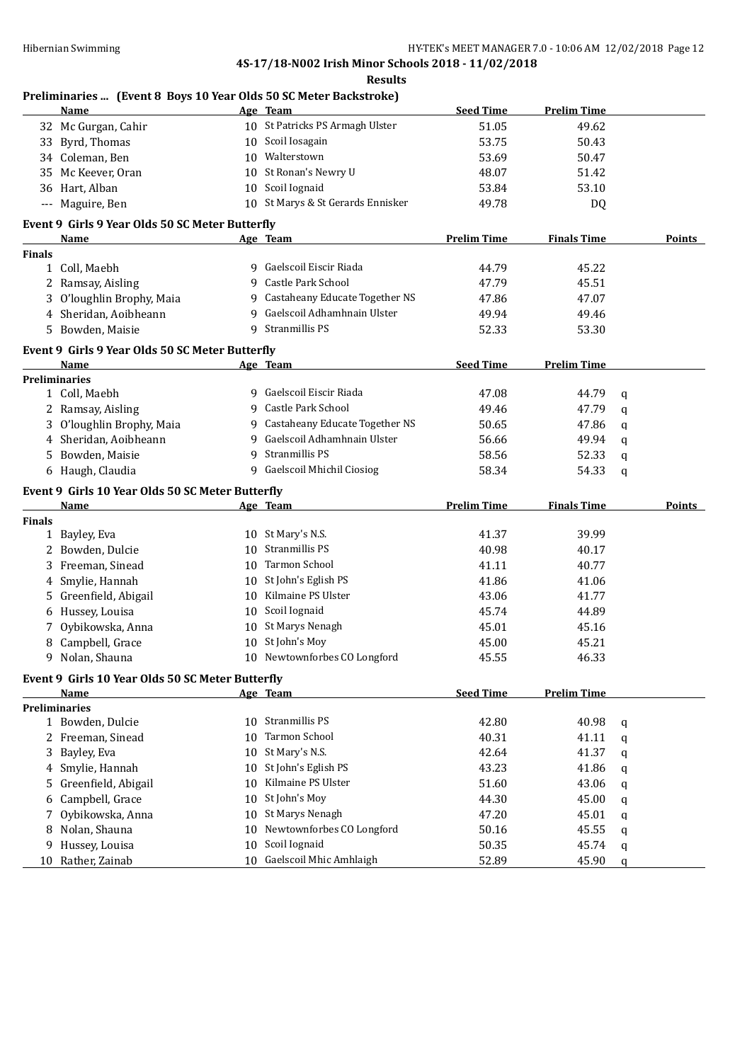## Preliminaries ... (Event 8 Boys 10 Year Olds 50 SC Meter Backstroke)

| | Name | Age | Team | Seed Time | Prelim Time |
|---|---|---|---|---|---|
| 32 | Mc Gurgan, Cahir | 10 | St Patricks PS Armagh Ulster | 51.05 | 49.62 |
| 33 | Byrd, Thomas | 10 | Scoil Iosagain | 53.75 | 50.43 |
| 34 | Coleman, Ben | 10 | Walterstown | 53.69 | 50.47 |
| 35 | Mc Keever, Oran | 10 | St Ronan's Newry U | 48.07 | 51.42 |
| 36 | Hart, Alban | 10 | Scoil Iognaid | 53.84 | 53.10 |
| --- | Maguire, Ben | 10 | St Marys & St Gerards Ennisker | 49.78 | DQ |

## Event 9 Girls 9 Year Olds 50 SC Meter Butterfly

| | Name | Age | Team | Prelim Time | Finals Time | Points |
|---|---|---|---|---|---|---|
| **Finals** | | | | | | |
| 1 | Coll, Maebh | 9 | Gaelscoil Eiscir Riada | 44.79 | 45.22 | |
| 2 | Ramsay, Aisling | 9 | Castle Park School | 47.79 | 45.51 | |
| 3 | O'loughlin Brophy, Maia | 9 | Castaheany Educate Together NS | 47.86 | 47.07 | |
| 4 | Sheridan, Aoibheann | 9 | Gaelscoil Adhamhnain Ulster | 49.94 | 49.46 | |
| 5 | Bowden, Maisie | 9 | Stranmillis PS | 52.33 | 53.30 | |

## Event 9 Girls 9 Year Olds 50 SC Meter Butterfly

| | Name | Age | Team | Seed Time | Prelim Time | |
|---|---|---|---|---|---|---|
| **Preliminaries** | | | | | | |
| 1 | Coll, Maebh | 9 | Gaelscoil Eiscir Riada | 47.08 | 44.79 | q |
| 2 | Ramsay, Aisling | 9 | Castle Park School | 49.46 | 47.79 | q |
| 3 | O'loughlin Brophy, Maia | 9 | Castaheany Educate Together NS | 50.65 | 47.86 | q |
| 4 | Sheridan, Aoibheann | 9 | Gaelscoil Adhamhnain Ulster | 56.66 | 49.94 | q |
| 5 | Bowden, Maisie | 9 | Stranmillis PS | 58.56 | 52.33 | q |
| 6 | Haugh, Claudia | 9 | Gaelscoil Mhichil Ciosiog | 58.34 | 54.33 | q |

## Event 9 Girls 10 Year Olds 50 SC Meter Butterfly

| | Name | Age | Team | Prelim Time | Finals Time | Points |
|---|---|---|---|---|---|---|
| **Finals** | | | | | | |
| 1 | Bayley, Eva | 10 | St Mary's N.S. | 41.37 | 39.99 | |
| 2 | Bowden, Dulcie | 10 | Stranmillis PS | 40.98 | 40.17 | |
| 3 | Freeman, Sinead | 10 | Tarmon School | 41.11 | 40.77 | |
| 4 | Smylie, Hannah | 10 | St John's Eglish PS | 41.86 | 41.06 | |
| 5 | Greenfield, Abigail | 10 | Kilmaine PS Ulster | 43.06 | 41.77 | |
| 6 | Hussey, Louisa | 10 | Scoil Iognaid | 45.74 | 44.89 | |
| 7 | Oybikowska, Anna | 10 | St Marys Nenagh | 45.01 | 45.16 | |
| 8 | Campbell, Grace | 10 | St John's Moy | 45.00 | 45.21 | |
| 9 | Nolan, Shauna | 10 | Newtownforbes CO Longford | 45.55 | 46.33 | |

## Event 9 Girls 10 Year Olds 50 SC Meter Butterfly

| | Name | Age | Team | Seed Time | Prelim Time | |
|---|---|---|---|---|---|---|
| **Preliminaries** | | | | | | |
| 1 | Bowden, Dulcie | 10 | Stranmillis PS | 42.80 | 40.98 | q |
| 2 | Freeman, Sinead | 10 | Tarmon School | 40.31 | 41.11 | q |
| 3 | Bayley, Eva | 10 | St Mary's N.S. | 42.64 | 41.37 | q |
| 4 | Smylie, Hannah | 10 | St John's Eglish PS | 43.23 | 41.86 | q |
| 5 | Greenfield, Abigail | 10 | Kilmaine PS Ulster | 51.60 | 43.06 | q |
| 6 | Campbell, Grace | 10 | St John's Moy | 44.30 | 45.00 | q |
| 7 | Oybikowska, Anna | 10 | St Marys Nenagh | 47.20 | 45.01 | q |
| 8 | Nolan, Shauna | 10 | Newtownforbes CO Longford | 50.16 | 45.55 | q |
| 9 | Hussey, Louisa | 10 | Scoil Iognaid | 50.35 | 45.74 | q |
| 10 | Rather, Zainab | 10 | Gaelscoil Mhic Amhlaigh | 52.89 | 45.90 | q |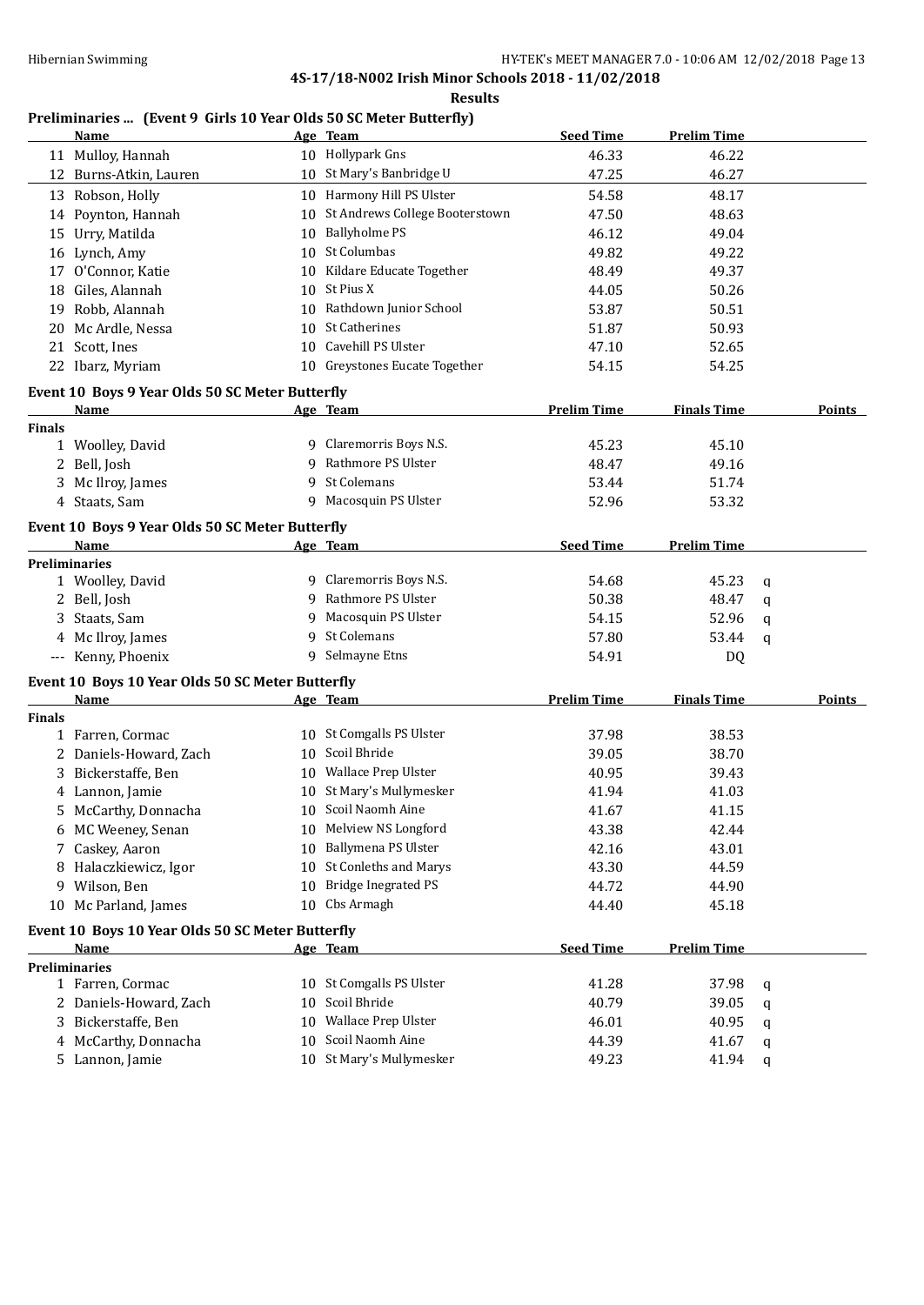**4S-17/18-N002 Irish Minor Schools 2018 - 11/02/2018**

**Results**

**Preliminaries ... (Event 9 Girls 10 Year Olds 50 SC Meter Butterfly)**

| | Name | Age | Team | Seed Time | Prelim Time | |
|---|---|---|---|---|---|---|
| 11 | Mulloy, Hannah | 10 | Hollypark Gns | 46.33 | 46.22 | |
| 12 | Burns-Atkin, Lauren | 10 | St Mary's Banbridge U | 47.25 | 46.27 | |
| 13 | Robson, Holly | 10 | Harmony Hill PS Ulster | 54.58 | 48.17 | |
| 14 | Poynton, Hannah | 10 | St Andrews College Booterstown | 47.50 | 48.63 | |
| 15 | Urry, Matilda | 10 | Ballyholme PS | 46.12 | 49.04 | |
| 16 | Lynch, Amy | 10 | St Columbas | 49.82 | 49.22 | |
| 17 | O'Connor, Katie | 10 | Kildare Educate Together | 48.49 | 49.37 | |
| 18 | Giles, Alannah | 10 | St Pius X | 44.05 | 50.26 | |
| 19 | Robb, Alannah | 10 | Rathdown Junior School | 53.87 | 50.51 | |
| 20 | Mc Ardle, Nessa | 10 | St Catherines | 51.87 | 50.93 | |
| 21 | Scott, Ines | 10 | Cavehill PS Ulster | 47.10 | 52.65 | |
| 22 | Ibarz, Myriam | 10 | Greystones Eucate Together | 54.15 | 54.25 | |

**Event 10 Boys 9 Year Olds 50 SC Meter Butterfly**

| | Name | Age | Team | Prelim Time | Finals Time | Points |
|---|---|---|---|---|---|---|
| **Finals** | | | | | | |
| 1 | Woolley, David | 9 | Claremorris Boys N.S. | 45.23 | 45.10 | |
| 2 | Bell, Josh | 9 | Rathmore PS Ulster | 48.47 | 49.16 | |
| 3 | Mc Ilroy, James | 9 | St Colemans | 53.44 | 51.74 | |
| 4 | Staats, Sam | 9 | Macosquin PS Ulster | 52.96 | 53.32 | |

**Event 10 Boys 9 Year Olds 50 SC Meter Butterfly**

| | Name | Age | Team | Seed Time | Prelim Time | |
|---|---|---|---|---|---|---|
| **Preliminaries** | | | | | | |
| 1 | Woolley, David | 9 | Claremorris Boys N.S. | 54.68 | 45.23 | q |
| 2 | Bell, Josh | 9 | Rathmore PS Ulster | 50.38 | 48.47 | q |
| 3 | Staats, Sam | 9 | Macosquin PS Ulster | 54.15 | 52.96 | q |
| 4 | Mc Ilroy, James | 9 | St Colemans | 57.80 | 53.44 | q |
| --- | Kenny, Phoenix | 9 | Selmayne Etns | 54.91 | DQ | |

**Event 10 Boys 10 Year Olds 50 SC Meter Butterfly**

| | Name | Age | Team | Prelim Time | Finals Time | Points |
|---|---|---|---|---|---|---|
| **Finals** | | | | | | |
| 1 | Farren, Cormac | 10 | St Comgalls PS Ulster | 37.98 | 38.53 | |
| 2 | Daniels-Howard, Zach | 10 | Scoil Bhride | 39.05 | 38.70 | |
| 3 | Bickerstaffe, Ben | 10 | Wallace Prep Ulster | 40.95 | 39.43 | |
| 4 | Lannon, Jamie | 10 | St Mary's Mullymesker | 41.94 | 41.03 | |
| 5 | McCarthy, Donnacha | 10 | Scoil Naomh Aine | 41.67 | 41.15 | |
| 6 | MC Weeney, Senan | 10 | Melview NS Longford | 43.38 | 42.44 | |
| 7 | Caskey, Aaron | 10 | Ballymena PS Ulster | 42.16 | 43.01 | |
| 8 | Halaczkiewicz, Igor | 10 | St Conleths and Marys | 43.30 | 44.59 | |
| 9 | Wilson, Ben | 10 | Bridge Inegrated PS | 44.72 | 44.90 | |
| 10 | Mc Parland, James | 10 | Cbs Armagh | 44.40 | 45.18 | |

**Event 10 Boys 10 Year Olds 50 SC Meter Butterfly**

| | Name | Age | Team | Seed Time | Prelim Time | |
|---|---|---|---|---|---|---|
| **Preliminaries** | | | | | | |
| 1 | Farren, Cormac | 10 | St Comgalls PS Ulster | 41.28 | 37.98 | q |
| 2 | Daniels-Howard, Zach | 10 | Scoil Bhride | 40.79 | 39.05 | q |
| 3 | Bickerstaffe, Ben | 10 | Wallace Prep Ulster | 46.01 | 40.95 | q |
| 4 | McCarthy, Donnacha | 10 | Scoil Naomh Aine | 44.39 | 41.67 | q |
| 5 | Lannon, Jamie | 10 | St Mary's Mullymesker | 49.23 | 41.94 | q |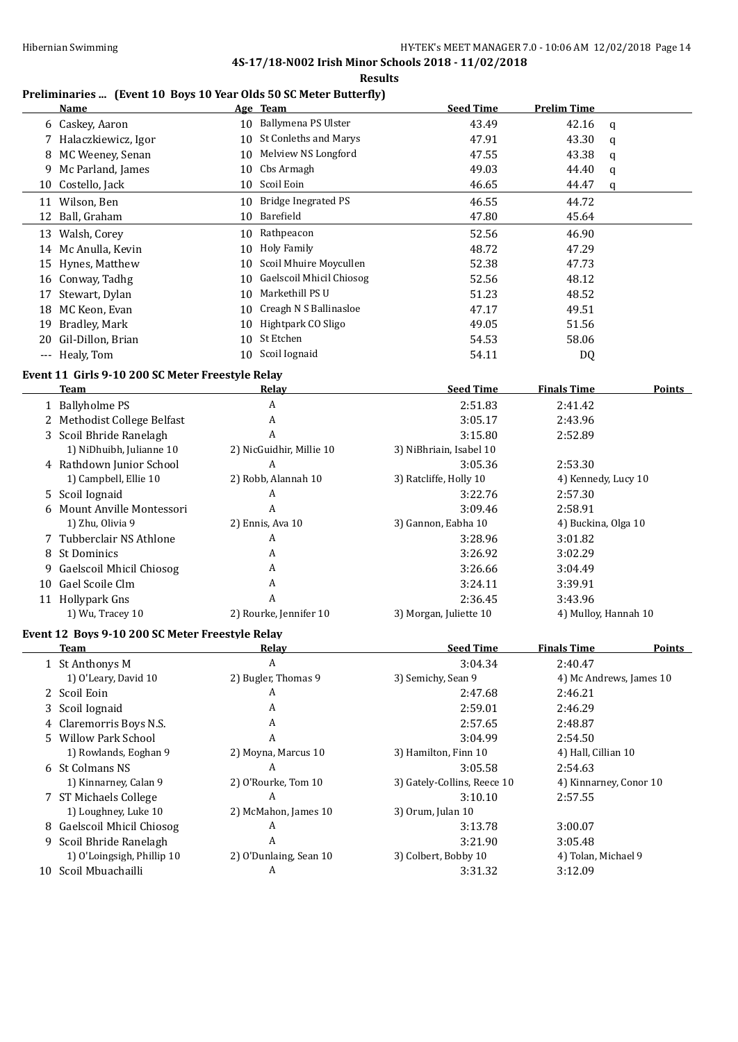**4S-17/18-N002 Irish Minor Schools 2018 - 11/02/2018**

**Results**

### Preliminaries ... (Event 10 Boys 10 Year Olds 50 SC Meter Butterfly)

| | Name | Age | Team | Seed Time | Prelim Time | |
|---|---|---|---|---|---|---|
| 6 | Caskey, Aaron | 10 | Ballymena PS Ulster | 43.49 | 42.16 | q |
| 7 | Halaczkiewicz, Igor | 10 | St Conleths and Marys | 47.91 | 43.30 | q |
| 8 | MC Weeney, Senan | 10 | Melview NS Longford | 47.55 | 43.38 | q |
| 9 | Mc Parland, James | 10 | Cbs Armagh | 49.03 | 44.40 | q |
| 10 | Costello, Jack | 10 | Scoil Eoin | 46.65 | 44.47 | q |
| 11 | Wilson, Ben | 10 | Bridge Inegrated PS | 46.55 | 44.72 | |
| 12 | Ball, Graham | 10 | Barefield | 47.80 | 45.64 | |
| 13 | Walsh, Corey | 10 | Rathpeacon | 52.56 | 46.90 | |
| 14 | Mc Anulla, Kevin | 10 | Holy Family | 48.72 | 47.29 | |
| 15 | Hynes, Matthew | 10 | Scoil Mhuire Moycullen | 52.38 | 47.73 | |
| 16 | Conway, Tadhg | 10 | Gaelscoil Mhicil Chiosog | 52.56 | 48.12 | |
| 17 | Stewart, Dylan | 10 | Markethill PS U | 51.23 | 48.52 | |
| 18 | MC Keon, Evan | 10 | Creagh N S Ballinasloe | 47.17 | 49.51 | |
| 19 | Bradley, Mark | 10 | Hightpark CO Sligo | 49.05 | 51.56 | |
| 20 | Gil-Dillon, Brian | 10 | St Etchen | 54.53 | 58.06 | |
| --- | Healy, Tom | 10 | Scoil Iognaid | 54.11 | DQ | |

### Event 11 Girls 9-10 200 SC Meter Freestyle Relay

| | Team | Relay | Seed Time | Finals Time | Points |
|---|---|---|---|---|---|
| 1 | Ballyholme PS | A | 2:51.83 | 2:41.42 | |
| 2 | Methodist College Belfast | A | 3:05.17 | 2:43.96 | |
| 3 | Scoil Bhride Ranelagh | A | 3:15.80 | 2:52.89 | |
| | 1) NiDhuibh, Julianne 10 | 2) NicGuidhir, Millie 10 | 3) NiBhriain, Isabel 10 | | |
| 4 | Rathdown Junior School | A | 3:05.36 | 2:53.30 | |
| | 1) Campbell, Ellie 10 | 2) Robb, Alannah 10 | 3) Ratcliffe, Holly 10 | 4) Kennedy, Lucy 10 | |
| 5 | Scoil Iognaid | A | 3:22.76 | 2:57.30 | |
| 6 | Mount Anville Montessori | A | 3:09.46 | 2:58.91 | |
| | 1) Zhu, Olivia 9 | 2) Ennis, Ava 10 | 3) Gannon, Eabha 10 | 4) Buckina, Olga 10 | |
| 7 | Tubberclair NS Athlone | A | 3:28.96 | 3:01.82 | |
| 8 | St Dominics | A | 3:26.92 | 3:02.29 | |
| 9 | Gaelscoil Mhicil Chiosog | A | 3:26.66 | 3:04.49 | |
| 10 | Gael Scoile Clm | A | 3:24.11 | 3:39.91 | |
| 11 | Hollypark Gns | A | 2:36.45 | 3:43.96 | |
| | 1) Wu, Tracey 10 | 2) Rourke, Jennifer 10 | 3) Morgan, Juliette 10 | 4) Mulloy, Hannah 10 | |

### Event 12 Boys 9-10 200 SC Meter Freestyle Relay

| | Team | Relay | Seed Time | Finals Time | Points |
|---|---|---|---|---|---|
| 1 | St Anthonys M | A | 3:04.34 | 2:40.47 | |
| | 1) O'Leary, David 10 | 2) Bugler, Thomas 9 | 3) Semichy, Sean 9 | 4) Mc Andrews, James 10 | |
| 2 | Scoil Eoin | A | 2:47.68 | 2:46.21 | |
| 3 | Scoil Iognaid | A | 2:59.01 | 2:46.29 | |
| 4 | Claremorris Boys N.S. | A | 2:57.65 | 2:48.87 | |
| 5 | Willow Park School | A | 3:04.99 | 2:54.50 | |
| | 1) Rowlands, Eoghan 9 | 2) Moyna, Marcus 10 | 3) Hamilton, Finn 10 | 4) Hall, Cillian 10 | |
| 6 | St Colmans NS | A | 3:05.58 | 2:54.63 | |
| | 1) Kinnarney, Calan 9 | 2) O'Rourke, Tom 10 | 3) Gately-Collins, Reece 10 | 4) Kinnarney, Conor 10 | |
| 7 | ST Michaels College | A | 3:10.10 | 2:57.55 | |
| | 1) Loughney, Luke 10 | 2) McMahon, James 10 | 3) Orum, Julan 10 | | |
| 8 | Gaelscoil Mhicil Chiosog | A | 3:13.78 | 3:00.07 | |
| 9 | Scoil Bhride Ranelagh | A | 3:21.90 | 3:05.48 | |
| | 1) O'Loingsigh, Phillip 10 | 2) O'Dunlaing, Sean 10 | 3) Colbert, Bobby 10 | 4) Tolan, Michael 9 | |
| 10 | Scoil Mbuachailli | A | 3:31.32 | 3:12.09 | |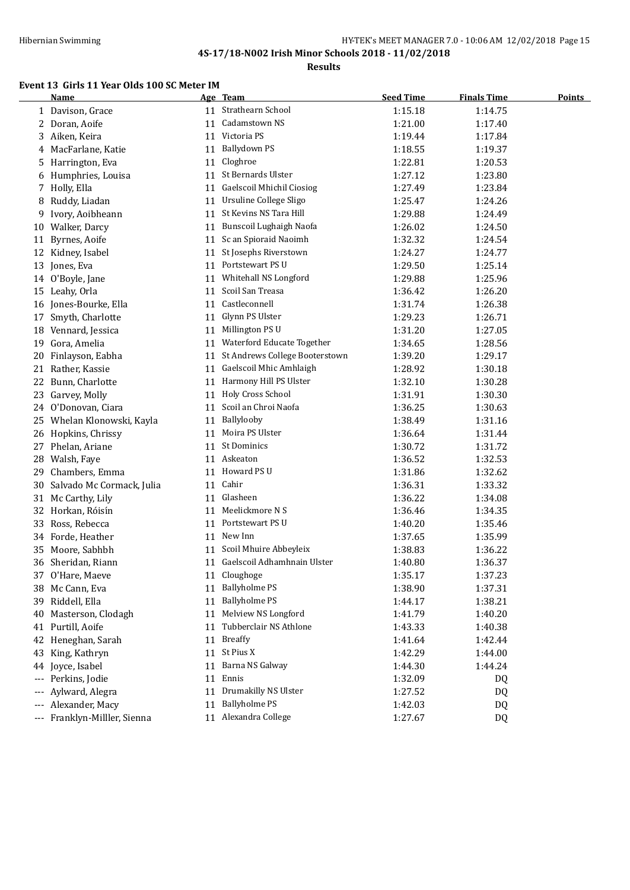**4S-17/18-N002 Irish Minor Schools 2018 - 11/02/2018**

**Results**

### Event 13 Girls 11 Year Olds 100 SC Meter IM

| | Name | Age | Team | Seed Time | Finals Time | Points |
|---|---|---|---|---|---|---|
| 1 | Davison, Grace | 11 | Strathearn School | 1:15.18 | 1:14.75 | |
| 2 | Doran, Aoife | 11 | Cadamstown NS | 1:21.00 | 1:17.40 | |
| 3 | Aiken, Keira | 11 | Victoria PS | 1:19.44 | 1:17.84 | |
| 4 | MacFarlane, Katie | 11 | Ballydown PS | 1:18.55 | 1:19.37 | |
| 5 | Harrington, Eva | 11 | Cloghroe | 1:22.81 | 1:20.53 | |
| 6 | Humphries, Louisa | 11 | St Bernards Ulster | 1:27.12 | 1:23.80 | |
| 7 | Holly, Ella | 11 | Gaelscoil Mhichil Ciosiog | 1:27.49 | 1:23.84 | |
| 8 | Ruddy, Liadan | 11 | Ursuline College Sligo | 1:25.47 | 1:24.26 | |
| 9 | Ivory, Aoibheann | 11 | St Kevins NS Tara Hill | 1:29.88 | 1:24.49 | |
| 10 | Walker, Darcy | 11 | Bunscoil Lughaigh Naofa | 1:26.02 | 1:24.50 | |
| 11 | Byrnes, Aoife | 11 | Sc an Spioraid Naoimh | 1:32.32 | 1:24.54 | |
| 12 | Kidney, Isabel | 11 | St Josephs Riverstown | 1:24.27 | 1:24.77 | |
| 13 | Jones, Eva | 11 | Portstewart PS U | 1:29.50 | 1:25.14 | |
| 14 | O'Boyle, Jane | 11 | Whitehall NS Longford | 1:29.88 | 1:25.96 | |
| 15 | Leahy, Orla | 11 | Scoil San Treasa | 1:36.42 | 1:26.20 | |
| 16 | Jones-Bourke, Ella | 11 | Castleconnell | 1:31.74 | 1:26.38 | |
| 17 | Smyth, Charlotte | 11 | Glynn PS Ulster | 1:29.23 | 1:26.71 | |
| 18 | Vennard, Jessica | 11 | Millington PS U | 1:31.20 | 1:27.05 | |
| 19 | Gora, Amelia | 11 | Waterford Educate Together | 1:34.65 | 1:28.56 | |
| 20 | Finlayson, Eabha | 11 | St Andrews College Booterstown | 1:39.20 | 1:29.17 | |
| 21 | Rather, Kassie | 11 | Gaelscoil Mhic Amhlaigh | 1:28.92 | 1:30.18 | |
| 22 | Bunn, Charlotte | 11 | Harmony Hill PS Ulster | 1:32.10 | 1:30.28 | |
| 23 | Garvey, Molly | 11 | Holy Cross School | 1:31.91 | 1:30.30 | |
| 24 | O'Donovan, Ciara | 11 | Scoil an Chroi Naofa | 1:36.25 | 1:30.63 | |
| 25 | Whelan Klonowski, Kayla | 11 | Ballylooby | 1:38.49 | 1:31.16 | |
| 26 | Hopkins, Chrissy | 11 | Moira PS Ulster | 1:36.64 | 1:31.44 | |
| 27 | Phelan, Ariane | 11 | St Dominics | 1:30.72 | 1:31.72 | |
| 28 | Walsh, Faye | 11 | Askeaton | 1:36.52 | 1:32.53 | |
| 29 | Chambers, Emma | 11 | Howard PS U | 1:31.86 | 1:32.62 | |
| 30 | Salvado Mc Cormack, Julia | 11 | Cahir | 1:36.31 | 1:33.32 | |
| 31 | Mc Carthy, Lily | 11 | Glasheen | 1:36.22 | 1:34.08 | |
| 32 | Horkan, Róisín | 11 | Meelickmore N S | 1:36.46 | 1:34.35 | |
| 33 | Ross, Rebecca | 11 | Portstewart PS U | 1:40.20 | 1:35.46 | |
| 34 | Forde, Heather | 11 | New Inn | 1:37.65 | 1:35.99 | |
| 35 | Moore, Sabhbh | 11 | Scoil Mhuire Abbeyleix | 1:38.83 | 1:36.22 | |
| 36 | Sheridan, Riann | 11 | Gaelscoil Adhamhnain Ulster | 1:40.80 | 1:36.37 | |
| 37 | O'Hare, Maeve | 11 | Cloughoge | 1:35.17 | 1:37.23 | |
| 38 | Mc Cann, Eva | 11 | Ballyholme PS | 1:38.90 | 1:37.31 | |
| 39 | Riddell, Ella | 11 | Ballyholme PS | 1:44.17 | 1:38.21 | |
| 40 | Masterson, Clodagh | 11 | Melview NS Longford | 1:41.79 | 1:40.20 | |
| 41 | Purtill, Aoife | 11 | Tubberclair NS Athlone | 1:43.33 | 1:40.38 | |
| 42 | Heneghan, Sarah | 11 | Breaffy | 1:41.64 | 1:42.44 | |
| 43 | King, Kathryn | 11 | St Pius X | 1:42.29 | 1:44.00 | |
| 44 | Joyce, Isabel | 11 | Barna NS Galway | 1:44.30 | 1:44.24 | |
| --- | Perkins, Jodie | 11 | Ennis | 1:32.09 | DQ | |
| --- | Aylward, Alegra | 11 | Drumakilly NS Ulster | 1:27.52 | DQ | |
| --- | Alexander, Macy | 11 | Ballyholme PS | 1:42.03 | DQ | |
| --- | Franklyn-Milller, Sienna | 11 | Alexandra College | 1:27.67 | DQ | |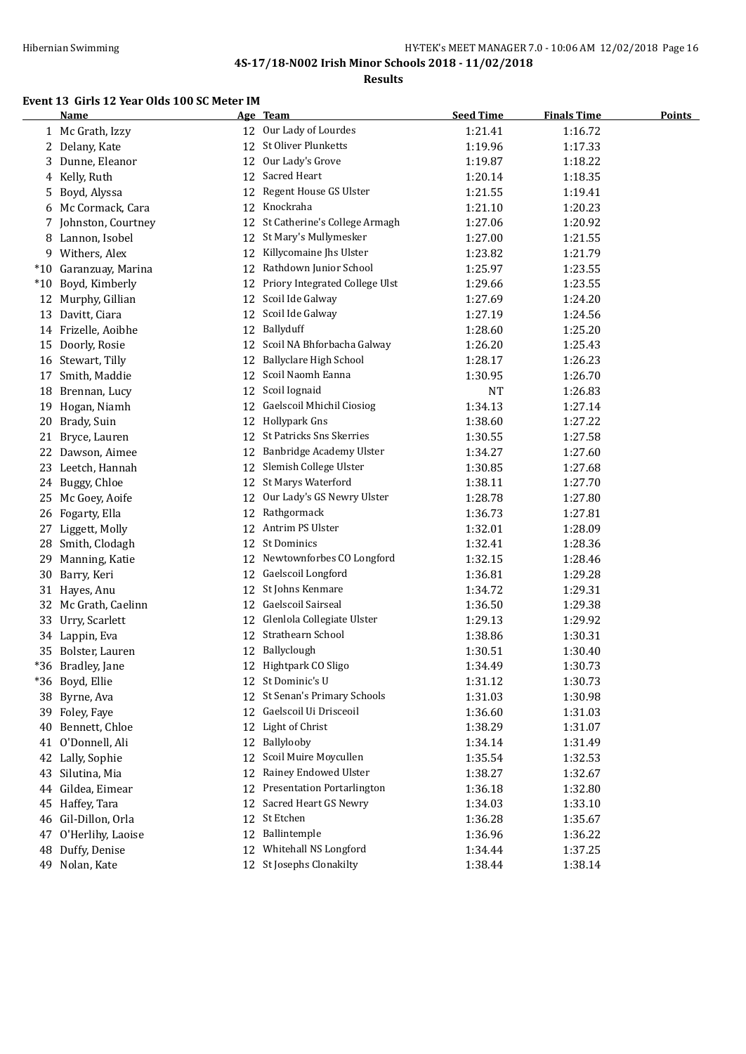# 4S-17/18-N002 Irish Minor Schools 2018 - 11/02/2018

## Results

### Event 13 Girls 12 Year Olds 100 SC Meter IM

| | Name | Age | Team | Seed Time | Finals Time | Points |
|---|---|---|---|---|---|---|
| 1 | Mc Grath, Izzy | 12 | Our Lady of Lourdes | 1:21.41 | 1:16.72 | |
| 2 | Delany, Kate | 12 | St Oliver Plunketts | 1:19.96 | 1:17.33 | |
| 3 | Dunne, Eleanor | 12 | Our Lady's Grove | 1:19.87 | 1:18.22 | |
| 4 | Kelly, Ruth | 12 | Sacred Heart | 1:20.14 | 1:18.35 | |
| 5 | Boyd, Alyssa | 12 | Regent House GS Ulster | 1:21.55 | 1:19.41 | |
| 6 | Mc Cormack, Cara | 12 | Knockraha | 1:21.10 | 1:20.23 | |
| 7 | Johnston, Courtney | 12 | St Catherine's College Armagh | 1:27.06 | 1:20.92 | |
| 8 | Lannon, Isobel | 12 | St Mary's Mullymesker | 1:27.00 | 1:21.55 | |
| 9 | Withers, Alex | 12 | Killycomaine Jhs Ulster | 1:23.82 | 1:21.79 | |
| *10 | Garanzuay, Marina | 12 | Rathdown Junior School | 1:25.97 | 1:23.55 | |
| *10 | Boyd, Kimberly | 12 | Priory Integrated College Ulst | 1:29.66 | 1:23.55 | |
| 12 | Murphy, Gillian | 12 | Scoil Ide Galway | 1:27.69 | 1:24.20 | |
| 13 | Davitt, Ciara | 12 | Scoil Ide Galway | 1:27.19 | 1:24.56 | |
| 14 | Frizelle, Aoibhe | 12 | Ballyduff | 1:28.60 | 1:25.20 | |
| 15 | Doorly, Rosie | 12 | Scoil NA Bhforbacha Galway | 1:26.20 | 1:25.43 | |
| 16 | Stewart, Tilly | 12 | Ballyclare High School | 1:28.17 | 1:26.23 | |
| 17 | Smith, Maddie | 12 | Scoil Naomh Eanna | 1:30.95 | 1:26.70 | |
| 18 | Brennan, Lucy | 12 | Scoil Iognaid | NT | 1:26.83 | |
| 19 | Hogan, Niamh | 12 | Gaelscoil Mhichil Ciosiog | 1:34.13 | 1:27.14 | |
| 20 | Brady, Suin | 12 | Hollypark Gns | 1:38.60 | 1:27.22 | |
| 21 | Bryce, Lauren | 12 | St Patricks Sns Skerries | 1:30.55 | 1:27.58 | |
| 22 | Dawson, Aimee | 12 | Banbridge Academy Ulster | 1:34.27 | 1:27.60 | |
| 23 | Leetch, Hannah | 12 | Slemish College Ulster | 1:30.85 | 1:27.68 | |
| 24 | Buggy, Chloe | 12 | St Marys Waterford | 1:38.11 | 1:27.70 | |
| 25 | Mc Goey, Aoife | 12 | Our Lady's GS Newry Ulster | 1:28.78 | 1:27.80 | |
| 26 | Fogarty, Ella | 12 | Rathgormack | 1:36.73 | 1:27.81 | |
| 27 | Liggett, Molly | 12 | Antrim PS Ulster | 1:32.01 | 1:28.09 | |
| 28 | Smith, Clodagh | 12 | St Dominics | 1:32.41 | 1:28.36 | |
| 29 | Manning, Katie | 12 | Newtownforbes CO Longford | 1:32.15 | 1:28.46 | |
| 30 | Barry, Keri | 12 | Gaelscoil Longford | 1:36.81 | 1:29.28 | |
| 31 | Hayes, Anu | 12 | St Johns Kenmare | 1:34.72 | 1:29.31 | |
| 32 | Mc Grath, Caelinn | 12 | Gaelscoil Sairseal | 1:36.50 | 1:29.38 | |
| 33 | Urry, Scarlett | 12 | Glenlola Collegiate Ulster | 1:29.13 | 1:29.92 | |
| 34 | Lappin, Eva | 12 | Strathearn School | 1:38.86 | 1:30.31 | |
| 35 | Bolster, Lauren | 12 | Ballyclough | 1:30.51 | 1:30.40 | |
| *36 | Bradley, Jane | 12 | Hightpark CO Sligo | 1:34.49 | 1:30.73 | |
| *36 | Boyd, Ellie | 12 | St Dominic's U | 1:31.12 | 1:30.73 | |
| 38 | Byrne, Ava | 12 | St Senan's Primary Schools | 1:31.03 | 1:30.98 | |
| 39 | Foley, Faye | 12 | Gaelscoil Ui Drisceoil | 1:36.60 | 1:31.03 | |
| 40 | Bennett, Chloe | 12 | Light of Christ | 1:38.29 | 1:31.07 | |
| 41 | O'Donnell, Ali | 12 | Ballylooby | 1:34.14 | 1:31.49 | |
| 42 | Lally, Sophie | 12 | Scoil Muire Moycullen | 1:35.54 | 1:32.53 | |
| 43 | Silutina, Mia | 12 | Rainey Endowed Ulster | 1:38.27 | 1:32.67 | |
| 44 | Gildea, Eimear | 12 | Presentation Portarlington | 1:36.18 | 1:32.80 | |
| 45 | Haffey, Tara | 12 | Sacred Heart GS Newry | 1:34.03 | 1:33.10 | |
| 46 | Gil-Dillon, Orla | 12 | St Etchen | 1:36.28 | 1:35.67 | |
| 47 | O'Herlihy, Laoise | 12 | Ballintemple | 1:36.96 | 1:36.22 | |
| 48 | Duffy, Denise | 12 | Whitehall NS Longford | 1:34.44 | 1:37.25 | |
| 49 | Nolan, Kate | 12 | St Josephs Clonakilty | 1:38.44 | 1:38.14 | |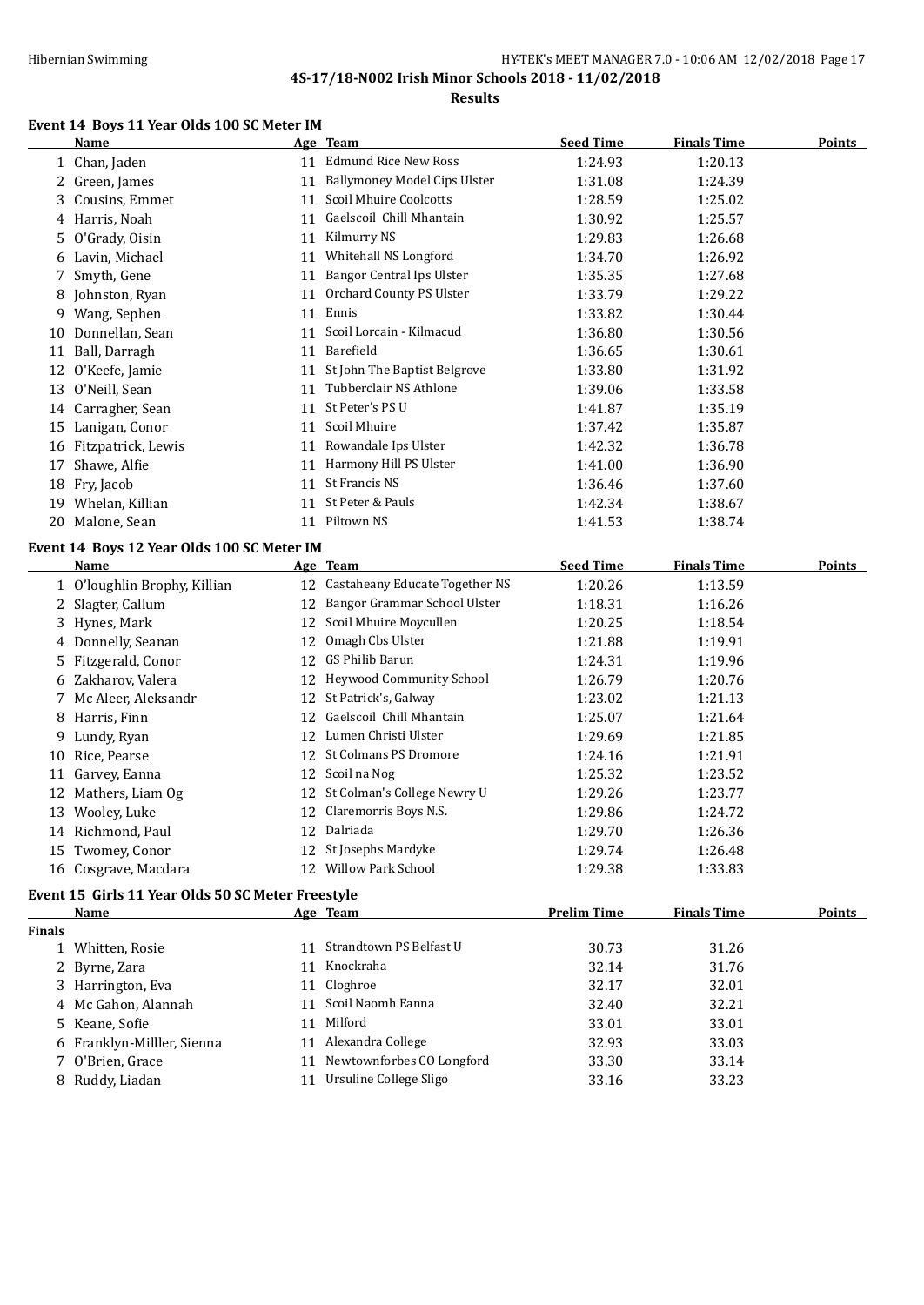## 4S-17/18-N002 Irish Minor Schools 2018 - 11/02/2018

### Results

#### Event 14 Boys 11 Year Olds 100 SC Meter IM

| | Name | Age | Team | Seed Time | Finals Time | Points |
|---|---|---|---|---|---|---|
| 1 | Chan, Jaden | 11 | Edmund Rice New Ross | 1:24.93 | 1:20.13 | |
| 2 | Green, James | 11 | Ballymoney Model Cips Ulster | 1:31.08 | 1:24.39 | |
| 3 | Cousins, Emmet | 11 | Scoil Mhuire Coolcotts | 1:28.59 | 1:25.02 | |
| 4 | Harris, Noah | 11 | Gaelscoil Chill Mhantain | 1:30.92 | 1:25.57 | |
| 5 | O'Grady, Oisin | 11 | Kilmurry NS | 1:29.83 | 1:26.68 | |
| 6 | Lavin, Michael | 11 | Whitehall NS Longford | 1:34.70 | 1:26.92 | |
| 7 | Smyth, Gene | 11 | Bangor Central Ips Ulster | 1:35.35 | 1:27.68 | |
| 8 | Johnston, Ryan | 11 | Orchard County PS Ulster | 1:33.79 | 1:29.22 | |
| 9 | Wang, Sephen | 11 | Ennis | 1:33.82 | 1:30.44 | |
| 10 | Donnellan, Sean | 11 | Scoil Lorcain - Kilmacud | 1:36.80 | 1:30.56 | |
| 11 | Ball, Darragh | 11 | Barefield | 1:36.65 | 1:30.61 | |
| 12 | O'Keefe, Jamie | 11 | St John The Baptist Belgrove | 1:33.80 | 1:31.92 | |
| 13 | O'Neill, Sean | 11 | Tubberclair NS Athlone | 1:39.06 | 1:33.58 | |
| 14 | Carragher, Sean | 11 | St Peter's PS U | 1:41.87 | 1:35.19 | |
| 15 | Lanigan, Conor | 11 | Scoil Mhuire | 1:37.42 | 1:35.87 | |
| 16 | Fitzpatrick, Lewis | 11 | Rowandale Ips Ulster | 1:42.32 | 1:36.78 | |
| 17 | Shawe, Alfie | 11 | Harmony Hill PS Ulster | 1:41.00 | 1:36.90 | |
| 18 | Fry, Jacob | 11 | St Francis NS | 1:36.46 | 1:37.60 | |
| 19 | Whelan, Killian | 11 | St Peter & Pauls | 1:42.34 | 1:38.67 | |
| 20 | Malone, Sean | 11 | Piltown NS | 1:41.53 | 1:38.74 | |

#### Event 14 Boys 12 Year Olds 100 SC Meter IM

| | Name | Age | Team | Seed Time | Finals Time | Points |
|---|---|---|---|---|---|---|
| 1 | O'loughlin Brophy, Killian | 12 | Castaheany Educate Together NS | 1:20.26 | 1:13.59 | |
| 2 | Slagter, Callum | 12 | Bangor Grammar School Ulster | 1:18.31 | 1:16.26 | |
| 3 | Hynes, Mark | 12 | Scoil Mhuire Moycullen | 1:20.25 | 1:18.54 | |
| 4 | Donnelly, Seanan | 12 | Omagh Cbs Ulster | 1:21.88 | 1:19.91 | |
| 5 | Fitzgerald, Conor | 12 | GS Philib Barun | 1:24.31 | 1:19.96 | |
| 6 | Zakharov, Valera | 12 | Heywood Community School | 1:26.79 | 1:20.76 | |
| 7 | Mc Aleer, Aleksandr | 12 | St Patrick's, Galway | 1:23.02 | 1:21.13 | |
| 8 | Harris, Finn | 12 | Gaelscoil Chill Mhantain | 1:25.07 | 1:21.64 | |
| 9 | Lundy, Ryan | 12 | Lumen Christi Ulster | 1:29.69 | 1:21.85 | |
| 10 | Rice, Pearse | 12 | St Colmans PS Dromore | 1:24.16 | 1:21.91 | |
| 11 | Garvey, Eanna | 12 | Scoil na Nog | 1:25.32 | 1:23.52 | |
| 12 | Mathers, Liam Og | 12 | St Colman's College Newry U | 1:29.26 | 1:23.77 | |
| 13 | Wooley, Luke | 12 | Claremorris Boys N.S. | 1:29.86 | 1:24.72 | |
| 14 | Richmond, Paul | 12 | Dalriada | 1:29.70 | 1:26.36 | |
| 15 | Twomey, Conor | 12 | St Josephs Mardyke | 1:29.74 | 1:26.48 | |
| 16 | Cosgrave, Macdara | 12 | Willow Park School | 1:29.38 | 1:33.83 | |

#### Event 15 Girls 11 Year Olds 50 SC Meter Freestyle

| | Name | Age | Team | Prelim Time | Finals Time | Points |
|---|---|---|---|---|---|---|
| **Finals** | | | | | | |
| 1 | Whitten, Rosie | 11 | Strandtown PS Belfast U | 30.73 | 31.26 | |
| 2 | Byrne, Zara | 11 | Knockraha | 32.14 | 31.76 | |
| 3 | Harrington, Eva | 11 | Cloghroe | 32.17 | 32.01 | |
| 4 | Mc Gahon, Alannah | 11 | Scoil Naomh Eanna | 32.40 | 32.21 | |
| 5 | Keane, Sofie | 11 | Milford | 33.01 | 33.01 | |
| 6 | Franklyn-Milller, Sienna | 11 | Alexandra College | 32.93 | 33.03 | |
| 7 | O'Brien, Grace | 11 | Newtownforbes CO Longford | 33.30 | 33.14 | |
| 8 | Ruddy, Liadan | 11 | Ursuline College Sligo | 33.16 | 33.23 | |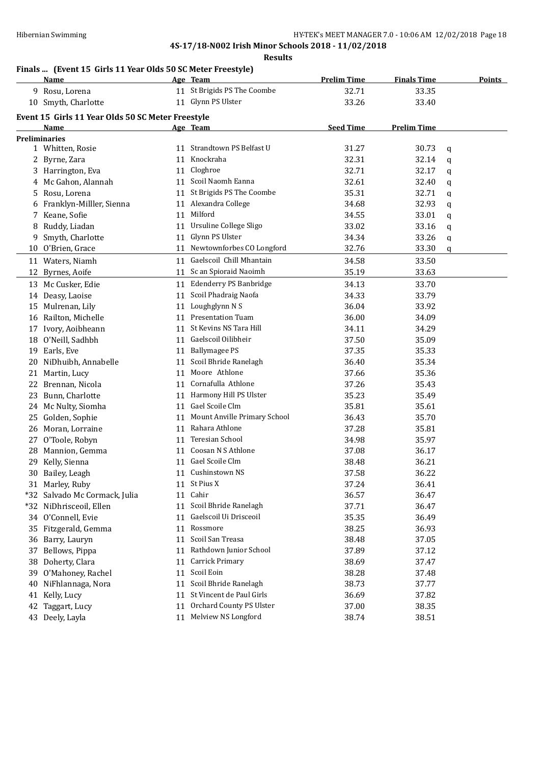**4S-17/18-N002 Irish Minor Schools 2018 - 11/02/2018**

**Results**

### Finals ... (Event 15 Girls 11 Year Olds 50 SC Meter Freestyle)

| | Name | Age | Team | Prelim Time | Finals Time | Points |
|---|---|---|---|---|---|---|
| 9 | Rosu, Lorena | 11 | St Brigids PS The Coombe | 32.71 | 33.35 | |
| 10 | Smyth, Charlotte | 11 | Glynn PS Ulster | 33.26 | 33.40 | |

### Event 15 Girls 11 Year Olds 50 SC Meter Freestyle

| | Name | Age | Team | Seed Time | Prelim Time | |
|---|---|---|---|---|---|---|
| **Preliminaries** | | | | | | |
| 1 | Whitten, Rosie | 11 | Strandtown PS Belfast U | 31.27 | 30.73 | q |
| 2 | Byrne, Zara | 11 | Knockraha | 32.31 | 32.14 | q |
| 3 | Harrington, Eva | 11 | Cloghroe | 32.71 | 32.17 | q |
| 4 | Mc Gahon, Alannah | 11 | Scoil Naomh Eanna | 32.61 | 32.40 | q |
| 5 | Rosu, Lorena | 11 | St Brigids PS The Coombe | 35.31 | 32.71 | q |
| 6 | Franklyn-Milller, Sienna | 11 | Alexandra College | 34.68 | 32.93 | q |
| 7 | Keane, Sofie | 11 | Milford | 34.55 | 33.01 | q |
| 8 | Ruddy, Liadan | 11 | Ursuline College Sligo | 33.02 | 33.16 | q |
| 9 | Smyth, Charlotte | 11 | Glynn PS Ulster | 34.34 | 33.26 | q |
| 10 | O'Brien, Grace | 11 | Newtownforbes CO Longford | 32.76 | 33.30 | q |
| 11 | Waters, Niamh | 11 | Gaelscoil Chill Mhantain | 34.58 | 33.50 | |
| 12 | Byrnes, Aoife | 11 | Sc an Spioraid Naoimh | 35.19 | 33.63 | |
| 13 | Mc Cusker, Edie | 11 | Edenderry PS Banbridge | 34.13 | 33.70 | |
| 14 | Deasy, Laoise | 11 | Scoil Phadraig Naofa | 34.33 | 33.79 | |
| 15 | Mulrenan, Lily | 11 | Loughglynn N S | 36.04 | 33.92 | |
| 16 | Railton, Michelle | 11 | Presentation Tuam | 36.00 | 34.09 | |
| 17 | Ivory, Aoibheann | 11 | St Kevins NS Tara Hill | 34.11 | 34.29 | |
| 18 | O'Neill, Sadhbh | 11 | Gaelscoil Oilibheir | 37.50 | 35.09 | |
| 19 | Earls, Eve | 11 | Ballymagee PS | 37.35 | 35.33 | |
| 20 | NiDhuibh, Annabelle | 11 | Scoil Bhride Ranelagh | 36.40 | 35.34 | |
| 21 | Martin, Lucy | 11 | Moore Athlone | 37.66 | 35.36 | |
| 22 | Brennan, Nicola | 11 | Cornafulla Athlone | 37.26 | 35.43 | |
| 23 | Bunn, Charlotte | 11 | Harmony Hill PS Ulster | 35.23 | 35.49 | |
| 24 | Mc Nulty, Siomha | 11 | Gael Scoile Clm | 35.81 | 35.61 | |
| 25 | Golden, Sophie | 11 | Mount Anville Primary School | 36.43 | 35.70 | |
| 26 | Moran, Lorraine | 11 | Rahara Athlone | 37.28 | 35.81 | |
| 27 | O'Toole, Robyn | 11 | Teresian School | 34.98 | 35.97 | |
| 28 | Mannion, Gemma | 11 | Coosan N S Athlone | 37.08 | 36.17 | |
| 29 | Kelly, Sienna | 11 | Gael Scoile Clm | 38.48 | 36.21 | |
| 30 | Bailey, Leagh | 11 | Cushinstown NS | 37.58 | 36.22 | |
| 31 | Marley, Ruby | 11 | St Pius X | 37.24 | 36.41 | |
| *32 | Salvado Mc Cormack, Julia | 11 | Cahir | 36.57 | 36.47 | |
| *32 | NiDhrisceoil, Ellen | 11 | Scoil Bhride Ranelagh | 37.71 | 36.47 | |
| 34 | O'Connell, Evie | 11 | Gaelscoil Ui Drisceoil | 35.35 | 36.49 | |
| 35 | Fitzgerald, Gemma | 11 | Rossmore | 38.25 | 36.93 | |
| 36 | Barry, Lauryn | 11 | Scoil San Treasa | 38.48 | 37.05 | |
| 37 | Bellows, Pippa | 11 | Rathdown Junior School | 37.89 | 37.12 | |
| 38 | Doherty, Clara | 11 | Carrick Primary | 38.69 | 37.47 | |
| 39 | O'Mahoney, Rachel | 11 | Scoil Eoin | 38.28 | 37.48 | |
| 40 | NiFhlannaga, Nora | 11 | Scoil Bhride Ranelagh | 38.73 | 37.77 | |
| 41 | Kelly, Lucy | 11 | St Vincent de Paul Girls | 36.69 | 37.82 | |
| 42 | Taggart, Lucy | 11 | Orchard County PS Ulster | 37.00 | 38.35 | |
| 43 | Deely, Layla | 11 | Melview NS Longford | 38.74 | 38.51 | |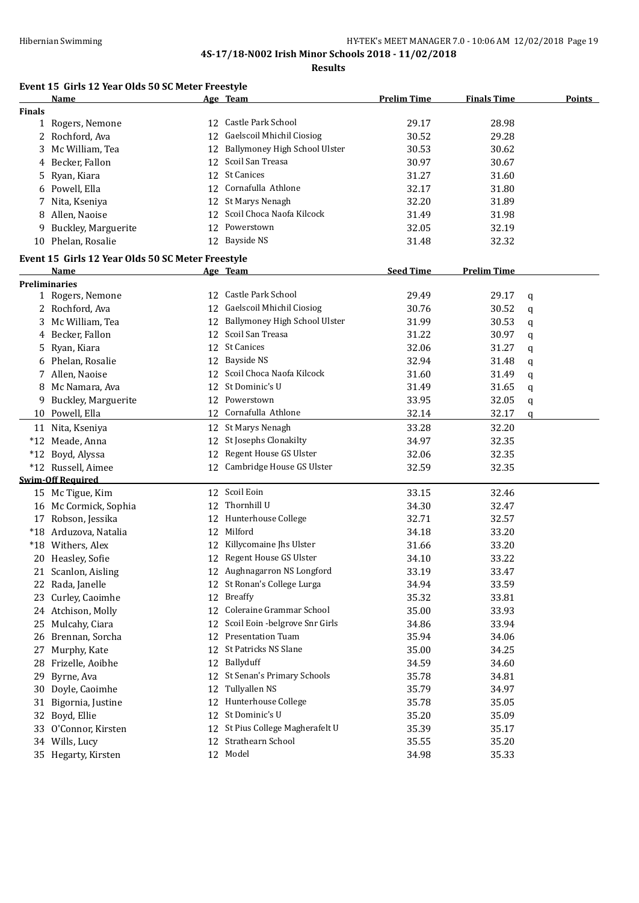**4S-17/18-N002 Irish Minor Schools 2018 - 11/02/2018**

**Results**

### Event 15 Girls 12 Year Olds 50 SC Meter Freestyle

| | Name | Age | Team | Prelim Time | Finals Time | Points |
|---|---|---|---|---|---|---|
| **Finals** | | | | | | |
| 1 | Rogers, Nemone | 12 | Castle Park School | 29.17 | 28.98 | |
| 2 | Rochford, Ava | 12 | Gaelscoil Mhichil Ciosiog | 30.52 | 29.28 | |
| 3 | Mc William, Tea | 12 | Ballymoney High School Ulster | 30.53 | 30.62 | |
| 4 | Becker, Fallon | 12 | Scoil San Treasa | 30.97 | 30.67 | |
| 5 | Ryan, Kiara | 12 | St Canices | 31.27 | 31.60 | |
| 6 | Powell, Ella | 12 | Cornafulla Athlone | 32.17 | 31.80 | |
| 7 | Nita, Kseniya | 12 | St Marys Nenagh | 32.20 | 31.89 | |
| 8 | Allen, Naoise | 12 | Scoil Choca Naofa Kilcock | 31.49 | 31.98 | |
| 9 | Buckley, Marguerite | 12 | Powerstown | 32.05 | 32.19 | |
| 10 | Phelan, Rosalie | 12 | Bayside NS | 31.48 | 32.32 | |

### Event 15 Girls 12 Year Olds 50 SC Meter Freestyle

| | Name | Age | Team | Seed Time | Prelim Time | |
|---|---|---|---|---|---|---|
| **Preliminaries** | | | | | | |
| 1 | Rogers, Nemone | 12 | Castle Park School | 29.49 | 29.17 | q |
| 2 | Rochford, Ava | 12 | Gaelscoil Mhichil Ciosiog | 30.76 | 30.52 | q |
| 3 | Mc William, Tea | 12 | Ballymoney High School Ulster | 31.99 | 30.53 | q |
| 4 | Becker, Fallon | 12 | Scoil San Treasa | 31.22 | 30.97 | q |
| 5 | Ryan, Kiara | 12 | St Canices | 32.06 | 31.27 | q |
| 6 | Phelan, Rosalie | 12 | Bayside NS | 32.94 | 31.48 | q |
| 7 | Allen, Naoise | 12 | Scoil Choca Naofa Kilcock | 31.60 | 31.49 | q |
| 8 | Mc Namara, Ava | 12 | St Dominic's U | 31.49 | 31.65 | q |
| 9 | Buckley, Marguerite | 12 | Powerstown | 33.95 | 32.05 | q |
| 10 | Powell, Ella | 12 | Cornafulla Athlone | 32.14 | 32.17 | q |
| 11 | Nita, Kseniya | 12 | St Marys Nenagh | 33.28 | 32.20 | |
| *12 | Meade, Anna | 12 | St Josephs Clonakilty | 34.97 | 32.35 | |
| *12 | Boyd, Alyssa | 12 | Regent House GS Ulster | 32.06 | 32.35 | |
| *12 | Russell, Aimee | 12 | Cambridge House GS Ulster | 32.59 | 32.35 | |
| **Swim-Off Required** | | | | | | |
| 15 | Mc Tigue, Kim | 12 | Scoil Eoin | 33.15 | 32.46 | |
| 16 | Mc Cormick, Sophia | 12 | Thornhill U | 34.30 | 32.47 | |
| 17 | Robson, Jessika | 12 | Hunterhouse College | 32.71 | 32.57 | |
| *18 | Arduzova, Natalia | 12 | Milford | 34.18 | 33.20 | |
| *18 | Withers, Alex | 12 | Killycomaine Jhs Ulster | 31.66 | 33.20 | |
| 20 | Heasley, Sofie | 12 | Regent House GS Ulster | 34.10 | 33.22 | |
| 21 | Scanlon, Aisling | 12 | Aughnagarron NS Longford | 33.19 | 33.47 | |
| 22 | Rada, Janelle | 12 | St Ronan's College Lurga | 34.94 | 33.59 | |
| 23 | Curley, Caoimhe | 12 | Breaffy | 35.32 | 33.81 | |
| 24 | Atchison, Molly | 12 | Coleraine Grammar School | 35.00 | 33.93 | |
| 25 | Mulcahy, Ciara | 12 | Scoil Eoin -belgrove Snr Girls | 34.86 | 33.94 | |
| 26 | Brennan, Sorcha | 12 | Presentation Tuam | 35.94 | 34.06 | |
| 27 | Murphy, Kate | 12 | St Patricks NS Slane | 35.00 | 34.25 | |
| 28 | Frizelle, Aoibhe | 12 | Ballyduff | 34.59 | 34.60 | |
| 29 | Byrne, Ava | 12 | St Senan's Primary Schools | 35.78 | 34.81 | |
| 30 | Doyle, Caoimhe | 12 | Tullyallen NS | 35.79 | 34.97 | |
| 31 | Bigornia, Justine | 12 | Hunterhouse College | 35.78 | 35.05 | |
| 32 | Boyd, Ellie | 12 | St Dominic's U | 35.20 | 35.09 | |
| 33 | O'Connor, Kirsten | 12 | St Pius College Magherafelt U | 35.39 | 35.17 | |
| 34 | Wills, Lucy | 12 | Strathearn School | 35.55 | 35.20 | |
| 35 | Hegarty, Kirsten | 12 | Model | 34.98 | 35.33 | |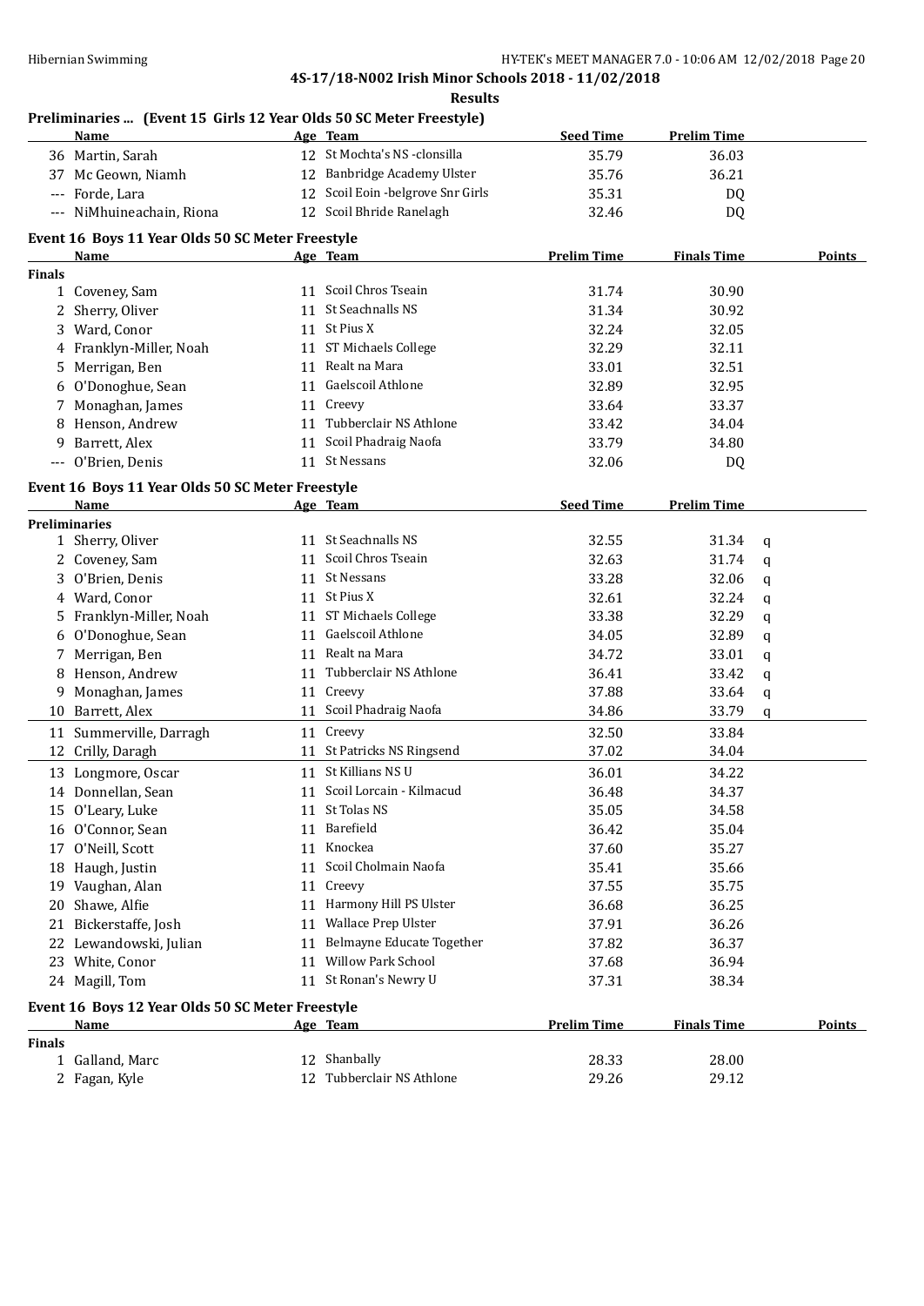**4S-17/18-N002 Irish Minor Schools 2018 - 11/02/2018**

**Results**

### Preliminaries ... (Event 15 Girls 12 Year Olds 50 SC Meter Freestyle)

| | Name | Age | Team | Seed Time | Prelim Time |
|---|---|---|---|---|---|
| 36 | Martin, Sarah | 12 | St Mochta's NS -clonsilla | 35.79 | 36.03 |
| 37 | Mc Geown, Niamh | 12 | Banbridge Academy Ulster | 35.76 | 36.21 |
| --- | Forde, Lara | 12 | Scoil Eoin -belgrove Snr Girls | 35.31 | DQ |
| --- | NiMhuineachain, Riona | 12 | Scoil Bhride Ranelagh | 32.46 | DQ |

### Event 16 Boys 11 Year Olds 50 SC Meter Freestyle

| | Name | Age | Team | Prelim Time | Finals Time | Points |
|---|---|---|---|---|---|---|
| **Finals** | | | | | | |
| 1 | Coveney, Sam | 11 | Scoil Chros Tseain | 31.74 | 30.90 | |
| 2 | Sherry, Oliver | 11 | St Seachnalls NS | 31.34 | 30.92 | |
| 3 | Ward, Conor | 11 | St Pius X | 32.24 | 32.05 | |
| 4 | Franklyn-Miller, Noah | 11 | ST Michaels College | 32.29 | 32.11 | |
| 5 | Merrigan, Ben | 11 | Realt na Mara | 33.01 | 32.51 | |
| 6 | O'Donoghue, Sean | 11 | Gaelscoil Athlone | 32.89 | 32.95 | |
| 7 | Monaghan, James | 11 | Creevy | 33.64 | 33.37 | |
| 8 | Henson, Andrew | 11 | Tubberclair NS Athlone | 33.42 | 34.04 | |
| 9 | Barrett, Alex | 11 | Scoil Phadraig Naofa | 33.79 | 34.80 | |
| --- | O'Brien, Denis | 11 | St Nessans | 32.06 | DQ | |

### Event 16 Boys 11 Year Olds 50 SC Meter Freestyle

| | Name | Age | Team | Seed Time | Prelim Time | |
|---|---|---|---|---|---|---|
| **Preliminaries** | | | | | | |
| 1 | Sherry, Oliver | 11 | St Seachnalls NS | 32.55 | 31.34 | q |
| 2 | Coveney, Sam | 11 | Scoil Chros Tseain | 32.63 | 31.74 | q |
| 3 | O'Brien, Denis | 11 | St Nessans | 33.28 | 32.06 | q |
| 4 | Ward, Conor | 11 | St Pius X | 32.61 | 32.24 | q |
| 5 | Franklyn-Miller, Noah | 11 | ST Michaels College | 33.38 | 32.29 | q |
| 6 | O'Donoghue, Sean | 11 | Gaelscoil Athlone | 34.05 | 32.89 | q |
| 7 | Merrigan, Ben | 11 | Realt na Mara | 34.72 | 33.01 | q |
| 8 | Henson, Andrew | 11 | Tubberclair NS Athlone | 36.41 | 33.42 | q |
| 9 | Monaghan, James | 11 | Creevy | 37.88 | 33.64 | q |
| 10 | Barrett, Alex | 11 | Scoil Phadraig Naofa | 34.86 | 33.79 | q |
| 11 | Summerville, Darragh | 11 | Creevy | 32.50 | 33.84 | |
| 12 | Crilly, Daragh | 11 | St Patricks NS Ringsend | 37.02 | 34.04 | |
| 13 | Longmore, Oscar | 11 | St Killians NS U | 36.01 | 34.22 | |
| 14 | Donnellan, Sean | 11 | Scoil Lorcain - Kilmacud | 36.48 | 34.37 | |
| 15 | O'Leary, Luke | 11 | St Tolas NS | 35.05 | 34.58 | |
| 16 | O'Connor, Sean | 11 | Barefield | 36.42 | 35.04 | |
| 17 | O'Neill, Scott | 11 | Knockea | 37.60 | 35.27 | |
| 18 | Haugh, Justin | 11 | Scoil Cholmain Naofa | 35.41 | 35.66 | |
| 19 | Vaughan, Alan | 11 | Creevy | 37.55 | 35.75 | |
| 20 | Shawe, Alfie | 11 | Harmony Hill PS Ulster | 36.68 | 36.25 | |
| 21 | Bickerstaffe, Josh | 11 | Wallace Prep Ulster | 37.91 | 36.26 | |
| 22 | Lewandowski, Julian | 11 | Belmayne Educate Together | 37.82 | 36.37 | |
| 23 | White, Conor | 11 | Willow Park School | 37.68 | 36.94 | |
| 24 | Magill, Tom | 11 | St Ronan's Newry U | 37.31 | 38.34 | |

### Event 16 Boys 12 Year Olds 50 SC Meter Freestyle

| | Name | Age | Team | Prelim Time | Finals Time | Points |
|---|---|---|---|---|---|---|
| **Finals** | | | | | | |
| 1 | Galland, Marc | 12 | Shanbally | 28.33 | 28.00 | |
| 2 | Fagan, Kyle | 12 | Tubberclair NS Athlone | 29.26 | 29.12 | |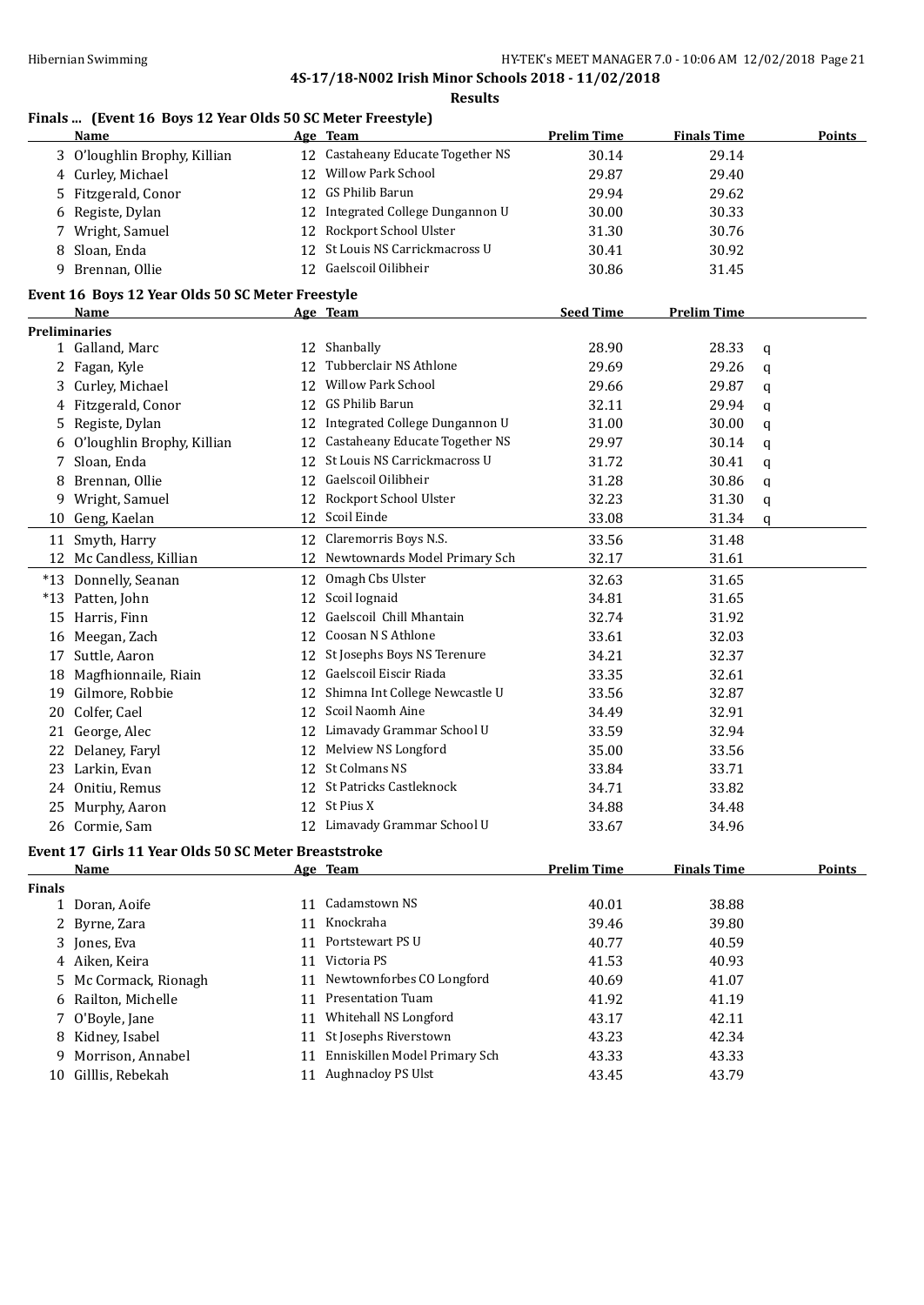**4S-17/18-N002 Irish Minor Schools 2018 - 11/02/2018**

**Results**

### Finals ... (Event 16 Boys 12 Year Olds 50 SC Meter Freestyle)

| | Name | Age | Team | Prelim Time | Finals Time | Points |
|---|---|---|---|---|---|---|
| 3 | O'loughlin Brophy, Killian | 12 | Castaheany Educate Together NS | 30.14 | 29.14 | |
| 4 | Curley, Michael | 12 | Willow Park School | 29.87 | 29.40 | |
| 5 | Fitzgerald, Conor | 12 | GS Philib Barun | 29.94 | 29.62 | |
| 6 | Registe, Dylan | 12 | Integrated College Dungannon U | 30.00 | 30.33 | |
| 7 | Wright, Samuel | 12 | Rockport School Ulster | 31.30 | 30.76 | |
| 8 | Sloan, Enda | 12 | St Louis NS Carrickmacross U | 30.41 | 30.92 | |
| 9 | Brennan, Ollie | 12 | Gaelscoil Oilibheir | 30.86 | 31.45 | |

### Event 16 Boys 12 Year Olds 50 SC Meter Freestyle

| | Name | Age | Team | Seed Time | Prelim Time | |
|---|---|---|---|---|---|---|
| **Preliminaries** | | | | | | |
| 1 | Galland, Marc | 12 | Shanbally | 28.90 | 28.33 | q |
| 2 | Fagan, Kyle | 12 | Tubberclair NS Athlone | 29.69 | 29.26 | q |
| 3 | Curley, Michael | 12 | Willow Park School | 29.66 | 29.87 | q |
| 4 | Fitzgerald, Conor | 12 | GS Philib Barun | 32.11 | 29.94 | q |
| 5 | Registe, Dylan | 12 | Integrated College Dungannon U | 31.00 | 30.00 | q |
| 6 | O'loughlin Brophy, Killian | 12 | Castaheany Educate Together NS | 29.97 | 30.14 | q |
| 7 | Sloan, Enda | 12 | St Louis NS Carrickmacross U | 31.72 | 30.41 | q |
| 8 | Brennan, Ollie | 12 | Gaelscoil Oilibheir | 31.28 | 30.86 | q |
| 9 | Wright, Samuel | 12 | Rockport School Ulster | 32.23 | 31.30 | q |
| 10 | Geng, Kaelan | 12 | Scoil Einde | 33.08 | 31.34 | q |
| 11 | Smyth, Harry | 12 | Claremorris Boys N.S. | 33.56 | 31.48 | |
| 12 | Mc Candless, Killian | 12 | Newtownards Model Primary Sch | 32.17 | 31.61 | |
| *13 | Donnelly, Seanan | 12 | Omagh Cbs Ulster | 32.63 | 31.65 | |
| *13 | Patten, John | 12 | Scoil Iognaid | 34.81 | 31.65 | |
| 15 | Harris, Finn | 12 | Gaelscoil Chill Mhantain | 32.74 | 31.92 | |
| 16 | Meegan, Zach | 12 | Coosan N S Athlone | 33.61 | 32.03 | |
| 17 | Suttle, Aaron | 12 | St Josephs Boys NS Terenure | 34.21 | 32.37 | |
| 18 | Magfhionnaile, Riain | 12 | Gaelscoil Eiscir Riada | 33.35 | 32.61 | |
| 19 | Gilmore, Robbie | 12 | Shimna Int College Newcastle U | 33.56 | 32.87 | |
| 20 | Colfer, Cael | 12 | Scoil Naomh Aine | 34.49 | 32.91 | |
| 21 | George, Alec | 12 | Limavady Grammar School U | 33.59 | 32.94 | |
| 22 | Delaney, Faryl | 12 | Melview NS Longford | 35.00 | 33.56 | |
| 23 | Larkin, Evan | 12 | St Colmans NS | 33.84 | 33.71 | |
| 24 | Onitiu, Remus | 12 | St Patricks Castleknock | 34.71 | 33.82 | |
| 25 | Murphy, Aaron | 12 | St Pius X | 34.88 | 34.48 | |
| 26 | Cormie, Sam | 12 | Limavady Grammar School U | 33.67 | 34.96 | |

### Event 17 Girls 11 Year Olds 50 SC Meter Breaststroke

| | Name | Age | Team | Prelim Time | Finals Time | Points |
|---|---|---|---|---|---|---|
| **Finals** | | | | | | |
| 1 | Doran, Aoife | 11 | Cadamstown NS | 40.01 | 38.88 | |
| 2 | Byrne, Zara | 11 | Knockraha | 39.46 | 39.80 | |
| 3 | Jones, Eva | 11 | Portstewart PS U | 40.77 | 40.59 | |
| 4 | Aiken, Keira | 11 | Victoria PS | 41.53 | 40.93 | |
| 5 | Mc Cormack, Rionagh | 11 | Newtownforbes CO Longford | 40.69 | 41.07 | |
| 6 | Railton, Michelle | 11 | Presentation Tuam | 41.92 | 41.19 | |
| 7 | O'Boyle, Jane | 11 | Whitehall NS Longford | 43.17 | 42.11 | |
| 8 | Kidney, Isabel | 11 | St Josephs Riverstown | 43.23 | 42.34 | |
| 9 | Morrison, Annabel | 11 | Enniskillen Model Primary Sch | 43.33 | 43.33 | |
| 10 | Gilllis, Rebekah | 11 | Aughnacloy PS Ulst | 43.45 | 43.79 | |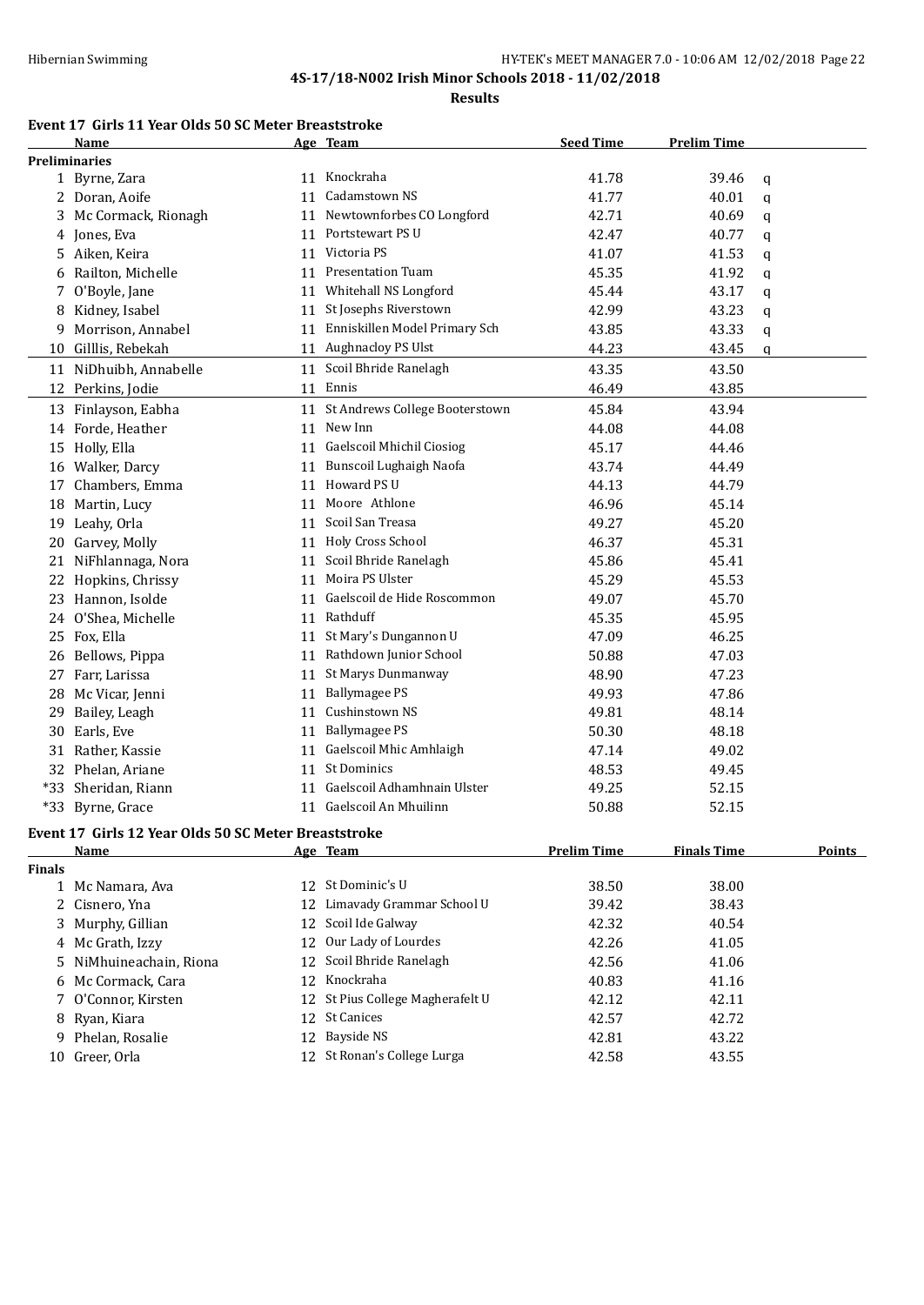4S-17/18-N002 Irish Minor Schools 2018 - 11/02/2018

**Results**

### Event 17 Girls 11 Year Olds 50 SC Meter Breaststroke

| | Name | Age | Team | Seed Time | Prelim Time | |
|---|---|---|---|---|---|---|
| **Preliminaries** | | | | | | |
| 1 | Byrne, Zara | 11 | Knockraha | 41.78 | 39.46 | q |
| 2 | Doran, Aoife | 11 | Cadamstown NS | 41.77 | 40.01 | q |
| 3 | Mc Cormack, Rionagh | 11 | Newtownforbes CO Longford | 42.71 | 40.69 | q |
| 4 | Jones, Eva | 11 | Portstewart PS U | 42.47 | 40.77 | q |
| 5 | Aiken, Keira | 11 | Victoria PS | 41.07 | 41.53 | q |
| 6 | Railton, Michelle | 11 | Presentation Tuam | 45.35 | 41.92 | q |
| 7 | O'Boyle, Jane | 11 | Whitehall NS Longford | 45.44 | 43.17 | q |
| 8 | Kidney, Isabel | 11 | St Josephs Riverstown | 42.99 | 43.23 | q |
| 9 | Morrison, Annabel | 11 | Enniskillen Model Primary Sch | 43.85 | 43.33 | q |
| 10 | Gilllis, Rebekah | 11 | Aughnacloy PS Ulst | 44.23 | 43.45 | q |
| 11 | NiDhuibh, Annabelle | 11 | Scoil Bhride Ranelagh | 43.35 | 43.50 | |
| 12 | Perkins, Jodie | 11 | Ennis | 46.49 | 43.85 | |
| 13 | Finlayson, Eabha | 11 | St Andrews College Booterstown | 45.84 | 43.94 | |
| 14 | Forde, Heather | 11 | New Inn | 44.08 | 44.08 | |
| 15 | Holly, Ella | 11 | Gaelscoil Mhichil Ciosiog | 45.17 | 44.46 | |
| 16 | Walker, Darcy | 11 | Bunscoil Lughaigh Naofa | 43.74 | 44.49 | |
| 17 | Chambers, Emma | 11 | Howard PS U | 44.13 | 44.79 | |
| 18 | Martin, Lucy | 11 | Moore Athlone | 46.96 | 45.14 | |
| 19 | Leahy, Orla | 11 | Scoil San Treasa | 49.27 | 45.20 | |
| 20 | Garvey, Molly | 11 | Holy Cross School | 46.37 | 45.31 | |
| 21 | NiFhlannaga, Nora | 11 | Scoil Bhride Ranelagh | 45.86 | 45.41 | |
| 22 | Hopkins, Chrissy | 11 | Moira PS Ulster | 45.29 | 45.53 | |
| 23 | Hannon, Isolde | 11 | Gaelscoil de Hide Roscommon | 49.07 | 45.70 | |
| 24 | O'Shea, Michelle | 11 | Rathduff | 45.35 | 45.95 | |
| 25 | Fox, Ella | 11 | St Mary's Dungannon U | 47.09 | 46.25 | |
| 26 | Bellows, Pippa | 11 | Rathdown Junior School | 50.88 | 47.03 | |
| 27 | Farr, Larissa | 11 | St Marys Dunmanway | 48.90 | 47.23 | |
| 28 | Mc Vicar, Jenni | 11 | Ballymagee PS | 49.93 | 47.86 | |
| 29 | Bailey, Leagh | 11 | Cushinstown NS | 49.81 | 48.14 | |
| 30 | Earls, Eve | 11 | Ballymagee PS | 50.30 | 48.18 | |
| 31 | Rather, Kassie | 11 | Gaelscoil Mhic Amhlaigh | 47.14 | 49.02 | |
| 32 | Phelan, Ariane | 11 | St Dominics | 48.53 | 49.45 | |
| *33 | Sheridan, Riann | 11 | Gaelscoil Adhamhnain Ulster | 49.25 | 52.15 | |
| *33 | Byrne, Grace | 11 | Gaelscoil An Mhuilinn | 50.88 | 52.15 | |

### Event 17 Girls 12 Year Olds 50 SC Meter Breaststroke

| | Name | Age | Team | Prelim Time | Finals Time | Points |
|---|---|---|---|---|---|---|
| **Finals** | | | | | | |
| 1 | Mc Namara, Ava | 12 | St Dominic's U | 38.50 | 38.00 | |
| 2 | Cisnero, Yna | 12 | Limavady Grammar School U | 39.42 | 38.43 | |
| 3 | Murphy, Gillian | 12 | Scoil Ide Galway | 42.32 | 40.54 | |
| 4 | Mc Grath, Izzy | 12 | Our Lady of Lourdes | 42.26 | 41.05 | |
| 5 | NiMhuineachain, Riona | 12 | Scoil Bhride Ranelagh | 42.56 | 41.06 | |
| 6 | Mc Cormack, Cara | 12 | Knockraha | 40.83 | 41.16 | |
| 7 | O'Connor, Kirsten | 12 | St Pius College Magherafelt U | 42.12 | 42.11 | |
| 8 | Ryan, Kiara | 12 | St Canices | 42.57 | 42.72 | |
| 9 | Phelan, Rosalie | 12 | Bayside NS | 42.81 | 43.22 | |
| 10 | Greer, Orla | 12 | St Ronan's College Lurga | 42.58 | 43.55 | |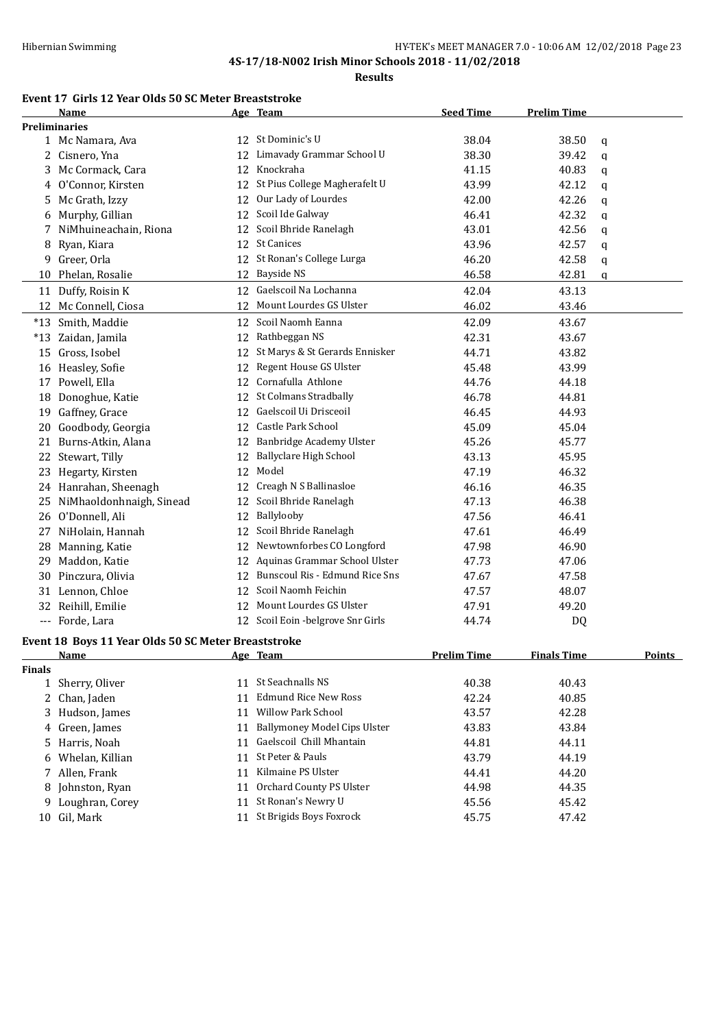**4S-17/18-N002 Irish Minor Schools 2018 - 11/02/2018**

**Results**

### Event 17 Girls 12 Year Olds 50 SC Meter Breaststroke

| | Name | Age | Team | Seed Time | Prelim Time | |
|---|---|---|---|---|---|---|
| **Preliminaries** | | | | | | |
| 1 | Mc Namara, Ava | 12 | St Dominic's U | 38.04 | 38.50 | q |
| 2 | Cisnero, Yna | 12 | Limavady Grammar School U | 38.30 | 39.42 | q |
| 3 | Mc Cormack, Cara | 12 | Knockraha | 41.15 | 40.83 | q |
| 4 | O'Connor, Kirsten | 12 | St Pius College Magherafelt U | 43.99 | 42.12 | q |
| 5 | Mc Grath, Izzy | 12 | Our Lady of Lourdes | 42.00 | 42.26 | q |
| 6 | Murphy, Gillian | 12 | Scoil Ide Galway | 46.41 | 42.32 | q |
| 7 | NiMhuineachain, Riona | 12 | Scoil Bhride Ranelagh | 43.01 | 42.56 | q |
| 8 | Ryan, Kiara | 12 | St Canices | 43.96 | 42.57 | q |
| 9 | Greer, Orla | 12 | St Ronan's College Lurga | 46.20 | 42.58 | q |
| 10 | Phelan, Rosalie | 12 | Bayside NS | 46.58 | 42.81 | q |
| 11 | Duffy, Roisin K | 12 | Gaelscoil Na Lochanna | 42.04 | 43.13 | |
| 12 | Mc Connell, Ciosa | 12 | Mount Lourdes GS Ulster | 46.02 | 43.46 | |
| *13 | Smith, Maddie | 12 | Scoil Naomh Eanna | 42.09 | 43.67 | |
| *13 | Zaidan, Jamila | 12 | Rathbeggan NS | 42.31 | 43.67 | |
| 15 | Gross, Isobel | 12 | St Marys & St Gerards Ennisker | 44.71 | 43.82 | |
| 16 | Heasley, Sofie | 12 | Regent House GS Ulster | 45.48 | 43.99 | |
| 17 | Powell, Ella | 12 | Cornafulla Athlone | 44.76 | 44.18 | |
| 18 | Donoghue, Katie | 12 | St Colmans Stradbally | 46.78 | 44.81 | |
| 19 | Gaffney, Grace | 12 | Gaelscoil Ui Drisceoil | 46.45 | 44.93 | |
| 20 | Goodbody, Georgia | 12 | Castle Park School | 45.09 | 45.04 | |
| 21 | Burns-Atkin, Alana | 12 | Banbridge Academy Ulster | 45.26 | 45.77 | |
| 22 | Stewart, Tilly | 12 | Ballyclare High School | 43.13 | 45.95 | |
| 23 | Hegarty, Kirsten | 12 | Model | 47.19 | 46.32 | |
| 24 | Hanrahan, Sheenagh | 12 | Creagh N S Ballinasloe | 46.16 | 46.35 | |
| 25 | NiMhaoldonhnaigh, Sinead | 12 | Scoil Bhride Ranelagh | 47.13 | 46.38 | |
| 26 | O'Donnell, Ali | 12 | Ballylooby | 47.56 | 46.41 | |
| 27 | NiHolain, Hannah | 12 | Scoil Bhride Ranelagh | 47.61 | 46.49 | |
| 28 | Manning, Katie | 12 | Newtownforbes CO Longford | 47.98 | 46.90 | |
| 29 | Maddon, Katie | 12 | Aquinas Grammar School Ulster | 47.73 | 47.06 | |
| 30 | Pinczura, Olivia | 12 | Bunscoul Ris - Edmund Rice Sns | 47.67 | 47.58 | |
| 31 | Lennon, Chloe | 12 | Scoil Naomh Feichin | 47.57 | 48.07 | |
| 32 | Reihill, Emilie | 12 | Mount Lourdes GS Ulster | 47.91 | 49.20 | |
| --- | Forde, Lara | 12 | Scoil Eoin -belgrove Snr Girls | 44.74 | DQ | |

### Event 18 Boys 11 Year Olds 50 SC Meter Breaststroke

| | Name | Age | Team | Prelim Time | Finals Time | Points |
|---|---|---|---|---|---|---|
| **Finals** | | | | | | |
| 1 | Sherry, Oliver | 11 | St Seachnalls NS | 40.38 | 40.43 | |
| 2 | Chan, Jaden | 11 | Edmund Rice New Ross | 42.24 | 40.85 | |
| 3 | Hudson, James | 11 | Willow Park School | 43.57 | 42.28 | |
| 4 | Green, James | 11 | Ballymoney Model Cips Ulster | 43.83 | 43.84 | |
| 5 | Harris, Noah | 11 | Gaelscoil Chill Mhantain | 44.81 | 44.11 | |
| 6 | Whelan, Killian | 11 | St Peter & Pauls | 43.79 | 44.19 | |
| 7 | Allen, Frank | 11 | Kilmaine PS Ulster | 44.41 | 44.20 | |
| 8 | Johnston, Ryan | 11 | Orchard County PS Ulster | 44.98 | 44.35 | |
| 9 | Loughran, Corey | 11 | St Ronan's Newry U | 45.56 | 45.42 | |
| 10 | Gil, Mark | 11 | St Brigids Boys Foxrock | 45.75 | 47.42 | |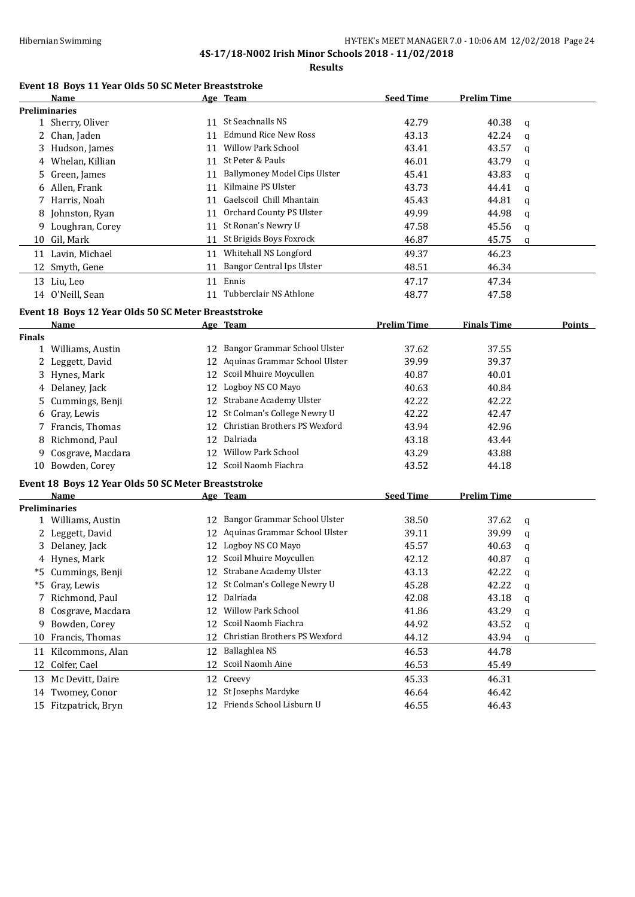4S-17/18-N002 Irish Minor Schools 2018 - 11/02/2018

**Results**

### Event 18 Boys 11 Year Olds 50 SC Meter Breaststroke

| | Name | Age | Team | Seed Time | Prelim Time | |
|---|---|---|---|---|---|---|
| **Preliminaries** | | | | | | |
| 1 | Sherry, Oliver | 11 | St Seachnalls NS | 42.79 | 40.38 | q |
| 2 | Chan, Jaden | 11 | Edmund Rice New Ross | 43.13 | 42.24 | q |
| 3 | Hudson, James | 11 | Willow Park School | 43.41 | 43.57 | q |
| 4 | Whelan, Killian | 11 | St Peter & Pauls | 46.01 | 43.79 | q |
| 5 | Green, James | 11 | Ballymoney Model Cips Ulster | 45.41 | 43.83 | q |
| 6 | Allen, Frank | 11 | Kilmaine PS Ulster | 43.73 | 44.41 | q |
| 7 | Harris, Noah | 11 | Gaelscoil Chill Mhantain | 45.43 | 44.81 | q |
| 8 | Johnston, Ryan | 11 | Orchard County PS Ulster | 49.99 | 44.98 | q |
| 9 | Loughran, Corey | 11 | St Ronan's Newry U | 47.58 | 45.56 | q |
| 10 | Gil, Mark | 11 | St Brigids Boys Foxrock | 46.87 | 45.75 | q |
| 11 | Lavin, Michael | 11 | Whitehall NS Longford | 49.37 | 46.23 | |
| 12 | Smyth, Gene | 11 | Bangor Central Ips Ulster | 48.51 | 46.34 | |
| 13 | Liu, Leo | 11 | Ennis | 47.17 | 47.34 | |
| 14 | O'Neill, Sean | 11 | Tubberclair NS Athlone | 48.77 | 47.58 | |

### Event 18 Boys 12 Year Olds 50 SC Meter Breaststroke

| | Name | Age | Team | Prelim Time | Finals Time | Points |
|---|---|---|---|---|---|---|
| **Finals** | | | | | | |
| 1 | Williams, Austin | 12 | Bangor Grammar School Ulster | 37.62 | 37.55 | |
| 2 | Leggett, David | 12 | Aquinas Grammar School Ulster | 39.99 | 39.37 | |
| 3 | Hynes, Mark | 12 | Scoil Mhuire Moycullen | 40.87 | 40.01 | |
| 4 | Delaney, Jack | 12 | Logboy NS CO Mayo | 40.63 | 40.84 | |
| 5 | Cummings, Benji | 12 | Strabane Academy Ulster | 42.22 | 42.22 | |
| 6 | Gray, Lewis | 12 | St Colman's College Newry U | 42.22 | 42.47 | |
| 7 | Francis, Thomas | 12 | Christian Brothers PS Wexford | 43.94 | 42.96 | |
| 8 | Richmond, Paul | 12 | Dalriada | 43.18 | 43.44 | |
| 9 | Cosgrave, Macdara | 12 | Willow Park School | 43.29 | 43.88 | |
| 10 | Bowden, Corey | 12 | Scoil Naomh Fiachra | 43.52 | 44.18 | |

### Event 18 Boys 12 Year Olds 50 SC Meter Breaststroke

| | Name | Age | Team | Seed Time | Prelim Time | |
|---|---|---|---|---|---|---|
| **Preliminaries** | | | | | | |
| 1 | Williams, Austin | 12 | Bangor Grammar School Ulster | 38.50 | 37.62 | q |
| 2 | Leggett, David | 12 | Aquinas Grammar School Ulster | 39.11 | 39.99 | q |
| 3 | Delaney, Jack | 12 | Logboy NS CO Mayo | 45.57 | 40.63 | q |
| 4 | Hynes, Mark | 12 | Scoil Mhuire Moycullen | 42.12 | 40.87 | q |
| *5 | Cummings, Benji | 12 | Strabane Academy Ulster | 43.13 | 42.22 | q |
| *5 | Gray, Lewis | 12 | St Colman's College Newry U | 45.28 | 42.22 | q |
| 7 | Richmond, Paul | 12 | Dalriada | 42.08 | 43.18 | q |
| 8 | Cosgrave, Macdara | 12 | Willow Park School | 41.86 | 43.29 | q |
| 9 | Bowden, Corey | 12 | Scoil Naomh Fiachra | 44.92 | 43.52 | q |
| 10 | Francis, Thomas | 12 | Christian Brothers PS Wexford | 44.12 | 43.94 | q |
| 11 | Kilcommons, Alan | 12 | Ballaghlea NS | 46.53 | 44.78 | |
| 12 | Colfer, Cael | 12 | Scoil Naomh Aine | 46.53 | 45.49 | |
| 13 | Mc Devitt, Daire | 12 | Creevy | 45.33 | 46.31 | |
| 14 | Twomey, Conor | 12 | St Josephs Mardyke | 46.64 | 46.42 | |
| 15 | Fitzpatrick, Bryn | 12 | Friends School Lisburn U | 46.55 | 46.43 | |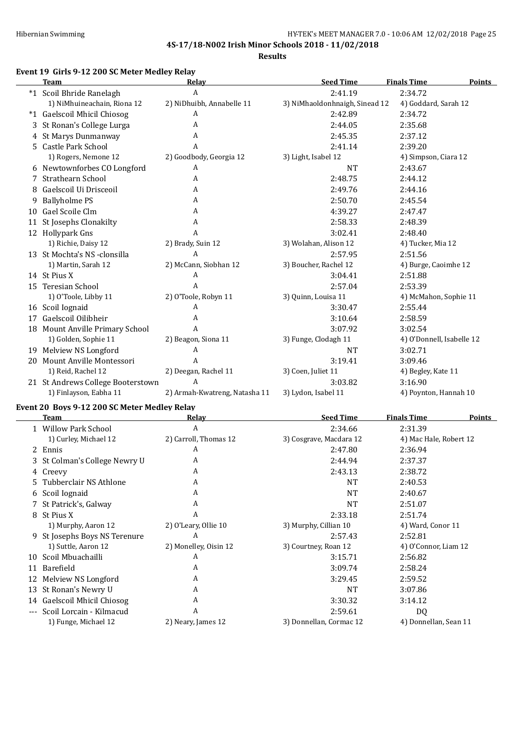**4S-17/18-N002 Irish Minor Schools 2018 - 11/02/2018**

**Results**

### Event 19 Girls 9-12 200 SC Meter Medley Relay

| | Team | Relay | Seed Time | Finals Time | Points |
|---|---|---|---|---|---|
| *1 | Scoil Bhride Ranelagh | A | 2:41.19 | 2:34.72 | |
| | 1) NiMhuineachain, Riona 12 | 2) NiDhuibh, Annabelle 11 | 3) NiMhaoldonhnaigh, Sinead 12 | 4) Goddard, Sarah 12 | |
| *1 | Gaelscoil Mhicil Chiosog | A | 2:42.89 | 2:34.72 | |
| 3 | St Ronan's College Lurga | A | 2:44.05 | 2:35.68 | |
| 4 | St Marys Dunmanway | A | 2:45.35 | 2:37.12 | |
| 5 | Castle Park School | A | 2:41.14 | 2:39.20 | |
| | 1) Rogers, Nemone 12 | 2) Goodbody, Georgia 12 | 3) Light, Isabel 12 | 4) Simpson, Ciara 12 | |
| 6 | Newtownforbes CO Longford | A | NT | 2:43.67 | |
| 7 | Strathearn School | A | 2:48.75 | 2:44.12 | |
| 8 | Gaelscoil Ui Drisceoil | A | 2:49.76 | 2:44.16 | |
| 9 | Ballyholme PS | A | 2:50.70 | 2:45.54 | |
| 10 | Gael Scoile Clm | A | 4:39.27 | 2:47.47 | |
| 11 | St Josephs Clonakilty | A | 2:58.33 | 2:48.39 | |
| 12 | Hollypark Gns | A | 3:02.41 | 2:48.40 | |
| | 1) Richie, Daisy 12 | 2) Brady, Suin 12 | 3) Wolahan, Alison 12 | 4) Tucker, Mia 12 | |
| 13 | St Mochta's NS -clonsilla | A | 2:57.95 | 2:51.56 | |
| | 1) Martin, Sarah 12 | 2) McCann, Siobhan 12 | 3) Boucher, Rachel 12 | 4) Burge, Caoimhe 12 | |
| 14 | St Pius X | A | 3:04.41 | 2:51.88 | |
| 15 | Teresian School | A | 2:57.04 | 2:53.39 | |
| | 1) O'Toole, Libby 11 | 2) O'Toole, Robyn 11 | 3) Quinn, Louisa 11 | 4) McMahon, Sophie 11 | |
| 16 | Scoil Iognaid | A | 3:30.47 | 2:55.44 | |
| 17 | Gaelscoil Oilibheir | A | 3:10.64 | 2:58.59 | |
| 18 | Mount Anville Primary School | A | 3:07.92 | 3:02.54 | |
| | 1) Golden, Sophie 11 | 2) Beagon, Siona 11 | 3) Funge, Clodagh 11 | 4) O'Donnell, Isabelle 12 | |
| 19 | Melview NS Longford | A | NT | 3:02.71 | |
| 20 | Mount Anville Montessori | A | 3:19.41 | 3:09.46 | |
| | 1) Reid, Rachel 12 | 2) Deegan, Rachel 11 | 3) Coen, Juliet 11 | 4) Begley, Kate 11 | |
| 21 | St Andrews College Booterstown | A | 3:03.82 | 3:16.90 | |
| | 1) Finlayson, Eabha 11 | 2) Armah-Kwatreng, Natasha 11 | 3) Lydon, Isabel 11 | 4) Poynton, Hannah 10 | |

### Event 20 Boys 9-12 200 SC Meter Medley Relay

| | Team | Relay | Seed Time | Finals Time | Points |
|---|---|---|---|---|---|
| 1 | Willow Park School | A | 2:34.66 | 2:31.39 | |
| | 1) Curley, Michael 12 | 2) Carroll, Thomas 12 | 3) Cosgrave, Macdara 12 | 4) Mac Hale, Robert 12 | |
| 2 | Ennis | A | 2:47.80 | 2:36.94 | |
| 3 | St Colman's College Newry U | A | 2:44.94 | 2:37.37 | |
| 4 | Creevy | A | 2:43.13 | 2:38.72 | |
| 5 | Tubberclair NS Athlone | A | NT | 2:40.53 | |
| 6 | Scoil Iognaid | A | NT | 2:40.67 | |
| 7 | St Patrick's, Galway | A | NT | 2:51.07 | |
| 8 | St Pius X | A | 2:33.18 | 2:51.74 | |
| | 1) Murphy, Aaron 12 | 2) O'Leary, Ollie 10 | 3) Murphy, Cillian 10 | 4) Ward, Conor 11 | |
| 9 | St Josephs Boys NS Terenure | A | 2:57.43 | 2:52.81 | |
| | 1) Suttle, Aaron 12 | 2) Monelley, Oisin 12 | 3) Courtney, Roan 12 | 4) O'Connor, Liam 12 | |
| 10 | Scoil Mbuachailli | A | 3:15.71 | 2:56.82 | |
| 11 | Barefield | A | 3:09.74 | 2:58.24 | |
| 12 | Melview NS Longford | A | 3:29.45 | 2:59.52 | |
| 13 | St Ronan's Newry U | A | NT | 3:07.86 | |
| 14 | Gaelscoil Mhicil Chiosog | A | 3:30.32 | 3:14.12 | |
| --- | Scoil Lorcain - Kilmacud | A | 2:59.61 | DQ | |
| | 1) Funge, Michael 12 | 2) Neary, James 12 | 3) Donnellan, Cormac 12 | 4) Donnellan, Sean 11 | |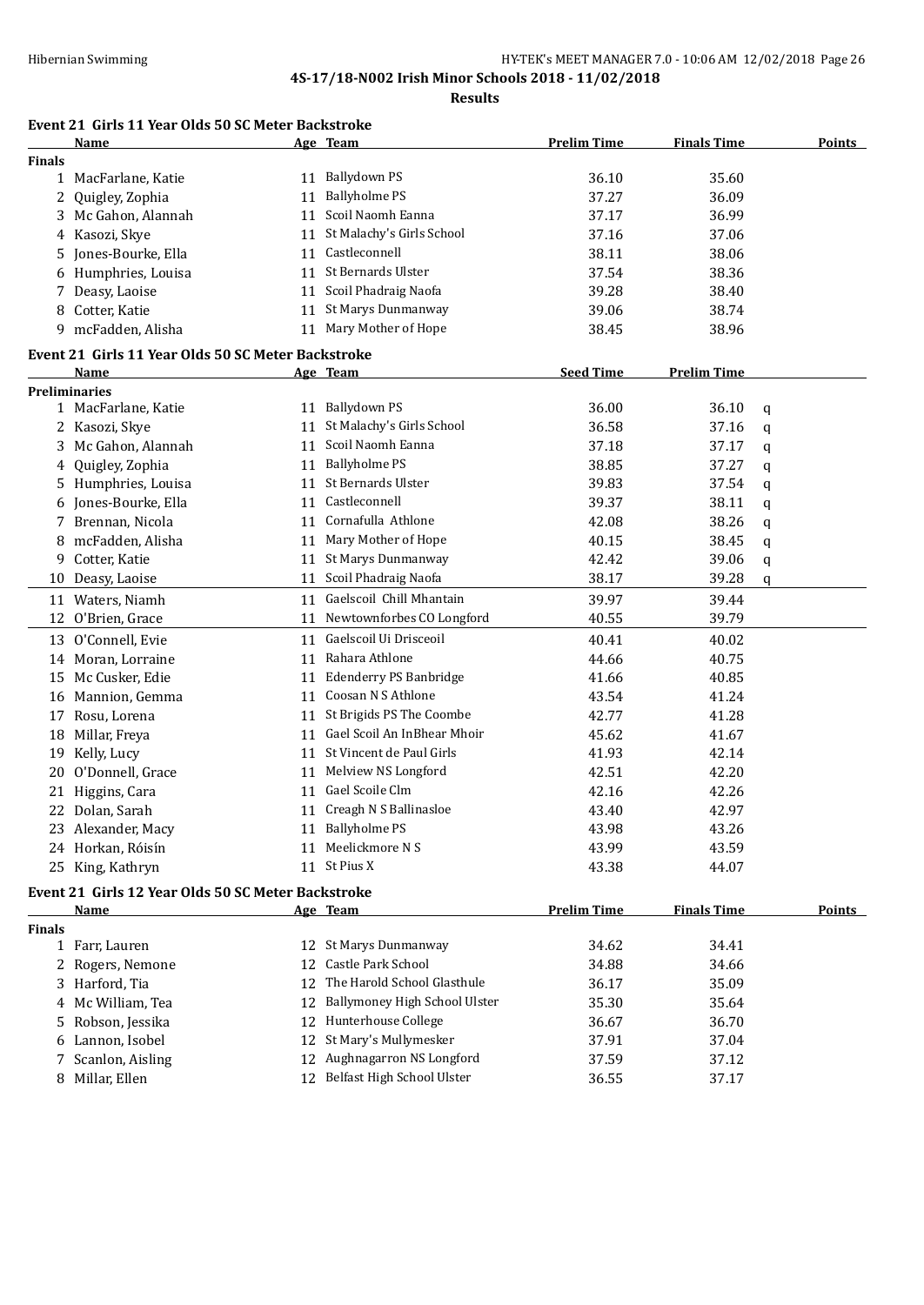## 4S-17/18-N002 Irish Minor Schools 2018 - 11/02/2018

### Results

**Event 21 Girls 11 Year Olds 50 SC Meter Backstroke**

| | Name | Age | Team | Prelim Time | Finals Time | Points |
|---|---|---|---|---|---|---|
| **Finals** | | | | | | |
| 1 | MacFarlane, Katie | 11 | Ballydown PS | 36.10 | 35.60 | |
| 2 | Quigley, Zophia | 11 | Ballyholme PS | 37.27 | 36.09 | |
| 3 | Mc Gahon, Alannah | 11 | Scoil Naomh Eanna | 37.17 | 36.99 | |
| 4 | Kasozi, Skye | 11 | St Malachy's Girls School | 37.16 | 37.06 | |
| 5 | Jones-Bourke, Ella | 11 | Castleconnell | 38.11 | 38.06 | |
| 6 | Humphries, Louisa | 11 | St Bernards Ulster | 37.54 | 38.36 | |
| 7 | Deasy, Laoise | 11 | Scoil Phadraig Naofa | 39.28 | 38.40 | |
| 8 | Cotter, Katie | 11 | St Marys Dunmanway | 39.06 | 38.74 | |
| 9 | mcFadden, Alisha | 11 | Mary Mother of Hope | 38.45 | 38.96 | |

**Event 21 Girls 11 Year Olds 50 SC Meter Backstroke**

| | Name | Age | Team | Seed Time | Prelim Time | |
|---|---|---|---|---|---|---|
| **Preliminaries** | | | | | | |
| 1 | MacFarlane, Katie | 11 | Ballydown PS | 36.00 | 36.10 | q |
| 2 | Kasozi, Skye | 11 | St Malachy's Girls School | 36.58 | 37.16 | q |
| 3 | Mc Gahon, Alannah | 11 | Scoil Naomh Eanna | 37.18 | 37.17 | q |
| 4 | Quigley, Zophia | 11 | Ballyholme PS | 38.85 | 37.27 | q |
| 5 | Humphries, Louisa | 11 | St Bernards Ulster | 39.83 | 37.54 | q |
| 6 | Jones-Bourke, Ella | 11 | Castleconnell | 39.37 | 38.11 | q |
| 7 | Brennan, Nicola | 11 | Cornafulla Athlone | 42.08 | 38.26 | q |
| 8 | mcFadden, Alisha | 11 | Mary Mother of Hope | 40.15 | 38.45 | q |
| 9 | Cotter, Katie | 11 | St Marys Dunmanway | 42.42 | 39.06 | q |
| 10 | Deasy, Laoise | 11 | Scoil Phadraig Naofa | 38.17 | 39.28 | q |
| 11 | Waters, Niamh | 11 | Gaelscoil Chill Mhantain | 39.97 | 39.44 | |
| 12 | O'Brien, Grace | 11 | Newtownforbes CO Longford | 40.55 | 39.79 | |
| 13 | O'Connell, Evie | 11 | Gaelscoil Ui Drisceoil | 40.41 | 40.02 | |
| 14 | Moran, Lorraine | 11 | Rahara Athlone | 44.66 | 40.75 | |
| 15 | Mc Cusker, Edie | 11 | Edenderry PS Banbridge | 41.66 | 40.85 | |
| 16 | Mannion, Gemma | 11 | Coosan N S Athlone | 43.54 | 41.24 | |
| 17 | Rosu, Lorena | 11 | St Brigids PS The Coombe | 42.77 | 41.28 | |
| 18 | Millar, Freya | 11 | Gael Scoil An InBhear Mhoir | 45.62 | 41.67 | |
| 19 | Kelly, Lucy | 11 | St Vincent de Paul Girls | 41.93 | 42.14 | |
| 20 | O'Donnell, Grace | 11 | Melview NS Longford | 42.51 | 42.20 | |
| 21 | Higgins, Cara | 11 | Gael Scoile Clm | 42.16 | 42.26 | |
| 22 | Dolan, Sarah | 11 | Creagh N S Ballinasloe | 43.40 | 42.97 | |
| 23 | Alexander, Macy | 11 | Ballyholme PS | 43.98 | 43.26 | |
| 24 | Horkan, Róisín | 11 | Meelickmore N S | 43.99 | 43.59 | |
| 25 | King, Kathryn | 11 | St Pius X | 43.38 | 44.07 | |

**Event 21 Girls 12 Year Olds 50 SC Meter Backstroke**

| | Name | Age | Team | Prelim Time | Finals Time | Points |
|---|---|---|---|---|---|---|
| **Finals** | | | | | | |
| 1 | Farr, Lauren | 12 | St Marys Dunmanway | 34.62 | 34.41 | |
| 2 | Rogers, Nemone | 12 | Castle Park School | 34.88 | 34.66 | |
| 3 | Harford, Tia | 12 | The Harold School Glasthule | 36.17 | 35.09 | |
| 4 | Mc William, Tea | 12 | Ballymoney High School Ulster | 35.30 | 35.64 | |
| 5 | Robson, Jessika | 12 | Hunterhouse College | 36.67 | 36.70 | |
| 6 | Lannon, Isobel | 12 | St Mary's Mullymesker | 37.91 | 37.04 | |
| 7 | Scanlon, Aisling | 12 | Aughnagarron NS Longford | 37.59 | 37.12 | |
| 8 | Millar, Ellen | 12 | Belfast High School Ulster | 36.55 | 37.17 | |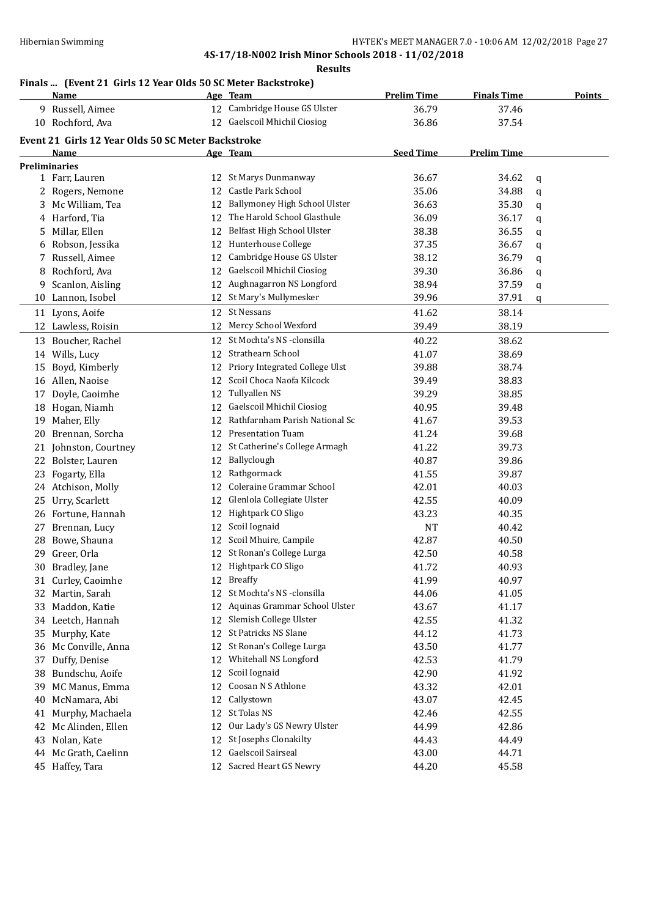**4S-17/18-N002 Irish Minor Schools 2018 - 11/02/2018**

**Results**

### Finals ... (Event 21 Girls 12 Year Olds 50 SC Meter Backstroke)

| | Name | Age | Team | Prelim Time | Finals Time | Points |
|---|---|---|---|---|---|---|
| 9 | Russell, Aimee | 12 | Cambridge House GS Ulster | 36.79 | 37.46 | |
| 10 | Rochford, Ava | 12 | Gaelscoil Mhichil Ciosiog | 36.86 | 37.54 | |

### Event 21 Girls 12 Year Olds 50 SC Meter Backstroke

| | Name | Age | Team | Seed Time | Prelim Time | |
|---|---|---|---|---|---|---|
| **Preliminaries** | | | | | | |
| 1 | Farr, Lauren | 12 | St Marys Dunmanway | 36.67 | 34.62 | q |
| 2 | Rogers, Nemone | 12 | Castle Park School | 35.06 | 34.88 | q |
| 3 | Mc William, Tea | 12 | Ballymoney High School Ulster | 36.63 | 35.30 | q |
| 4 | Harford, Tia | 12 | The Harold School Glasthule | 36.09 | 36.17 | q |
| 5 | Millar, Ellen | 12 | Belfast High School Ulster | 38.38 | 36.55 | q |
| 6 | Robson, Jessika | 12 | Hunterhouse College | 37.35 | 36.67 | q |
| 7 | Russell, Aimee | 12 | Cambridge House GS Ulster | 38.12 | 36.79 | q |
| 8 | Rochford, Ava | 12 | Gaelscoil Mhichil Ciosiog | 39.30 | 36.86 | q |
| 9 | Scanlon, Aisling | 12 | Aughnagarron NS Longford | 38.94 | 37.59 | q |
| 10 | Lannon, Isobel | 12 | St Mary's Mullymesker | 39.96 | 37.91 | q |
| 11 | Lyons, Aoife | 12 | St Nessans | 41.62 | 38.14 | |
| 12 | Lawless, Roisin | 12 | Mercy School Wexford | 39.49 | 38.19 | |
| 13 | Boucher, Rachel | 12 | St Mochta's NS -clonsilla | 40.22 | 38.62 | |
| 14 | Wills, Lucy | 12 | Strathearn School | 41.07 | 38.69 | |
| 15 | Boyd, Kimberly | 12 | Priory Integrated College Ulst | 39.88 | 38.74 | |
| 16 | Allen, Naoise | 12 | Scoil Choca Naofa Kilcock | 39.49 | 38.83 | |
| 17 | Doyle, Caoimhe | 12 | Tullyallen NS | 39.29 | 38.85 | |
| 18 | Hogan, Niamh | 12 | Gaelscoil Mhichil Ciosiog | 40.95 | 39.48 | |
| 19 | Maher, Elly | 12 | Rathfarnham Parish National Sc | 41.67 | 39.53 | |
| 20 | Brennan, Sorcha | 12 | Presentation Tuam | 41.24 | 39.68 | |
| 21 | Johnston, Courtney | 12 | St Catherine's College Armagh | 41.22 | 39.73 | |
| 22 | Bolster, Lauren | 12 | Ballyclough | 40.87 | 39.86 | |
| 23 | Fogarty, Ella | 12 | Rathgormack | 41.55 | 39.87 | |
| 24 | Atchison, Molly | 12 | Coleraine Grammar School | 42.01 | 40.03 | |
| 25 | Urry, Scarlett | 12 | Glenlola Collegiate Ulster | 42.55 | 40.09 | |
| 26 | Fortune, Hannah | 12 | Hightpark CO Sligo | 43.23 | 40.35 | |
| 27 | Brennan, Lucy | 12 | Scoil Iognaid | NT | 40.42 | |
| 28 | Bowe, Shauna | 12 | Scoil Mhuire, Campile | 42.87 | 40.50 | |
| 29 | Greer, Orla | 12 | St Ronan's College Lurga | 42.50 | 40.58 | |
| 30 | Bradley, Jane | 12 | Hightpark CO Sligo | 41.72 | 40.93 | |
| 31 | Curley, Caoimhe | 12 | Breaffy | 41.99 | 40.97 | |
| 32 | Martin, Sarah | 12 | St Mochta's NS -clonsilla | 44.06 | 41.05 | |
| 33 | Maddon, Katie | 12 | Aquinas Grammar School Ulster | 43.67 | 41.17 | |
| 34 | Leetch, Hannah | 12 | Slemish College Ulster | 42.55 | 41.32 | |
| 35 | Murphy, Kate | 12 | St Patricks NS Slane | 44.12 | 41.73 | |
| 36 | Mc Conville, Anna | 12 | St Ronan's College Lurga | 43.50 | 41.77 | |
| 37 | Duffy, Denise | 12 | Whitehall NS Longford | 42.53 | 41.79 | |
| 38 | Bundschu, Aoife | 12 | Scoil Iognaid | 42.90 | 41.92 | |
| 39 | MC Manus, Emma | 12 | Coosan N S Athlone | 43.32 | 42.01 | |
| 40 | McNamara, Abi | 12 | Callystown | 43.07 | 42.45 | |
| 41 | Murphy, Machaela | 12 | St Tolas NS | 42.46 | 42.55 | |
| 42 | Mc Alinden, Ellen | 12 | Our Lady's GS Newry Ulster | 44.99 | 42.86 | |
| 43 | Nolan, Kate | 12 | St Josephs Clonakilty | 44.43 | 44.49 | |
| 44 | Mc Grath, Caelinn | 12 | Gaelscoil Sairseal | 43.00 | 44.71 | |
| 45 | Haffey, Tara | 12 | Sacred Heart GS Newry | 44.20 | 45.58 | |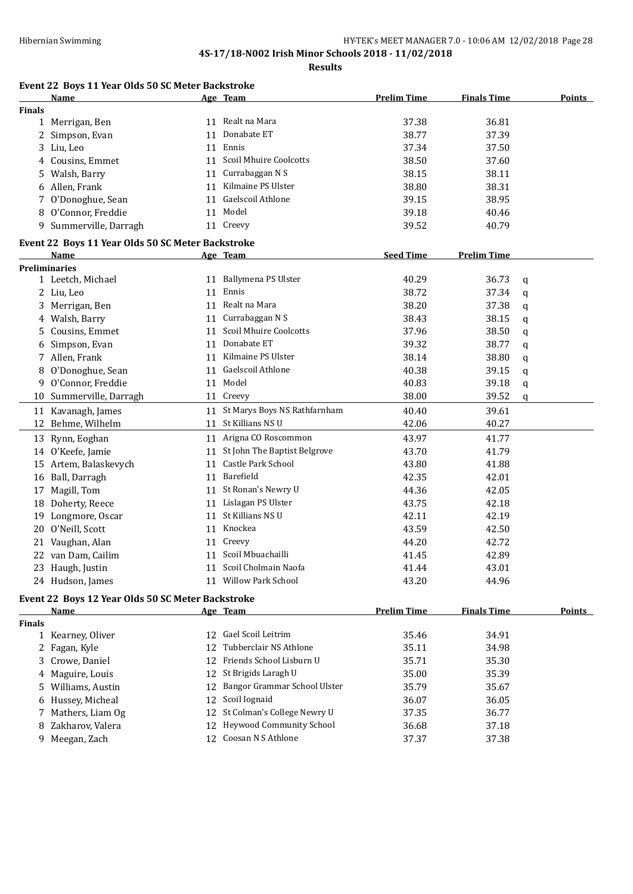**4S-17/18-N002 Irish Minor Schools 2018 - 11/02/2018**

**Results**

### Event 22 Boys 11 Year Olds 50 SC Meter Backstroke

| | Name | Age | Team | Prelim Time | Finals Time | Points |
|---|---|---|---|---|---|---|
| **Finals** | | | | | | |
| 1 | Merrigan, Ben | 11 | Realt na Mara | 37.38 | 36.81 | |
| 2 | Simpson, Evan | 11 | Donabate ET | 38.77 | 37.39 | |
| 3 | Liu, Leo | 11 | Ennis | 37.34 | 37.50 | |
| 4 | Cousins, Emmet | 11 | Scoil Mhuire Coolcotts | 38.50 | 37.60 | |
| 5 | Walsh, Barry | 11 | Currabaggan N S | 38.15 | 38.11 | |
| 6 | Allen, Frank | 11 | Kilmaine PS Ulster | 38.80 | 38.31 | |
| 7 | O'Donoghue, Sean | 11 | Gaelscoil Athlone | 39.15 | 38.95 | |
| 8 | O'Connor, Freddie | 11 | Model | 39.18 | 40.46 | |
| 9 | Summerville, Darragh | 11 | Creevy | 39.52 | 40.79 | |

### Event 22 Boys 11 Year Olds 50 SC Meter Backstroke

| | Name | Age | Team | Seed Time | Prelim Time | |
|---|---|---|---|---|---|---|
| **Preliminaries** | | | | | | |
| 1 | Leetch, Michael | 11 | Ballymena PS Ulster | 40.29 | 36.73 | q |
| 2 | Liu, Leo | 11 | Ennis | 38.72 | 37.34 | q |
| 3 | Merrigan, Ben | 11 | Realt na Mara | 38.20 | 37.38 | q |
| 4 | Walsh, Barry | 11 | Currabaggan N S | 38.43 | 38.15 | q |
| 5 | Cousins, Emmet | 11 | Scoil Mhuire Coolcotts | 37.96 | 38.50 | q |
| 6 | Simpson, Evan | 11 | Donabate ET | 39.32 | 38.77 | q |
| 7 | Allen, Frank | 11 | Kilmaine PS Ulster | 38.14 | 38.80 | q |
| 8 | O'Donoghue, Sean | 11 | Gaelscoil Athlone | 40.38 | 39.15 | q |
| 9 | O'Connor, Freddie | 11 | Model | 40.83 | 39.18 | q |
| 10 | Summerville, Darragh | 11 | Creevy | 38.00 | 39.52 | q |
| 11 | Kavanagh, James | 11 | St Marys Boys NS Rathfarnham | 40.40 | 39.61 | |
| 12 | Behme, Wilhelm | 11 | St Killians NS U | 42.06 | 40.27 | |
| 13 | Rynn, Eoghan | 11 | Arigna CO Roscommon | 43.97 | 41.77 | |
| 14 | O'Keefe, Jamie | 11 | St John The Baptist Belgrove | 43.70 | 41.79 | |
| 15 | Artem, Balaskevych | 11 | Castle Park School | 43.80 | 41.88 | |
| 16 | Ball, Darragh | 11 | Barefield | 42.35 | 42.01 | |
| 17 | Magill, Tom | 11 | St Ronan's Newry U | 44.36 | 42.05 | |
| 18 | Doherty, Reece | 11 | Lislagan PS Ulster | 43.75 | 42.18 | |
| 19 | Longmore, Oscar | 11 | St Killians NS U | 42.11 | 42.19 | |
| 20 | O'Neill, Scott | 11 | Knockea | 43.59 | 42.50 | |
| 21 | Vaughan, Alan | 11 | Creevy | 44.20 | 42.72 | |
| 22 | van Dam, Cailim | 11 | Scoil Mbuachailli | 41.45 | 42.89 | |
| 23 | Haugh, Justin | 11 | Scoil Cholmain Naofa | 41.44 | 43.01 | |
| 24 | Hudson, James | 11 | Willow Park School | 43.20 | 44.96 | |

### Event 22 Boys 12 Year Olds 50 SC Meter Backstroke

| | Name | Age | Team | Prelim Time | Finals Time | Points |
|---|---|---|---|---|---|---|
| **Finals** | | | | | | |
| 1 | Kearney, Oliver | 12 | Gael Scoil Leitrim | 35.46 | 34.91 | |
| 2 | Fagan, Kyle | 12 | Tubberclair NS Athlone | 35.11 | 34.98 | |
| 3 | Crowe, Daniel | 12 | Friends School Lisburn U | 35.71 | 35.30 | |
| 4 | Maguire, Louis | 12 | St Brigids Laragh U | 35.00 | 35.39 | |
| 5 | Williams, Austin | 12 | Bangor Grammar School Ulster | 35.79 | 35.67 | |
| 6 | Hussey, Micheal | 12 | Scoil Iognaid | 36.07 | 36.05 | |
| 7 | Mathers, Liam Og | 12 | St Colman's College Newry U | 37.35 | 36.77 | |
| 8 | Zakharov, Valera | 12 | Heywood Community School | 36.68 | 37.18 | |
| 9 | Meegan, Zach | 12 | Coosan N S Athlone | 37.37 | 37.38 | |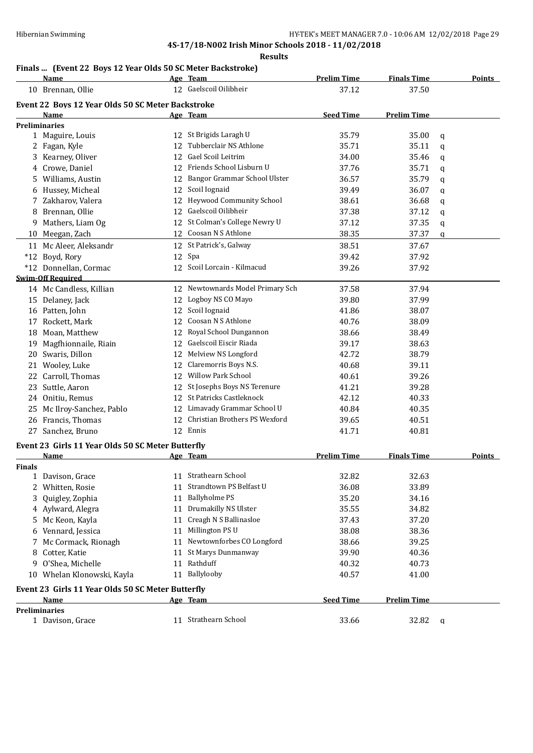**4S-17/18-N002 Irish Minor Schools 2018 - 11/02/2018**

**Results**

### Finals ... (Event 22 Boys 12 Year Olds 50 SC Meter Backstroke)

| | Name | Age | Team | Prelim Time | Finals Time | Points |
|---|---|---|---|---|---|---|
| 10 | Brennan, Ollie | 12 | Gaelscoil Oilibheir | 37.12 | 37.50 | |

### Event 22 Boys 12 Year Olds 50 SC Meter Backstroke

| | Name | Age | Team | Seed Time | Prelim Time | |
|---|---|---|---|---|---|---|
| **Preliminaries** | | | | | | |
| 1 | Maguire, Louis | 12 | St Brigids Laragh U | 35.79 | 35.00 | q |
| 2 | Fagan, Kyle | 12 | Tubberclair NS Athlone | 35.71 | 35.11 | q |
| 3 | Kearney, Oliver | 12 | Gael Scoil Leitrim | 34.00 | 35.46 | q |
| 4 | Crowe, Daniel | 12 | Friends School Lisburn U | 37.76 | 35.71 | q |
| 5 | Williams, Austin | 12 | Bangor Grammar School Ulster | 36.57 | 35.79 | q |
| 6 | Hussey, Micheal | 12 | Scoil Iognaid | 39.49 | 36.07 | q |
| 7 | Zakharov, Valera | 12 | Heywood Community School | 38.61 | 36.68 | q |
| 8 | Brennan, Ollie | 12 | Gaelscoil Oilibheir | 37.38 | 37.12 | q |
| 9 | Mathers, Liam Og | 12 | St Colman's College Newry U | 37.12 | 37.35 | q |
| 10 | Meegan, Zach | 12 | Coosan N S Athlone | 38.35 | 37.37 | q |
| 11 | Mc Aleer, Aleksandr | 12 | St Patrick's, Galway | 38.51 | 37.67 | |
| *12 | Boyd, Rory | 12 | Spa | 39.42 | 37.92 | |
| *12 | Donnellan, Cormac | 12 | Scoil Lorcain - Kilmacud | 39.26 | 37.92 | |
| **Swim-Off Required** | | | | | | |
| 14 | Mc Candless, Killian | 12 | Newtownards Model Primary Sch | 37.58 | 37.94 | |
| 15 | Delaney, Jack | 12 | Logboy NS CO Mayo | 39.80 | 37.99 | |
| 16 | Patten, John | 12 | Scoil Iognaid | 41.86 | 38.07 | |
| 17 | Rockett, Mark | 12 | Coosan N S Athlone | 40.76 | 38.09 | |
| 18 | Moan, Matthew | 12 | Royal School Dungannon | 38.66 | 38.49 | |
| 19 | Magfhionnaile, Riain | 12 | Gaelscoil Eiscir Riada | 39.17 | 38.63 | |
| 20 | Swaris, Dillon | 12 | Melview NS Longford | 42.72 | 38.79 | |
| 21 | Wooley, Luke | 12 | Claremorris Boys N.S. | 40.68 | 39.11 | |
| 22 | Carroll, Thomas | 12 | Willow Park School | 40.61 | 39.26 | |
| 23 | Suttle, Aaron | 12 | St Josephs Boys NS Terenure | 41.21 | 39.28 | |
| 24 | Onitiu, Remus | 12 | St Patricks Castleknock | 42.12 | 40.33 | |
| 25 | Mc Ilroy-Sanchez, Pablo | 12 | Limavady Grammar School U | 40.84 | 40.35 | |
| 26 | Francis, Thomas | 12 | Christian Brothers PS Wexford | 39.65 | 40.51 | |
| 27 | Sanchez, Bruno | 12 | Ennis | 41.71 | 40.81 | |

### Event 23 Girls 11 Year Olds 50 SC Meter Butterfly

| | Name | Age | Team | Prelim Time | Finals Time | Points |
|---|---|---|---|---|---|---|
| **Finals** | | | | | | |
| 1 | Davison, Grace | 11 | Strathearn School | 32.82 | 32.63 | |
| 2 | Whitten, Rosie | 11 | Strandtown PS Belfast U | 36.08 | 33.89 | |
| 3 | Quigley, Zophia | 11 | Ballyholme PS | 35.20 | 34.16 | |
| 4 | Aylward, Alegra | 11 | Drumakilly NS Ulster | 35.55 | 34.82 | |
| 5 | Mc Keon, Kayla | 11 | Creagh N S Ballinasloe | 37.43 | 37.20 | |
| 6 | Vennard, Jessica | 11 | Millington PS U | 38.08 | 38.36 | |
| 7 | Mc Cormack, Rionagh | 11 | Newtownforbes CO Longford | 38.66 | 39.25 | |
| 8 | Cotter, Katie | 11 | St Marys Dunmanway | 39.90 | 40.36 | |
| 9 | O'Shea, Michelle | 11 | Rathduff | 40.32 | 40.73 | |
| 10 | Whelan Klonowski, Kayla | 11 | Ballylooby | 40.57 | 41.00 | |

### Event 23 Girls 11 Year Olds 50 SC Meter Butterfly

| | Name | Age | Team | Seed Time | Prelim Time | |
|---|---|---|---|---|---|---|
| **Preliminaries** | | | | | | |
| 1 | Davison, Grace | 11 | Strathearn School | 33.66 | 32.82 | q |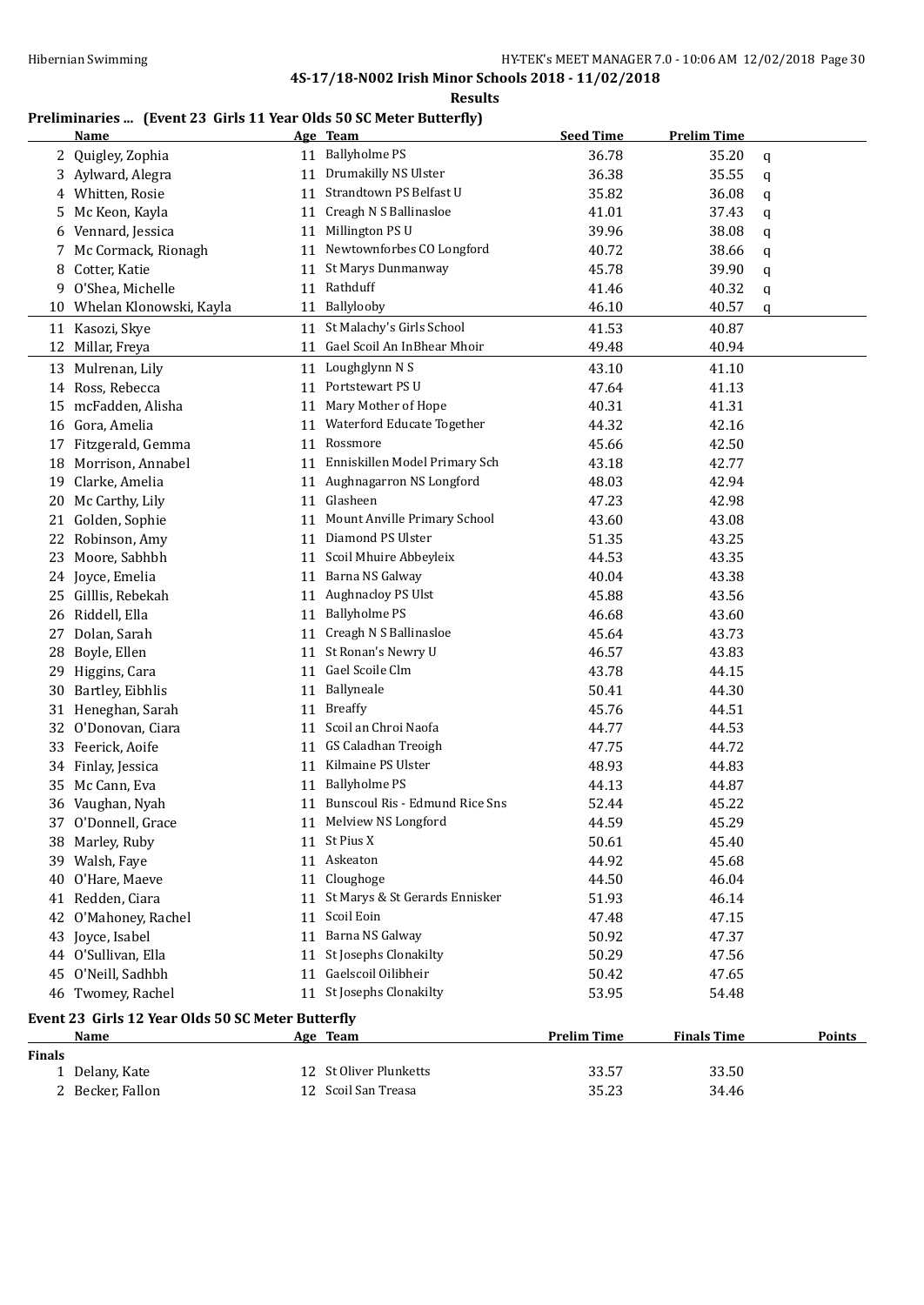**4S-17/18-N002 Irish Minor Schools 2018 - 11/02/2018**

**Results**

### Preliminaries ... (Event 23 Girls 11 Year Olds 50 SC Meter Butterfly)

| | Name | Age | Team | Seed Time | Prelim Time | |
|---|---|---|---|---|---|---|
| 2 | Quigley, Zophia | 11 | Ballyholme PS | 36.78 | 35.20 | q |
| 3 | Aylward, Alegra | 11 | Drumakilly NS Ulster | 36.38 | 35.55 | q |
| 4 | Whitten, Rosie | 11 | Strandtown PS Belfast U | 35.82 | 36.08 | q |
| 5 | Mc Keon, Kayla | 11 | Creagh N S Ballinasloe | 41.01 | 37.43 | q |
| 6 | Vennard, Jessica | 11 | Millington PS U | 39.96 | 38.08 | q |
| 7 | Mc Cormack, Rionagh | 11 | Newtownforbes CO Longford | 40.72 | 38.66 | q |
| 8 | Cotter, Katie | 11 | St Marys Dunmanway | 45.78 | 39.90 | q |
| 9 | O'Shea, Michelle | 11 | Rathduff | 41.46 | 40.32 | q |
| 10 | Whelan Klonowski, Kayla | 11 | Ballylooby | 46.10 | 40.57 | q |
| 11 | Kasozi, Skye | 11 | St Malachy's Girls School | 41.53 | 40.87 | |
| 12 | Millar, Freya | 11 | Gael Scoil An InBhear Mhoir | 49.48 | 40.94 | |
| 13 | Mulrenan, Lily | 11 | Loughglynn N S | 43.10 | 41.10 | |
| 14 | Ross, Rebecca | 11 | Portstewart PS U | 47.64 | 41.13 | |
| 15 | mcFadden, Alisha | 11 | Mary Mother of Hope | 40.31 | 41.31 | |
| 16 | Gora, Amelia | 11 | Waterford Educate Together | 44.32 | 42.16 | |
| 17 | Fitzgerald, Gemma | 11 | Rossmore | 45.66 | 42.50 | |
| 18 | Morrison, Annabel | 11 | Enniskillen Model Primary Sch | 43.18 | 42.77 | |
| 19 | Clarke, Amelia | 11 | Aughnagarron NS Longford | 48.03 | 42.94 | |
| 20 | Mc Carthy, Lily | 11 | Glasheen | 47.23 | 42.98 | |
| 21 | Golden, Sophie | 11 | Mount Anville Primary School | 43.60 | 43.08 | |
| 22 | Robinson, Amy | 11 | Diamond PS Ulster | 51.35 | 43.25 | |
| 23 | Moore, Sabhbh | 11 | Scoil Mhuire Abbeyleix | 44.53 | 43.35 | |
| 24 | Joyce, Emelia | 11 | Barna NS Galway | 40.04 | 43.38 | |
| 25 | Gilllis, Rebekah | 11 | Aughnacloy PS Ulst | 45.88 | 43.56 | |
| 26 | Riddell, Ella | 11 | Ballyholme PS | 46.68 | 43.60 | |
| 27 | Dolan, Sarah | 11 | Creagh N S Ballinasloe | 45.64 | 43.73 | |
| 28 | Boyle, Ellen | 11 | St Ronan's Newry U | 46.57 | 43.83 | |
| 29 | Higgins, Cara | 11 | Gael Scoile Clm | 43.78 | 44.15 | |
| 30 | Bartley, Eibhlis | 11 | Ballyneale | 50.41 | 44.30 | |
| 31 | Heneghan, Sarah | 11 | Breaffy | 45.76 | 44.51 | |
| 32 | O'Donovan, Ciara | 11 | Scoil an Chroi Naofa | 44.77 | 44.53 | |
| 33 | Feerick, Aoife | 11 | GS Caladhan Treoigh | 47.75 | 44.72 | |
| 34 | Finlay, Jessica | 11 | Kilmaine PS Ulster | 48.93 | 44.83 | |
| 35 | Mc Cann, Eva | 11 | Ballyholme PS | 44.13 | 44.87 | |
| 36 | Vaughan, Nyah | 11 | Bunscoul Ris - Edmund Rice Sns | 52.44 | 45.22 | |
| 37 | O'Donnell, Grace | 11 | Melview NS Longford | 44.59 | 45.29 | |
| 38 | Marley, Ruby | 11 | St Pius X | 50.61 | 45.40 | |
| 39 | Walsh, Faye | 11 | Askeaton | 44.92 | 45.68 | |
| 40 | O'Hare, Maeve | 11 | Cloughoge | 44.50 | 46.04 | |
| 41 | Redden, Ciara | 11 | St Marys & St Gerards Ennisker | 51.93 | 46.14 | |
| 42 | O'Mahoney, Rachel | 11 | Scoil Eoin | 47.48 | 47.15 | |
| 43 | Joyce, Isabel | 11 | Barna NS Galway | 50.92 | 47.37 | |
| 44 | O'Sullivan, Ella | 11 | St Josephs Clonakilty | 50.29 | 47.56 | |
| 45 | O'Neill, Sadhbh | 11 | Gaelscoil Oilibheir | 50.42 | 47.65 | |
| 46 | Twomey, Rachel | 11 | St Josephs Clonakilty | 53.95 | 54.48 | |

### Event 23 Girls 12 Year Olds 50 SC Meter Butterfly

| | Name | Age | Team | Prelim Time | Finals Time | Points |
|---|---|---|---|---|---|---|
| **Finals** | | | | | | |
| 1 | Delany, Kate | 12 | St Oliver Plunketts | 33.57 | 33.50 | |
| 2 | Becker, Fallon | 12 | Scoil San Treasa | 35.23 | 34.46 | |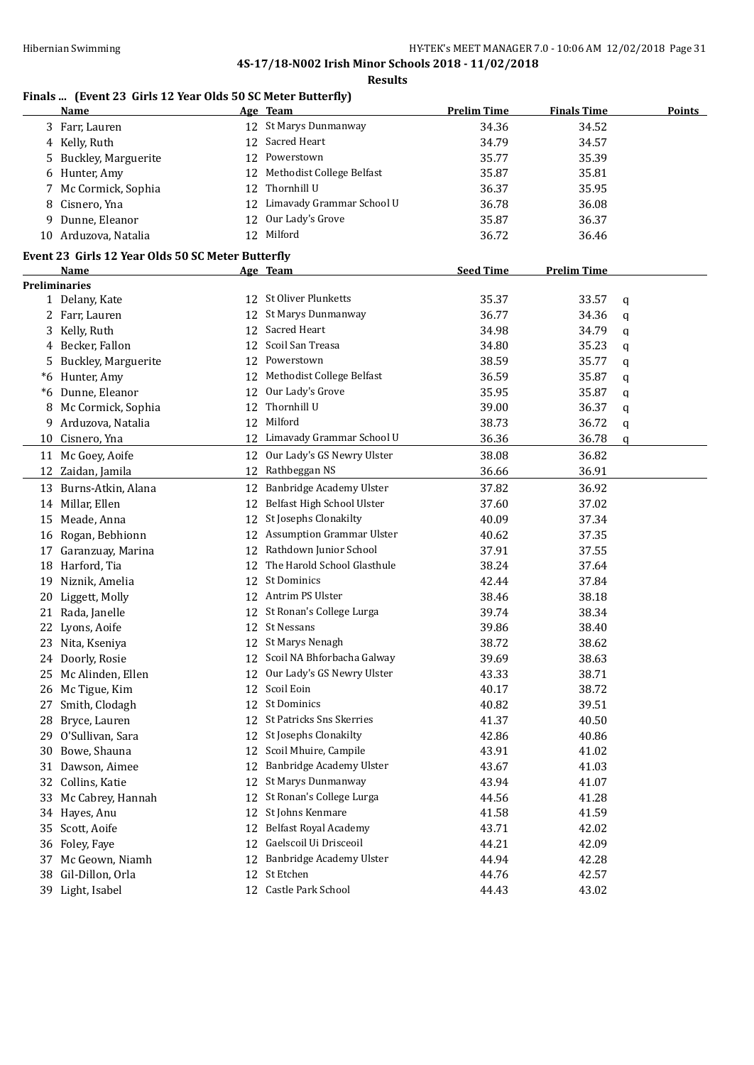4S-17/18-N002 Irish Minor Schools 2018 - 11/02/2018

**Results**

## Finals ... (Event 23 Girls 12 Year Olds 50 SC Meter Butterfly)

| | Name | Age | Team | Prelim Time | Finals Time | Points |
|---|---|---|---|---|---|---|
| 3 | Farr, Lauren | 12 | St Marys Dunmanway | 34.36 | 34.52 | |
| 4 | Kelly, Ruth | 12 | Sacred Heart | 34.79 | 34.57 | |
| 5 | Buckley, Marguerite | 12 | Powerstown | 35.77 | 35.39 | |
| 6 | Hunter, Amy | 12 | Methodist College Belfast | 35.87 | 35.81 | |
| 7 | Mc Cormick, Sophia | 12 | Thornhill U | 36.37 | 35.95 | |
| 8 | Cisnero, Yna | 12 | Limavady Grammar School U | 36.78 | 36.08 | |
| 9 | Dunne, Eleanor | 12 | Our Lady's Grove | 35.87 | 36.37 | |
| 10 | Arduzova, Natalia | 12 | Milford | 36.72 | 36.46 | |

## Event 23 Girls 12 Year Olds 50 SC Meter Butterfly

| | Name | Age | Team | Seed Time | Prelim Time | |
|---|---|---|---|---|---|---|
| **Preliminaries** | | | | | | |
| 1 | Delany, Kate | 12 | St Oliver Plunketts | 35.37 | 33.57 | q |
| 2 | Farr, Lauren | 12 | St Marys Dunmanway | 36.77 | 34.36 | q |
| 3 | Kelly, Ruth | 12 | Sacred Heart | 34.98 | 34.79 | q |
| 4 | Becker, Fallon | 12 | Scoil San Treasa | 34.80 | 35.23 | q |
| 5 | Buckley, Marguerite | 12 | Powerstown | 38.59 | 35.77 | q |
| *6 | Hunter, Amy | 12 | Methodist College Belfast | 36.59 | 35.87 | q |
| *6 | Dunne, Eleanor | 12 | Our Lady's Grove | 35.95 | 35.87 | q |
| 8 | Mc Cormick, Sophia | 12 | Thornhill U | 39.00 | 36.37 | q |
| 9 | Arduzova, Natalia | 12 | Milford | 38.73 | 36.72 | q |
| 10 | Cisnero, Yna | 12 | Limavady Grammar School U | 36.36 | 36.78 | q |
| 11 | Mc Goey, Aoife | 12 | Our Lady's GS Newry Ulster | 38.08 | 36.82 | |
| 12 | Zaidan, Jamila | 12 | Rathbeggan NS | 36.66 | 36.91 | |
| 13 | Burns-Atkin, Alana | 12 | Banbridge Academy Ulster | 37.82 | 36.92 | |
| 14 | Millar, Ellen | 12 | Belfast High School Ulster | 37.60 | 37.02 | |
| 15 | Meade, Anna | 12 | St Josephs Clonakilty | 40.09 | 37.34 | |
| 16 | Rogan, Bebhionn | 12 | Assumption Grammar Ulster | 40.62 | 37.35 | |
| 17 | Garanzuay, Marina | 12 | Rathdown Junior School | 37.91 | 37.55 | |
| 18 | Harford, Tia | 12 | The Harold School Glasthule | 38.24 | 37.64 | |
| 19 | Niznik, Amelia | 12 | St Dominics | 42.44 | 37.84 | |
| 20 | Liggett, Molly | 12 | Antrim PS Ulster | 38.46 | 38.18 | |
| 21 | Rada, Janelle | 12 | St Ronan's College Lurga | 39.74 | 38.34 | |
| 22 | Lyons, Aoife | 12 | St Nessans | 39.86 | 38.40 | |
| 23 | Nita, Kseniya | 12 | St Marys Nenagh | 38.72 | 38.62 | |
| 24 | Doorly, Rosie | 12 | Scoil NA Bhforbacha Galway | 39.69 | 38.63 | |
| 25 | Mc Alinden, Ellen | 12 | Our Lady's GS Newry Ulster | 43.33 | 38.71 | |
| 26 | Mc Tigue, Kim | 12 | Scoil Eoin | 40.17 | 38.72 | |
| 27 | Smith, Clodagh | 12 | St Dominics | 40.82 | 39.51 | |
| 28 | Bryce, Lauren | 12 | St Patricks Sns Skerries | 41.37 | 40.50 | |
| 29 | O'Sullivan, Sara | 12 | St Josephs Clonakilty | 42.86 | 40.86 | |
| 30 | Bowe, Shauna | 12 | Scoil Mhuire, Campile | 43.91 | 41.02 | |
| 31 | Dawson, Aimee | 12 | Banbridge Academy Ulster | 43.67 | 41.03 | |
| 32 | Collins, Katie | 12 | St Marys Dunmanway | 43.94 | 41.07 | |
| 33 | Mc Cabrey, Hannah | 12 | St Ronan's College Lurga | 44.56 | 41.28 | |
| 34 | Hayes, Anu | 12 | St Johns Kenmare | 41.58 | 41.59 | |
| 35 | Scott, Aoife | 12 | Belfast Royal Academy | 43.71 | 42.02 | |
| 36 | Foley, Faye | 12 | Gaelscoil Ui Drisceoil | 44.21 | 42.09 | |
| 37 | Mc Geown, Niamh | 12 | Banbridge Academy Ulster | 44.94 | 42.28 | |
| 38 | Gil-Dillon, Orla | 12 | St Etchen | 44.76 | 42.57 | |
| 39 | Light, Isabel | 12 | Castle Park School | 44.43 | 43.02 | |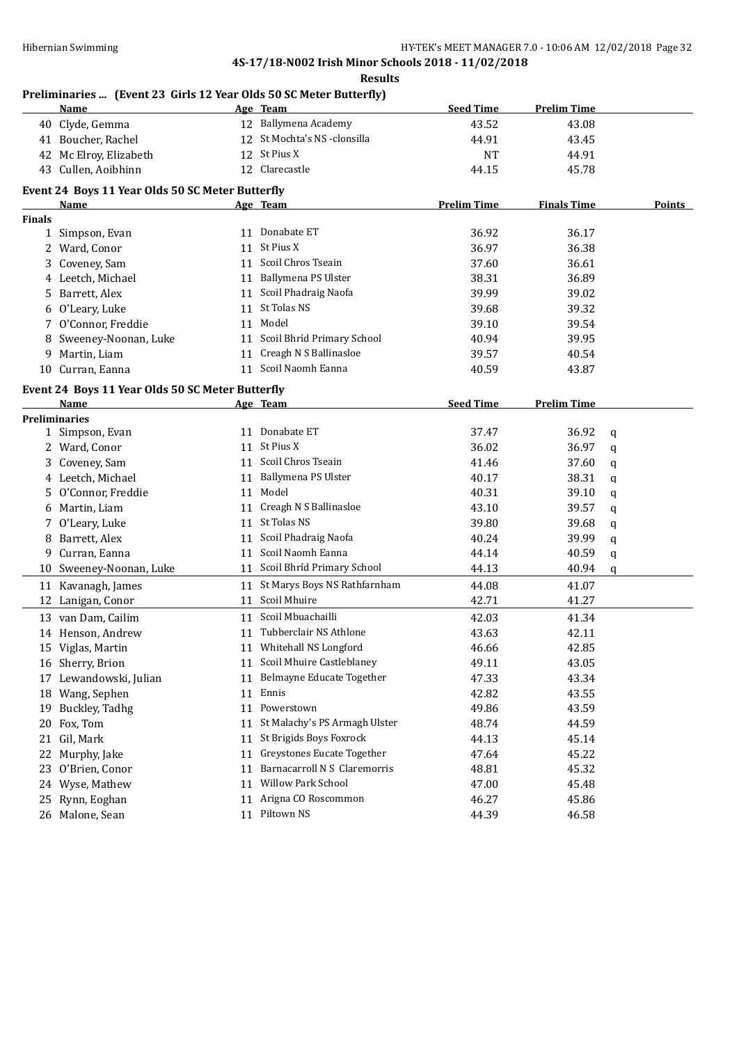**4S-17/18-N002 Irish Minor Schools 2018 - 11/02/2018**

**Results**

### Preliminaries ... (Event 23 Girls 12 Year Olds 50 SC Meter Butterfly)

| | Name | Age | Team | Seed Time | Prelim Time |
|---|---|---|---|---|---|
| 40 | Clyde, Gemma | 12 | Ballymena Academy | 43.52 | 43.08 |
| 41 | Boucher, Rachel | 12 | St Mochta's NS -clonsilla | 44.91 | 43.45 |
| 42 | Mc Elroy, Elizabeth | 12 | St Pius X | NT | 44.91 |
| 43 | Cullen, Aoibhinn | 12 | Clarecastle | 44.15 | 45.78 |

### Event 24 Boys 11 Year Olds 50 SC Meter Butterfly

| | Name | Age | Team | Prelim Time | Finals Time | Points |
|---|---|---|---|---|---|---|
| **Finals** | | | | | | |
| 1 | Simpson, Evan | 11 | Donabate ET | 36.92 | 36.17 | |
| 2 | Ward, Conor | 11 | St Pius X | 36.97 | 36.38 | |
| 3 | Coveney, Sam | 11 | Scoil Chros Tseain | 37.60 | 36.61 | |
| 4 | Leetch, Michael | 11 | Ballymena PS Ulster | 38.31 | 36.89 | |
| 5 | Barrett, Alex | 11 | Scoil Phadraig Naofa | 39.99 | 39.02 | |
| 6 | O'Leary, Luke | 11 | St Tolas NS | 39.68 | 39.32 | |
| 7 | O'Connor, Freddie | 11 | Model | 39.10 | 39.54 | |
| 8 | Sweeney-Noonan, Luke | 11 | Scoil Bhríd Primary School | 40.94 | 39.95 | |
| 9 | Martin, Liam | 11 | Creagh N S Ballinasloe | 39.57 | 40.54 | |
| 10 | Curran, Eanna | 11 | Scoil Naomh Eanna | 40.59 | 43.87 | |

### Event 24 Boys 11 Year Olds 50 SC Meter Butterfly

| | Name | Age | Team | Seed Time | Prelim Time | |
|---|---|---|---|---|---|---|
| **Preliminaries** | | | | | | |
| 1 | Simpson, Evan | 11 | Donabate ET | 37.47 | 36.92 | q |
| 2 | Ward, Conor | 11 | St Pius X | 36.02 | 36.97 | q |
| 3 | Coveney, Sam | 11 | Scoil Chros Tseain | 41.46 | 37.60 | q |
| 4 | Leetch, Michael | 11 | Ballymena PS Ulster | 40.17 | 38.31 | q |
| 5 | O'Connor, Freddie | 11 | Model | 40.31 | 39.10 | q |
| 6 | Martin, Liam | 11 | Creagh N S Ballinasloe | 43.10 | 39.57 | q |
| 7 | O'Leary, Luke | 11 | St Tolas NS | 39.80 | 39.68 | q |
| 8 | Barrett, Alex | 11 | Scoil Phadraig Naofa | 40.24 | 39.99 | q |
| 9 | Curran, Eanna | 11 | Scoil Naomh Eanna | 44.14 | 40.59 | q |
| 10 | Sweeney-Noonan, Luke | 11 | Scoil Bhríd Primary School | 44.13 | 40.94 | q |
| 11 | Kavanagh, James | 11 | St Marys Boys NS Rathfarnham | 44.08 | 41.07 | |
| 12 | Lanigan, Conor | 11 | Scoil Mhuire | 42.71 | 41.27 | |
| 13 | van Dam, Cailim | 11 | Scoil Mbuachailli | 42.03 | 41.34 | |
| 14 | Henson, Andrew | 11 | Tubberclair NS Athlone | 43.63 | 42.11 | |
| 15 | Viglas, Martin | 11 | Whitehall NS Longford | 46.66 | 42.85 | |
| 16 | Sherry, Brion | 11 | Scoil Mhuire Castleblaney | 49.11 | 43.05 | |
| 17 | Lewandowski, Julian | 11 | Belmayne Educate Together | 47.33 | 43.34 | |
| 18 | Wang, Sephen | 11 | Ennis | 42.82 | 43.55 | |
| 19 | Buckley, Tadhg | 11 | Powerstown | 49.86 | 43.59 | |
| 20 | Fox, Tom | 11 | St Malachy's PS Armagh Ulster | 48.74 | 44.59 | |
| 21 | Gil, Mark | 11 | St Brigids Boys Foxrock | 44.13 | 45.14 | |
| 22 | Murphy, Jake | 11 | Greystones Eucate Together | 47.64 | 45.22 | |
| 23 | O'Brien, Conor | 11 | Barnacarroll N S Claremorris | 48.81 | 45.32 | |
| 24 | Wyse, Mathew | 11 | Willow Park School | 47.00 | 45.48 | |
| 25 | Rynn, Eoghan | 11 | Arigna CO Roscommon | 46.27 | 45.86 | |
| 26 | Malone, Sean | 11 | Piltown NS | 44.39 | 46.58 | |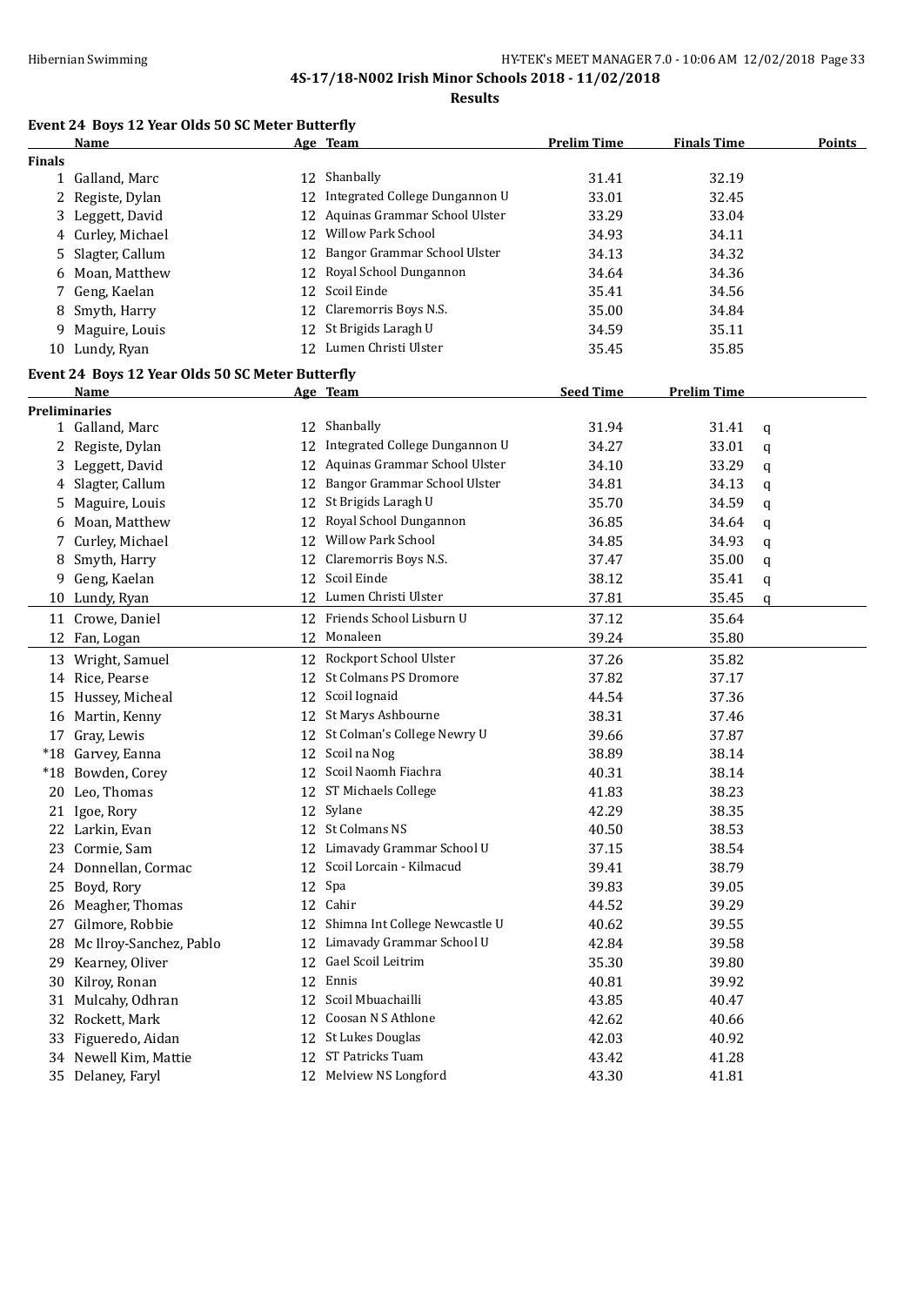**4S-17/18-N002 Irish Minor Schools 2018 - 11/02/2018**

**Results**

## Event 24 Boys 12 Year Olds 50 SC Meter Butterfly

| | Name | Age | Team | Prelim Time | Finals Time | Points |
|---|---|---|---|---|---|---|
| **Finals** | | | | | | |
| 1 | Galland, Marc | 12 | Shanbally | 31.41 | 32.19 | |
| 2 | Registe, Dylan | 12 | Integrated College Dungannon U | 33.01 | 32.45 | |
| 3 | Leggett, David | 12 | Aquinas Grammar School Ulster | 33.29 | 33.04 | |
| 4 | Curley, Michael | 12 | Willow Park School | 34.93 | 34.11 | |
| 5 | Slagter, Callum | 12 | Bangor Grammar School Ulster | 34.13 | 34.32 | |
| 6 | Moan, Matthew | 12 | Royal School Dungannon | 34.64 | 34.36 | |
| 7 | Geng, Kaelan | 12 | Scoil Einde | 35.41 | 34.56 | |
| 8 | Smyth, Harry | 12 | Claremorris Boys N.S. | 35.00 | 34.84 | |
| 9 | Maguire, Louis | 12 | St Brigids Laragh U | 34.59 | 35.11 | |
| 10 | Lundy, Ryan | 12 | Lumen Christi Ulster | 35.45 | 35.85 | |

## Event 24 Boys 12 Year Olds 50 SC Meter Butterfly

| | Name | Age | Team | Seed Time | Prelim Time | |
|---|---|---|---|---|---|---|
| **Preliminaries** | | | | | | |
| 1 | Galland, Marc | 12 | Shanbally | 31.94 | 31.41 | q |
| 2 | Registe, Dylan | 12 | Integrated College Dungannon U | 34.27 | 33.01 | q |
| 3 | Leggett, David | 12 | Aquinas Grammar School Ulster | 34.10 | 33.29 | q |
| 4 | Slagter, Callum | 12 | Bangor Grammar School Ulster | 34.81 | 34.13 | q |
| 5 | Maguire, Louis | 12 | St Brigids Laragh U | 35.70 | 34.59 | q |
| 6 | Moan, Matthew | 12 | Royal School Dungannon | 36.85 | 34.64 | q |
| 7 | Curley, Michael | 12 | Willow Park School | 34.85 | 34.93 | q |
| 8 | Smyth, Harry | 12 | Claremorris Boys N.S. | 37.47 | 35.00 | q |
| 9 | Geng, Kaelan | 12 | Scoil Einde | 38.12 | 35.41 | q |
| 10 | Lundy, Ryan | 12 | Lumen Christi Ulster | 37.81 | 35.45 | q |
| 11 | Crowe, Daniel | 12 | Friends School Lisburn U | 37.12 | 35.64 | |
| 12 | Fan, Logan | 12 | Monaleen | 39.24 | 35.80 | |
| 13 | Wright, Samuel | 12 | Rockport School Ulster | 37.26 | 35.82 | |
| 14 | Rice, Pearse | 12 | St Colmans PS Dromore | 37.82 | 37.17 | |
| 15 | Hussey, Micheal | 12 | Scoil Iognaid | 44.54 | 37.36 | |
| 16 | Martin, Kenny | 12 | St Marys Ashbourne | 38.31 | 37.46 | |
| 17 | Gray, Lewis | 12 | St Colman's College Newry U | 39.66 | 37.87 | |
| *18 | Garvey, Eanna | 12 | Scoil na Nog | 38.89 | 38.14 | |
| *18 | Bowden, Corey | 12 | Scoil Naomh Fiachra | 40.31 | 38.14 | |
| 20 | Leo, Thomas | 12 | ST Michaels College | 41.83 | 38.23 | |
| 21 | Igoe, Rory | 12 | Sylane | 42.29 | 38.35 | |
| 22 | Larkin, Evan | 12 | St Colmans NS | 40.50 | 38.53 | |
| 23 | Cormie, Sam | 12 | Limavady Grammar School U | 37.15 | 38.54 | |
| 24 | Donnellan, Cormac | 12 | Scoil Lorcain - Kilmacud | 39.41 | 38.79 | |
| 25 | Boyd, Rory | 12 | Spa | 39.83 | 39.05 | |
| 26 | Meagher, Thomas | 12 | Cahir | 44.52 | 39.29 | |
| 27 | Gilmore, Robbie | 12 | Shimna Int College Newcastle U | 40.62 | 39.55 | |
| 28 | Mc Ilroy-Sanchez, Pablo | 12 | Limavady Grammar School U | 42.84 | 39.58 | |
| 29 | Kearney, Oliver | 12 | Gael Scoil Leitrim | 35.30 | 39.80 | |
| 30 | Kilroy, Ronan | 12 | Ennis | 40.81 | 39.92 | |
| 31 | Mulcahy, Odhran | 12 | Scoil Mbuachailli | 43.85 | 40.47 | |
| 32 | Rockett, Mark | 12 | Coosan N S Athlone | 42.62 | 40.66 | |
| 33 | Figueredo, Aidan | 12 | St Lukes Douglas | 42.03 | 40.92 | |
| 34 | Newell Kim, Mattie | 12 | ST Patricks Tuam | 43.42 | 41.28 | |
| 35 | Delaney, Faryl | 12 | Melview NS Longford | 43.30 | 41.81 | |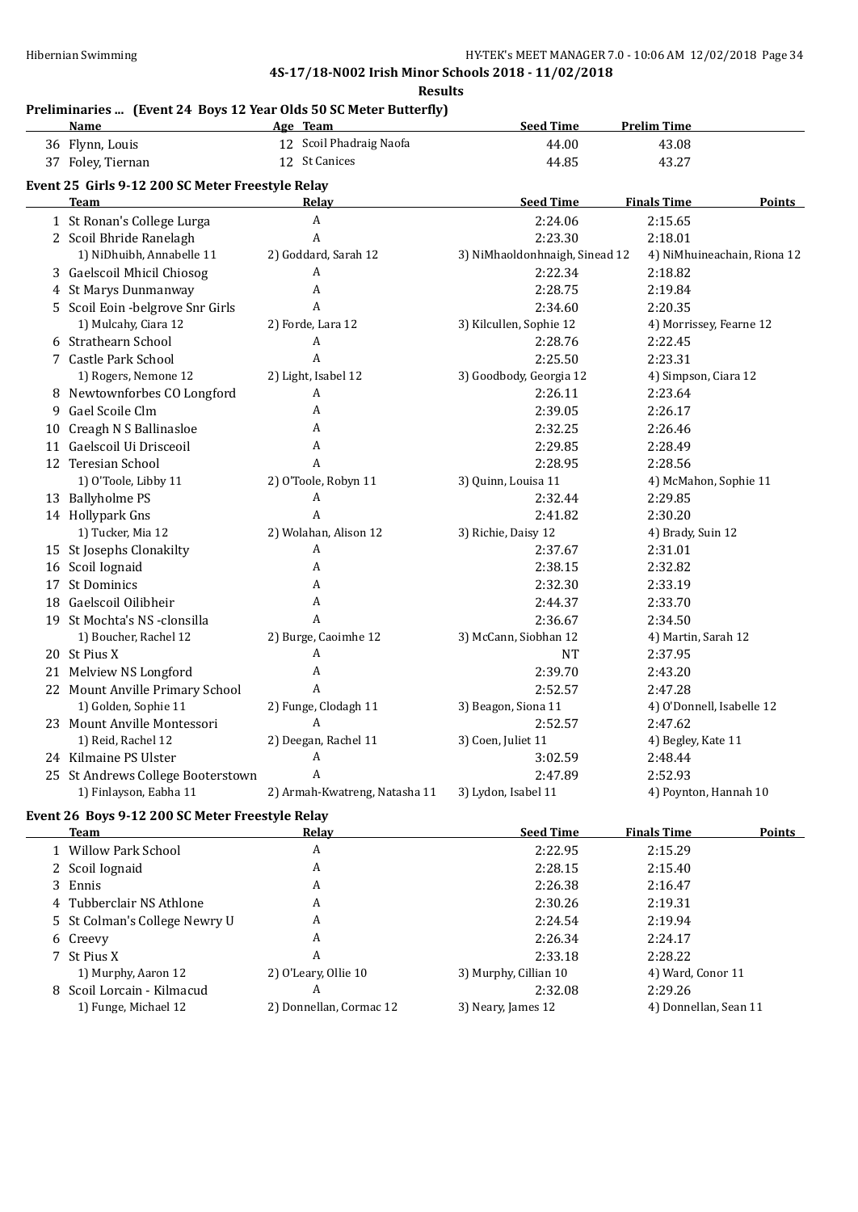**4S-17/18-N002 Irish Minor Schools 2018 - 11/02/2018**

**Results**

### Preliminaries ... (Event 24 Boys 12 Year Olds 50 SC Meter Butterfly)

| | Name | Age | Team | Seed Time | Prelim Time |
|---|---|---|---|---|---|
| 36 | Flynn, Louis | 12 | Scoil Phadraig Naofa | 44.00 | 43.08 |
| 37 | Foley, Tiernan | 12 | St Canices | 44.85 | 43.27 |

### Event 25 Girls 9-12 200 SC Meter Freestyle Relay

| | Team | Relay | Seed Time | Finals Time | Points |
|---|---|---|---|---|---|
| 1 | St Ronan's College Lurga | A | 2:24.06 | 2:15.65 | |
| 2 | Scoil Bhride Ranelagh | A | 2:23.30 | 2:18.01 | |
| | 1) NiDhuibh, Annabelle 11 | 2) Goddard, Sarah 12 | 3) NiMhaoldonhnaigh, Sinead 12 | 4) NiMhuineachain, Riona 12 | |
| 3 | Gaelscoil Mhicil Chiosog | A | 2:22.34 | 2:18.82 | |
| 4 | St Marys Dunmanway | A | 2:28.75 | 2:19.84 | |
| 5 | Scoil Eoin -belgrove Snr Girls | A | 2:34.60 | 2:20.35 | |
| | 1) Mulcahy, Ciara 12 | 2) Forde, Lara 12 | 3) Kilcullen, Sophie 12 | 4) Morrissey, Fearne 12 | |
| 6 | Strathearn School | A | 2:28.76 | 2:22.45 | |
| 7 | Castle Park School | A | 2:25.50 | 2:23.31 | |
| | 1) Rogers, Nemone 12 | 2) Light, Isabel 12 | 3) Goodbody, Georgia 12 | 4) Simpson, Ciara 12 | |
| 8 | Newtownforbes CO Longford | A | 2:26.11 | 2:23.64 | |
| 9 | Gael Scoile Clm | A | 2:39.05 | 2:26.17 | |
| 10 | Creagh N S Ballinasloe | A | 2:32.25 | 2:26.46 | |
| 11 | Gaelscoil Ui Drisceoil | A | 2:29.85 | 2:28.49 | |
| 12 | Teresian School | A | 2:28.95 | 2:28.56 | |
| | 1) O'Toole, Libby 11 | 2) O'Toole, Robyn 11 | 3) Quinn, Louisa 11 | 4) McMahon, Sophie 11 | |
| 13 | Ballyholme PS | A | 2:32.44 | 2:29.85 | |
| 14 | Hollypark Gns | A | 2:41.82 | 2:30.20 | |
| | 1) Tucker, Mia 12 | 2) Wolahan, Alison 12 | 3) Richie, Daisy 12 | 4) Brady, Suin 12 | |
| 15 | St Josephs Clonakilty | A | 2:37.67 | 2:31.01 | |
| 16 | Scoil Iognaid | A | 2:38.15 | 2:32.82 | |
| 17 | St Dominics | A | 2:32.30 | 2:33.19 | |
| 18 | Gaelscoil Oilibheir | A | 2:44.37 | 2:33.70 | |
| 19 | St Mochta's NS -clonsilla | A | 2:36.67 | 2:34.50 | |
| | 1) Boucher, Rachel 12 | 2) Burge, Caoimhe 12 | 3) McCann, Siobhan 12 | 4) Martin, Sarah 12 | |
| 20 | St Pius X | A | NT | 2:37.95 | |
| 21 | Melview NS Longford | A | 2:39.70 | 2:43.20 | |
| 22 | Mount Anville Primary School | A | 2:52.57 | 2:47.28 | |
| | 1) Golden, Sophie 11 | 2) Funge, Clodagh 11 | 3) Beagon, Siona 11 | 4) O'Donnell, Isabelle 12 | |
| 23 | Mount Anville Montessori | A | 2:52.57 | 2:47.62 | |
| | 1) Reid, Rachel 12 | 2) Deegan, Rachel 11 | 3) Coen, Juliet 11 | 4) Begley, Kate 11 | |
| 24 | Kilmaine PS Ulster | A | 3:02.59 | 2:48.44 | |
| 25 | St Andrews College Booterstown | A | 2:47.89 | 2:52.93 | |
| | 1) Finlayson, Eabha 11 | 2) Armah-Kwatreng, Natasha 11 | 3) Lydon, Isabel 11 | 4) Poynton, Hannah 10 | |

### Event 26 Boys 9-12 200 SC Meter Freestyle Relay

| | Team | Relay | Seed Time | Finals Time | Points |
|---|---|---|---|---|---|
| 1 | Willow Park School | A | 2:22.95 | 2:15.29 | |
| 2 | Scoil Iognaid | A | 2:28.15 | 2:15.40 | |
| 3 | Ennis | A | 2:26.38 | 2:16.47 | |
| 4 | Tubberclair NS Athlone | A | 2:30.26 | 2:19.31 | |
| 5 | St Colman's College Newry U | A | 2:24.54 | 2:19.94 | |
| 6 | Creevy | A | 2:26.34 | 2:24.17 | |
| 7 | St Pius X | A | 2:33.18 | 2:28.22 | |
| | 1) Murphy, Aaron 12 | 2) O'Leary, Ollie 10 | 3) Murphy, Cillian 10 | 4) Ward, Conor 11 | |
| 8 | Scoil Lorcain - Kilmacud | A | 2:32.08 | 2:29.26 | |
| | 1) Funge, Michael 12 | 2) Donnellan, Cormac 12 | 3) Neary, James 12 | 4) Donnellan, Sean 11 | |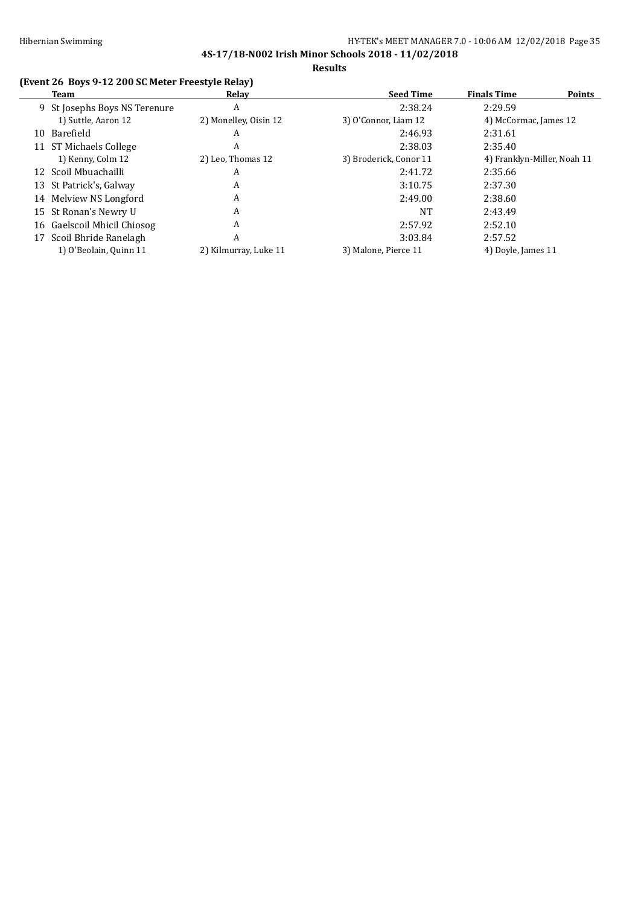**4S-17/18-N002 Irish Minor Schools 2018 - 11/02/2018**

**Results**

### (Event 26 Boys 9-12 200 SC Meter Freestyle Relay)

| | Team | Relay | Seed Time | Finals Time | Points |
|---|---|---|---|---|---|
| 9 | St Josephs Boys NS Terenure | A | 2:38.24 | 2:29.59 | |
| | 1) Suttle, Aaron 12 | 2) Monelley, Oisin 12 | 3) O'Connor, Liam 12 | 4) McCormac, James 12 | |
| 10 | Barefield | A | 2:46.93 | 2:31.61 | |
| 11 | ST Michaels College | A | 2:38.03 | 2:35.40 | |
| | 1) Kenny, Colm 12 | 2) Leo, Thomas 12 | 3) Broderick, Conor 11 | 4) Franklyn-Miller, Noah 11 | |
| 12 | Scoil Mbuachailli | A | 2:41.72 | 2:35.66 | |
| 13 | St Patrick's, Galway | A | 3:10.75 | 2:37.30 | |
| 14 | Melview NS Longford | A | 2:49.00 | 2:38.60 | |
| 15 | St Ronan's Newry U | A | NT | 2:43.49 | |
| 16 | Gaelscoil Mhicil Chiosog | A | 2:57.92 | 2:52.10 | |
| 17 | Scoil Bhride Ranelagh | A | 3:03.84 | 2:57.52 | |
| | 1) O'Beolain, Quinn 11 | 2) Kilmurray, Luke 11 | 3) Malone, Pierce 11 | 4) Doyle, James 11 | |